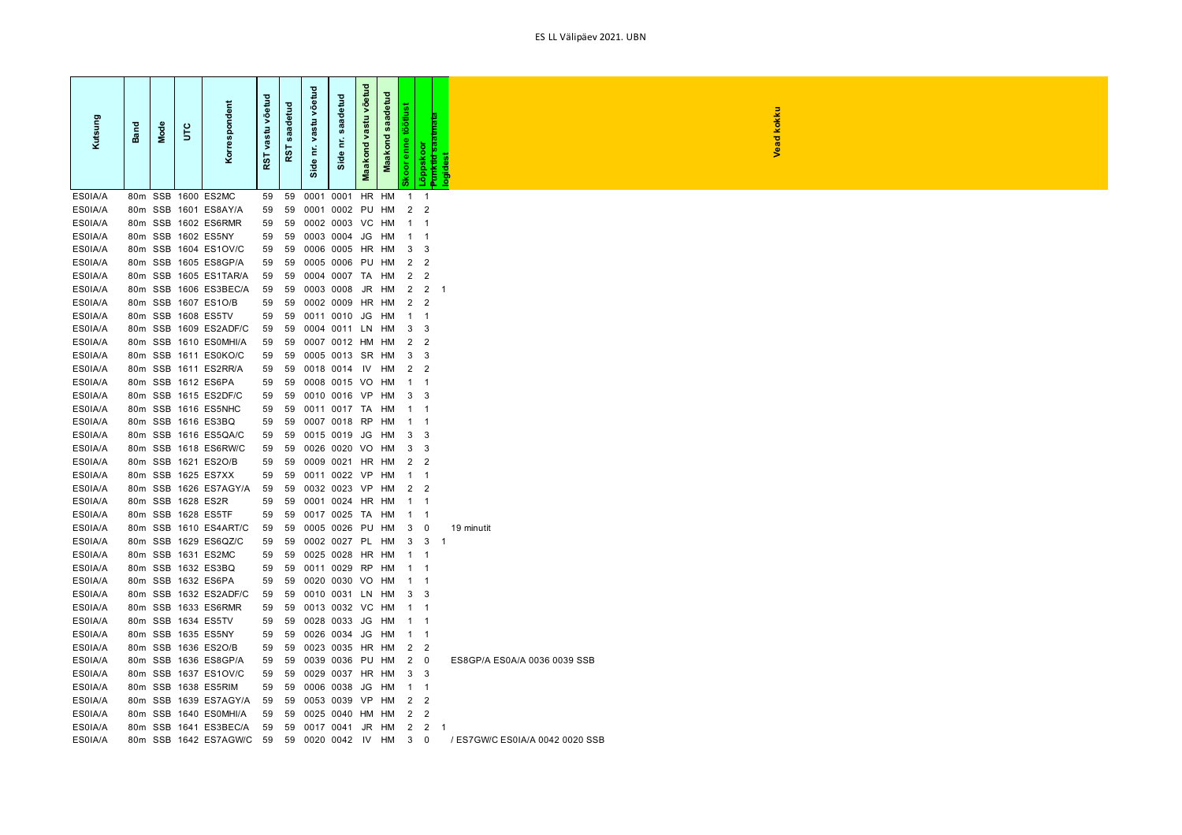# ES LL Välipäev 2021. UBN

| Kutsung | Band | Mode | UTC | Korrespondent | RST vastu võetud | RST saadetud | Side nr. vastu võetud | Side nr. saadetud | Maakond vastu võetud | Maakond saadetud | Skoor enne töötlust | Lõppskoor | Punktid saamata logidest | Vead kokku |
|---|---|---|---|---|---|---|---|---|---|---|---|---|---|---|
| ES0IA/A | 80m | SSB | 1600 | ES2MC | 59 | 59 | 0001 | 0001 | HR | HM | 1 | 1 | | |
| ES0IA/A | 80m | SSB | 1601 | ES8AY/A | 59 | 59 | 0001 | 0002 | PU | HM | 2 | 2 | | |
| ES0IA/A | 80m | SSB | 1602 | ES6RMR | 59 | 59 | 0002 | 0003 | VC | HM | 1 | 1 | | |
| ES0IA/A | 80m | SSB | 1602 | ES5NY | 59 | 59 | 0003 | 0004 | JG | HM | 1 | 1 | | |
| ES0IA/A | 80m | SSB | 1604 | ES1OV/C | 59 | 59 | 0006 | 0005 | HR | HM | 3 | 3 | | |
| ES0IA/A | 80m | SSB | 1605 | ES8GP/A | 59 | 59 | 0005 | 0006 | PU | HM | 2 | 2 | | |
| ES0IA/A | 80m | SSB | 1605 | ES1TAR/A | 59 | 59 | 0004 | 0007 | TA | HM | 2 | 2 | | |
| ES0IA/A | 80m | SSB | 1606 | ES3BEC/A | 59 | 59 | 0003 | 0008 | JR | HM | 2 | 2 | 1 | |
| ES0IA/A | 80m | SSB | 1607 | ES1O/B | 59 | 59 | 0002 | 0009 | HR | HM | 2 | 2 | | |
| ES0IA/A | 80m | SSB | 1608 | ES5TV | 59 | 59 | 0011 | 0010 | JG | HM | 1 | 1 | | |
| ES0IA/A | 80m | SSB | 1609 | ES2ADF/C | 59 | 59 | 0004 | 0011 | LN | HM | 3 | 3 | | |
| ES0IA/A | 80m | SSB | 1610 | ES0MHI/A | 59 | 59 | 0007 | 0012 | HM | HM | 2 | 2 | | |
| ES0IA/A | 80m | SSB | 1611 | ES0KO/C | 59 | 59 | 0005 | 0013 | SR | HM | 3 | 3 | | |
| ES0IA/A | 80m | SSB | 1611 | ES2RR/A | 59 | 59 | 0018 | 0014 | IV | HM | 2 | 2 | | |
| ES0IA/A | 80m | SSB | 1612 | ES6PA | 59 | 59 | 0008 | 0015 | VO | HM | 1 | 1 | | |
| ES0IA/A | 80m | SSB | 1615 | ES2DF/C | 59 | 59 | 0010 | 0016 | VP | HM | 3 | 3 | | |
| ES0IA/A | 80m | SSB | 1616 | ES5NHC | 59 | 59 | 0011 | 0017 | TA | HM | 1 | 1 | | |
| ES0IA/A | 80m | SSB | 1616 | ES3BQ | 59 | 59 | 0007 | 0018 | RP | HM | 1 | 1 | | |
| ES0IA/A | 80m | SSB | 1616 | ES5QA/C | 59 | 59 | 0015 | 0019 | JG | HM | 3 | 3 | | |
| ES0IA/A | 80m | SSB | 1618 | ES6RW/C | 59 | 59 | 0026 | 0020 | VO | HM | 3 | 3 | | |
| ES0IA/A | 80m | SSB | 1621 | ES2O/B | 59 | 59 | 0009 | 0021 | HR | HM | 2 | 2 | | |
| ES0IA/A | 80m | SSB | 1625 | ES7XX | 59 | 59 | 0011 | 0022 | VP | HM | 1 | 1 | | |
| ES0IA/A | 80m | SSB | 1626 | ES7AGY/A | 59 | 59 | 0032 | 0023 | VP | HM | 2 | 2 | | |
| ES0IA/A | 80m | SSB | 1628 | ES2R | 59 | 59 | 0001 | 0024 | HR | HM | 1 | 1 | | |
| ES0IA/A | 80m | SSB | 1628 | ES5TF | 59 | 59 | 0017 | 0025 | TA | HM | 1 | 1 | | |
| ES0IA/A | 80m | SSB | 1610 | ES4ART/C | 59 | 59 | 0005 | 0026 | PU | HM | 3 | 0 | | 19 minutit |
| ES0IA/A | 80m | SSB | 1629 | ES6QZ/C | 59 | 59 | 0002 | 0027 | PL | HM | 3 | 3 | 1 | |
| ES0IA/A | 80m | SSB | 1631 | ES2MC | 59 | 59 | 0025 | 0028 | HR | HM | 1 | 1 | | |
| ES0IA/A | 80m | SSB | 1632 | ES3BQ | 59 | 59 | 0011 | 0029 | RP | HM | 1 | 1 | | |
| ES0IA/A | 80m | SSB | 1632 | ES6PA | 59 | 59 | 0020 | 0030 | VO | HM | 1 | 1 | | |
| ES0IA/A | 80m | SSB | 1632 | ES2ADF/C | 59 | 59 | 0010 | 0031 | LN | HM | 3 | 3 | | |
| ES0IA/A | 80m | SSB | 1633 | ES6RMR | 59 | 59 | 0013 | 0032 | VC | HM | 1 | 1 | | |
| ES0IA/A | 80m | SSB | 1634 | ES5TV | 59 | 59 | 0028 | 0033 | JG | HM | 1 | 1 | | |
| ES0IA/A | 80m | SSB | 1635 | ES5NY | 59 | 59 | 0026 | 0034 | JG | HM | 1 | 1 | | |
| ES0IA/A | 80m | SSB | 1636 | ES2O/B | 59 | 59 | 0023 | 0035 | HR | HM | 2 | 2 | | |
| ES0IA/A | 80m | SSB | 1636 | ES8GP/A | 59 | 59 | 0039 | 0036 | PU | HM | 2 | 0 | | ES8GP/A ES0A/A 0036 0039 SSB |
| ES0IA/A | 80m | SSB | 1637 | ES1OV/C | 59 | 59 | 0029 | 0037 | HR | HM | 3 | 3 | | |
| ES0IA/A | 80m | SSB | 1638 | ES5RIM | 59 | 59 | 0006 | 0038 | JG | HM | 1 | 1 | | |
| ES0IA/A | 80m | SSB | 1639 | ES7AGY/A | 59 | 59 | 0053 | 0039 | VP | HM | 2 | 2 | | |
| ES0IA/A | 80m | SSB | 1640 | ES0MHI/A | 59 | 59 | 0025 | 0040 | HM | HM | 2 | 2 | | |
| ES0IA/A | 80m | SSB | 1641 | ES3BEC/A | 59 | 59 | 0017 | 0041 | JR | HM | 2 | 2 | 1 | |
| ES0IA/A | 80m | SSB | 1642 | ES7AGW/C | 59 | 59 | 0020 | 0042 | IV | HM | 3 | 0 | | / ES7GW/C ES0IA/A 0042 0020 SSB |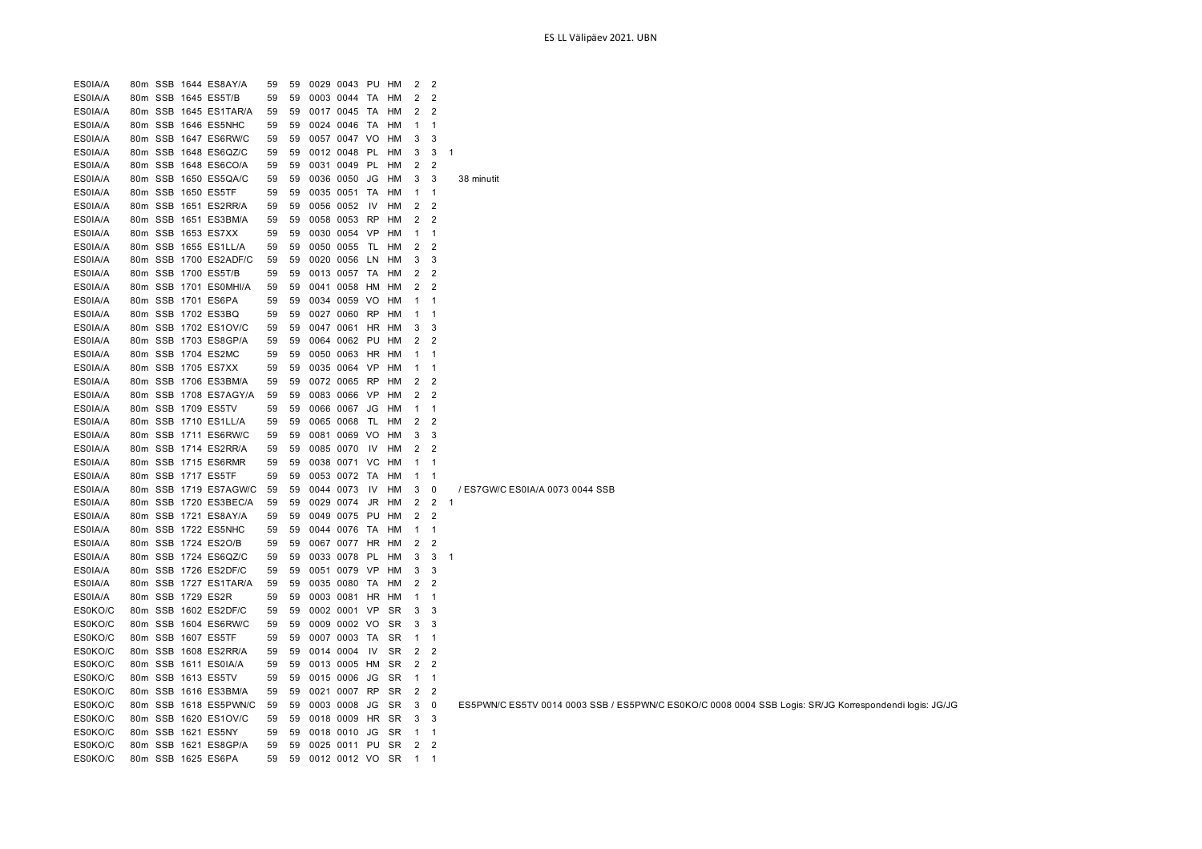| | | | | | | | | | | | | | | |
|---|---|---|---|---|---|---|---|---|---|---|---|---|---|---|
| ES0IA/A | 80m | SSB | 1644 | ES8AY/A | 59 | 59 | 0029 | 0043 | PU | HM | 2 | 2 | | |
| ES0IA/A | 80m | SSB | 1645 | ES5T/B | 59 | 59 | 0003 | 0044 | TA | HM | 2 | 2 | | |
| ES0IA/A | 80m | SSB | 1645 | ES1TAR/A | 59 | 59 | 0017 | 0045 | TA | HM | 2 | 2 | | |
| ES0IA/A | 80m | SSB | 1646 | ES5NHC | 59 | 59 | 0024 | 0046 | TA | HM | 1 | 1 | | |
| ES0IA/A | 80m | SSB | 1647 | ES6RW/C | 59 | 59 | 0057 | 0047 | VO | HM | 3 | 3 | | |
| ES0IA/A | 80m | SSB | 1648 | ES6QZ/C | 59 | 59 | 0012 | 0048 | PL | HM | 3 | 3 | 1 | |
| ES0IA/A | 80m | SSB | 1648 | ES6CO/A | 59 | 59 | 0031 | 0049 | PL | HM | 2 | 2 | | |
| ES0IA/A | 80m | SSB | 1650 | ES5QA/C | 59 | 59 | 0036 | 0050 | JG | HM | 3 | 3 | | 38 minutit |
| ES0IA/A | 80m | SSB | 1650 | ES5TF | 59 | 59 | 0035 | 0051 | TA | HM | 1 | 1 | | |
| ES0IA/A | 80m | SSB | 1651 | ES2RR/A | 59 | 59 | 0056 | 0052 | IV | HM | 2 | 2 | | |
| ES0IA/A | 80m | SSB | 1651 | ES3BM/A | 59 | 59 | 0058 | 0053 | RP | HM | 2 | 2 | | |
| ES0IA/A | 80m | SSB | 1653 | ES7XX | 59 | 59 | 0030 | 0054 | VP | HM | 1 | 1 | | |
| ES0IA/A | 80m | SSB | 1655 | ES1LL/A | 59 | 59 | 0050 | 0055 | TL | HM | 2 | 2 | | |
| ES0IA/A | 80m | SSB | 1700 | ES2ADF/C | 59 | 59 | 0020 | 0056 | LN | HM | 3 | 3 | | |
| ES0IA/A | 80m | SSB | 1700 | ES5T/B | 59 | 59 | 0013 | 0057 | TA | HM | 2 | 2 | | |
| ES0IA/A | 80m | SSB | 1701 | ES0MHI/A | 59 | 59 | 0041 | 0058 | HM | HM | 2 | 2 | | |
| ES0IA/A | 80m | SSB | 1701 | ES6PA | 59 | 59 | 0034 | 0059 | VO | HM | 1 | 1 | | |
| ES0IA/A | 80m | SSB | 1702 | ES3BQ | 59 | 59 | 0027 | 0060 | RP | HM | 1 | 1 | | |
| ES0IA/A | 80m | SSB | 1702 | ES1OV/C | 59 | 59 | 0047 | 0061 | HR | HM | 3 | 3 | | |
| ES0IA/A | 80m | SSB | 1703 | ES8GP/A | 59 | 59 | 0064 | 0062 | PU | HM | 2 | 2 | | |
| ES0IA/A | 80m | SSB | 1704 | ES2MC | 59 | 59 | 0050 | 0063 | HR | HM | 1 | 1 | | |
| ES0IA/A | 80m | SSB | 1705 | ES7XX | 59 | 59 | 0035 | 0064 | VP | HM | 1 | 1 | | |
| ES0IA/A | 80m | SSB | 1706 | ES3BM/A | 59 | 59 | 0072 | 0065 | RP | HM | 2 | 2 | | |
| ES0IA/A | 80m | SSB | 1708 | ES7AGY/A | 59 | 59 | 0083 | 0066 | VP | HM | 2 | 2 | | |
| ES0IA/A | 80m | SSB | 1709 | ES5TV | 59 | 59 | 0066 | 0067 | JG | HM | 1 | 1 | | |
| ES0IA/A | 80m | SSB | 1710 | ES1LL/A | 59 | 59 | 0065 | 0068 | TL | HM | 2 | 2 | | |
| ES0IA/A | 80m | SSB | 1711 | ES6RW/C | 59 | 59 | 0081 | 0069 | VO | HM | 3 | 3 | | |
| ES0IA/A | 80m | SSB | 1714 | ES2RR/A | 59 | 59 | 0085 | 0070 | IV | HM | 2 | 2 | | |
| ES0IA/A | 80m | SSB | 1715 | ES6RMR | 59 | 59 | 0038 | 0071 | VC | HM | 1 | 1 | | |
| ES0IA/A | 80m | SSB | 1717 | ES5TF | 59 | 59 | 0053 | 0072 | TA | HM | 1 | 1 | | |
| ES0IA/A | 80m | SSB | 1719 | ES7AGW/C | 59 | 59 | 0044 | 0073 | IV | HM | 3 | 0 | | / ES7GW/C ES0IA/A 0073 0044 SSB |
| ES0IA/A | 80m | SSB | 1720 | ES3BEC/A | 59 | 59 | 0029 | 0074 | JR | HM | 2 | 2 | 1 | |
| ES0IA/A | 80m | SSB | 1721 | ES8AY/A | 59 | 59 | 0049 | 0075 | PU | HM | 2 | 2 | | |
| ES0IA/A | 80m | SSB | 1722 | ES5NHC | 59 | 59 | 0044 | 0076 | TA | HM | 1 | 1 | | |
| ES0IA/A | 80m | SSB | 1724 | ES2O/B | 59 | 59 | 0067 | 0077 | HR | HM | 2 | 2 | | |
| ES0IA/A | 80m | SSB | 1724 | ES6QZ/C | 59 | 59 | 0033 | 0078 | PL | HM | 3 | 3 | 1 | |
| ES0IA/A | 80m | SSB | 1726 | ES2DF/C | 59 | 59 | 0051 | 0079 | VP | HM | 3 | 3 | | |
| ES0IA/A | 80m | SSB | 1727 | ES1TAR/A | 59 | 59 | 0035 | 0080 | TA | HM | 2 | 2 | | |
| ES0IA/A | 80m | SSB | 1729 | ES2R | 59 | 59 | 0003 | 0081 | HR | HM | 1 | 1 | | |
| ES0KO/C | 80m | SSB | 1602 | ES2DF/C | 59 | 59 | 0002 | 0001 | VP | SR | 3 | 3 | | |
| ES0KO/C | 80m | SSB | 1604 | ES6RW/C | 59 | 59 | 0009 | 0002 | VO | SR | 3 | 3 | | |
| ES0KO/C | 80m | SSB | 1607 | ES5TF | 59 | 59 | 0007 | 0003 | TA | SR | 1 | 1 | | |
| ES0KO/C | 80m | SSB | 1608 | ES2RR/A | 59 | 59 | 0014 | 0004 | IV | SR | 2 | 2 | | |
| ES0KO/C | 80m | SSB | 1611 | ES0IA/A | 59 | 59 | 0013 | 0005 | HM | SR | 2 | 2 | | |
| ES0KO/C | 80m | SSB | 1613 | ES5TV | 59 | 59 | 0015 | 0006 | JG | SR | 1 | 1 | | |
| ES0KO/C | 80m | SSB | 1616 | ES3BM/A | 59 | 59 | 0021 | 0007 | RP | SR | 2 | 2 | | |
| ES0KO/C | 80m | SSB | 1618 | ES5PWN/C | 59 | 59 | 0003 | 0008 | JG | SR | 3 | 0 | | ES5PWN/C ES5TV 0014 0003 SSB / ES5PWN/C ES0KO/C 0008 0004 SSB Logis: SR/JG Korrespondendi logis: JG/JG |
| ES0KO/C | 80m | SSB | 1620 | ES1OV/C | 59 | 59 | 0018 | 0009 | HR | SR | 3 | 3 | | |
| ES0KO/C | 80m | SSB | 1621 | ES5NY | 59 | 59 | 0018 | 0010 | JG | SR | 1 | 1 | | |
| ES0KO/C | 80m | SSB | 1621 | ES8GP/A | 59 | 59 | 0025 | 0011 | PU | SR | 2 | 2 | | |
| ES0KO/C | 80m | SSB | 1625 | ES6PA | 59 | 59 | 0012 | 0012 | VO | SR | 1 | 1 | | |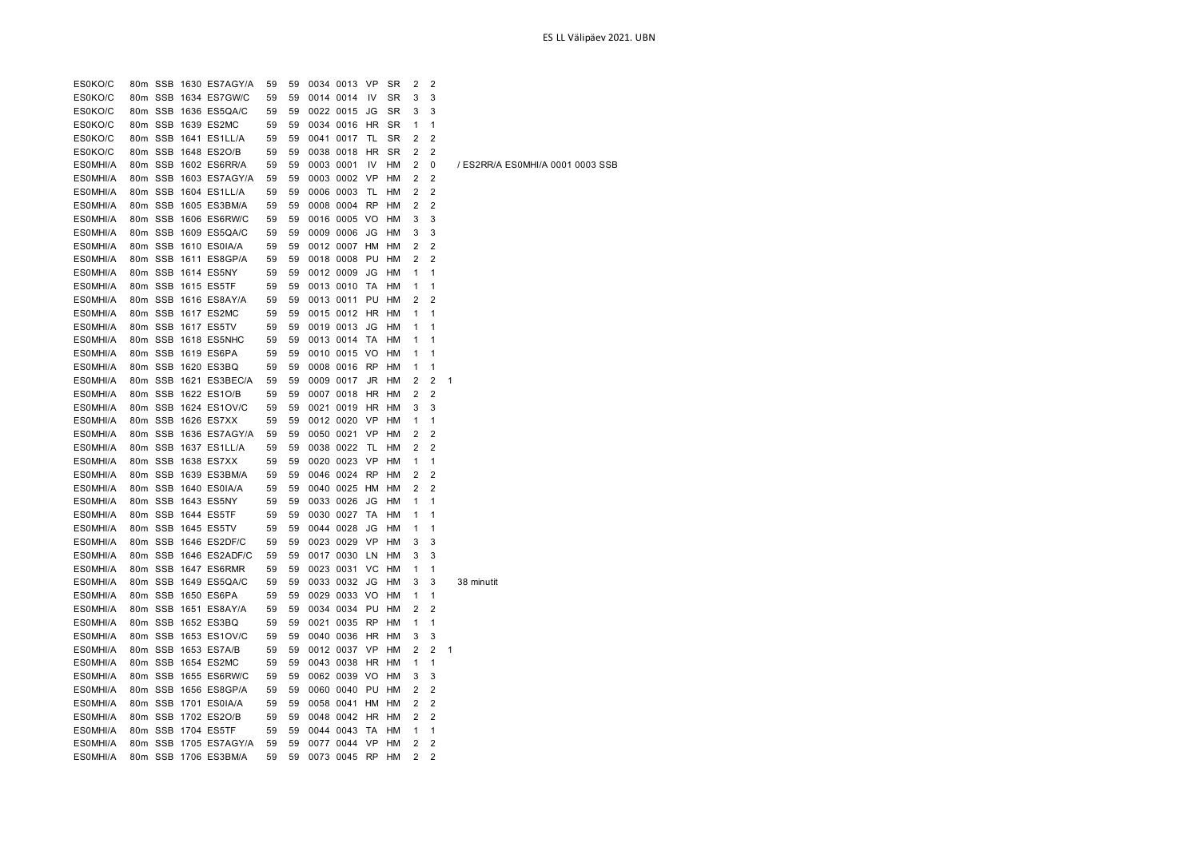ES LL Välipäev 2021. UBN

| | | | | | | | | | | | | | | |
|---|---|---|---|---|---|---|---|---|---|---|---|---|---|---|
| ES0KO/C | 80m | SSB | 1630 | ES7AGY/A | 59 | 59 | 0034 | 0013 | VP | SR | 2 | 2 | | |
| ES0KO/C | 80m | SSB | 1634 | ES7GW/C | 59 | 59 | 0014 | 0014 | IV | SR | 3 | 3 | | |
| ES0KO/C | 80m | SSB | 1636 | ES5QA/C | 59 | 59 | 0022 | 0015 | JG | SR | 3 | 3 | | |
| ES0KO/C | 80m | SSB | 1639 | ES2MC | 59 | 59 | 0034 | 0016 | HR | SR | 1 | 1 | | |
| ES0KO/C | 80m | SSB | 1641 | ES1LL/A | 59 | 59 | 0041 | 0017 | TL | SR | 2 | 2 | | |
| ES0KO/C | 80m | SSB | 1648 | ES2O/B | 59 | 59 | 0038 | 0018 | HR | SR | 2 | 2 | | |
| ES0MHI/A | 80m | SSB | 1602 | ES6RR/A | 59 | 59 | 0003 | 0001 | IV | HM | 2 | 0 | | / ES2RR/A ES0MHI/A 0001 0003 SSB |
| ES0MHI/A | 80m | SSB | 1603 | ES7AGY/A | 59 | 59 | 0003 | 0002 | VP | HM | 2 | 2 | | |
| ES0MHI/A | 80m | SSB | 1604 | ES1LL/A | 59 | 59 | 0006 | 0003 | TL | HM | 2 | 2 | | |
| ES0MHI/A | 80m | SSB | 1605 | ES3BM/A | 59 | 59 | 0008 | 0004 | RP | HM | 2 | 2 | | |
| ES0MHI/A | 80m | SSB | 1606 | ES6RW/C | 59 | 59 | 0016 | 0005 | VO | HM | 3 | 3 | | |
| ES0MHI/A | 80m | SSB | 1609 | ES5QA/C | 59 | 59 | 0009 | 0006 | JG | HM | 3 | 3 | | |
| ES0MHI/A | 80m | SSB | 1610 | ES0IA/A | 59 | 59 | 0012 | 0007 | HM | HM | 2 | 2 | | |
| ES0MHI/A | 80m | SSB | 1611 | ES8GP/A | 59 | 59 | 0018 | 0008 | PU | HM | 2 | 2 | | |
| ES0MHI/A | 80m | SSB | 1614 | ES5NY | 59 | 59 | 0012 | 0009 | JG | HM | 1 | 1 | | |
| ES0MHI/A | 80m | SSB | 1615 | ES5TF | 59 | 59 | 0013 | 0010 | TA | HM | 1 | 1 | | |
| ES0MHI/A | 80m | SSB | 1616 | ES8AY/A | 59 | 59 | 0013 | 0011 | PU | HM | 2 | 2 | | |
| ES0MHI/A | 80m | SSB | 1617 | ES2MC | 59 | 59 | 0015 | 0012 | HR | HM | 1 | 1 | | |
| ES0MHI/A | 80m | SSB | 1617 | ES5TV | 59 | 59 | 0019 | 0013 | JG | HM | 1 | 1 | | |
| ES0MHI/A | 80m | SSB | 1618 | ES5NHC | 59 | 59 | 0013 | 0014 | TA | HM | 1 | 1 | | |
| ES0MHI/A | 80m | SSB | 1619 | ES6PA | 59 | 59 | 0010 | 0015 | VO | HM | 1 | 1 | | |
| ES0MHI/A | 80m | SSB | 1620 | ES3BQ | 59 | 59 | 0008 | 0016 | RP | HM | 1 | 1 | | |
| ES0MHI/A | 80m | SSB | 1621 | ES3BEC/A | 59 | 59 | 0009 | 0017 | JR | HM | 2 | 2 | 1 | |
| ES0MHI/A | 80m | SSB | 1622 | ES1O/B | 59 | 59 | 0007 | 0018 | HR | HM | 2 | 2 | | |
| ES0MHI/A | 80m | SSB | 1624 | ES1OV/C | 59 | 59 | 0021 | 0019 | HR | HM | 3 | 3 | | |
| ES0MHI/A | 80m | SSB | 1626 | ES7XX | 59 | 59 | 0012 | 0020 | VP | HM | 1 | 1 | | |
| ES0MHI/A | 80m | SSB | 1636 | ES7AGY/A | 59 | 59 | 0050 | 0021 | VP | HM | 2 | 2 | | |
| ES0MHI/A | 80m | SSB | 1637 | ES1LL/A | 59 | 59 | 0038 | 0022 | TL | HM | 2 | 2 | | |
| ES0MHI/A | 80m | SSB | 1638 | ES7XX | 59 | 59 | 0020 | 0023 | VP | HM | 1 | 1 | | |
| ES0MHI/A | 80m | SSB | 1639 | ES3BM/A | 59 | 59 | 0046 | 0024 | RP | HM | 2 | 2 | | |
| ES0MHI/A | 80m | SSB | 1640 | ES0IA/A | 59 | 59 | 0040 | 0025 | HM | HM | 2 | 2 | | |
| ES0MHI/A | 80m | SSB | 1643 | ES5NY | 59 | 59 | 0033 | 0026 | JG | HM | 1 | 1 | | |
| ES0MHI/A | 80m | SSB | 1644 | ES5TF | 59 | 59 | 0030 | 0027 | TA | HM | 1 | 1 | | |
| ES0MHI/A | 80m | SSB | 1645 | ES5TV | 59 | 59 | 0044 | 0028 | JG | HM | 1 | 1 | | |
| ES0MHI/A | 80m | SSB | 1646 | ES2DF/C | 59 | 59 | 0023 | 0029 | VP | HM | 3 | 3 | | |
| ES0MHI/A | 80m | SSB | 1646 | ES2ADF/C | 59 | 59 | 0017 | 0030 | LN | HM | 3 | 3 | | |
| ES0MHI/A | 80m | SSB | 1647 | ES6RMR | 59 | 59 | 0023 | 0031 | VC | HM | 1 | 1 | | |
| ES0MHI/A | 80m | SSB | 1649 | ES5QA/C | 59 | 59 | 0033 | 0032 | JG | HM | 3 | 3 | | 38 minutit |
| ES0MHI/A | 80m | SSB | 1650 | ES6PA | 59 | 59 | 0029 | 0033 | VO | HM | 1 | 1 | | |
| ES0MHI/A | 80m | SSB | 1651 | ES8AY/A | 59 | 59 | 0034 | 0034 | PU | HM | 2 | 2 | | |
| ES0MHI/A | 80m | SSB | 1652 | ES3BQ | 59 | 59 | 0021 | 0035 | RP | HM | 1 | 1 | | |
| ES0MHI/A | 80m | SSB | 1653 | ES1OV/C | 59 | 59 | 0040 | 0036 | HR | HM | 3 | 3 | | |
| ES0MHI/A | 80m | SSB | 1653 | ES7A/B | 59 | 59 | 0012 | 0037 | VP | HM | 2 | 2 | 1 | |
| ES0MHI/A | 80m | SSB | 1654 | ES2MC | 59 | 59 | 0043 | 0038 | HR | HM | 1 | 1 | | |
| ES0MHI/A | 80m | SSB | 1655 | ES6RW/C | 59 | 59 | 0062 | 0039 | VO | HM | 3 | 3 | | |
| ES0MHI/A | 80m | SSB | 1656 | ES8GP/A | 59 | 59 | 0060 | 0040 | PU | HM | 2 | 2 | | |
| ES0MHI/A | 80m | SSB | 1701 | ES0IA/A | 59 | 59 | 0058 | 0041 | HM | HM | 2 | 2 | | |
| ES0MHI/A | 80m | SSB | 1702 | ES2O/B | 59 | 59 | 0048 | 0042 | HR | HM | 2 | 2 | | |
| ES0MHI/A | 80m | SSB | 1704 | ES5TF | 59 | 59 | 0044 | 0043 | TA | HM | 1 | 1 | | |
| ES0MHI/A | 80m | SSB | 1705 | ES7AGY/A | 59 | 59 | 0077 | 0044 | VP | HM | 2 | 2 | | |
| ES0MHI/A | 80m | SSB | 1706 | ES3BM/A | 59 | 59 | 0073 | 0045 | RP | HM | 2 | 2 | | |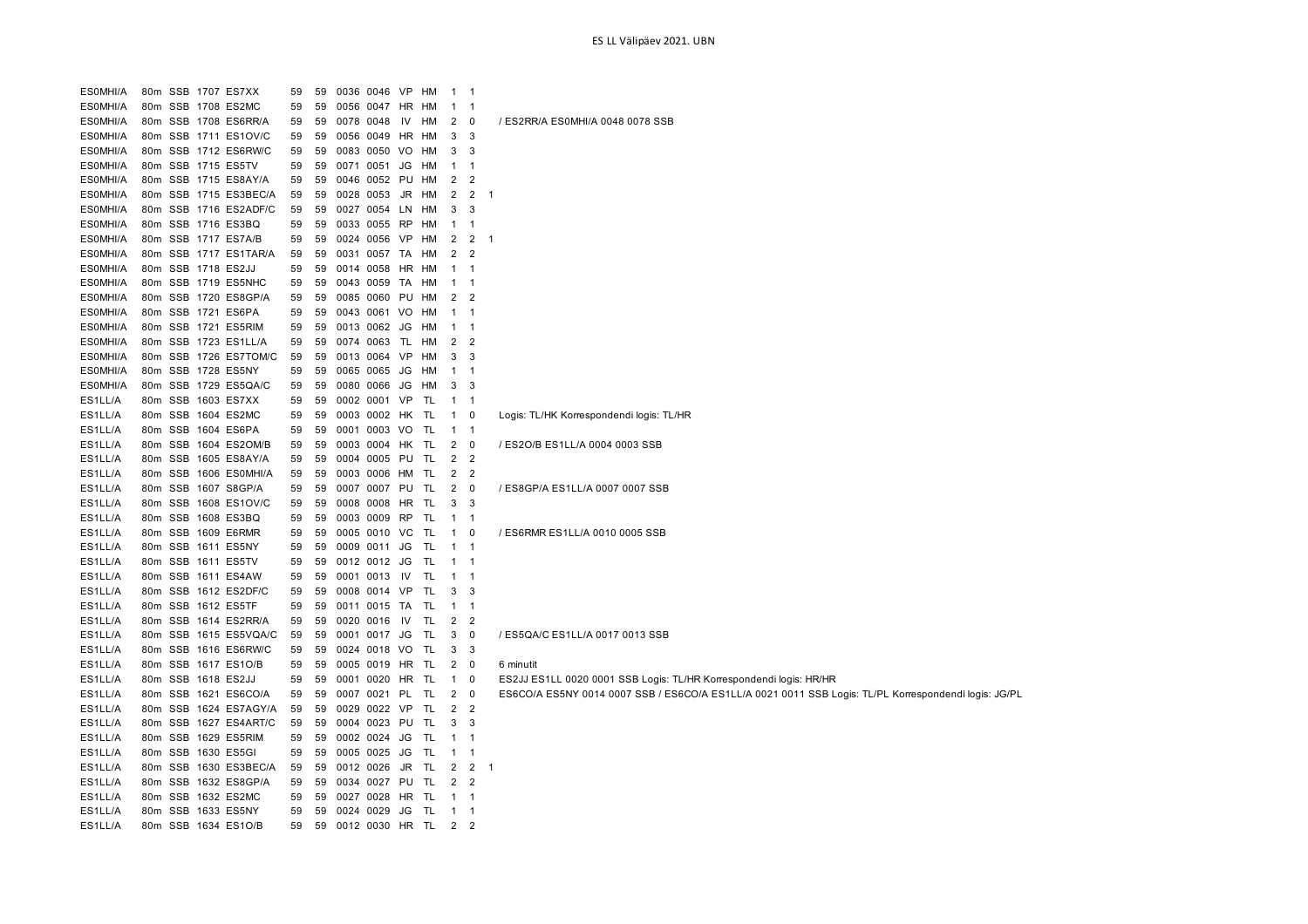ES LL Välipäev 2021. UBN

| | | | | | | | | | | | | | | |
|---|---|---|---|---|---|---|---|---|---|---|---|---|---|---|
| ES0MHI/A | 80m | SSB | 1707 | ES7XX | 59 | 59 | 0036 | 0046 | VP | HM | 1 | 1 | | |
| ES0MHI/A | 80m | SSB | 1708 | ES2MC | 59 | 59 | 0056 | 0047 | HR | HM | 1 | 1 | | |
| ES0MHI/A | 80m | SSB | 1708 | ES6RR/A | 59 | 59 | 0078 | 0048 | IV | HM | 2 | 0 | | / ES2RR/A ES0MHI/A 0048 0078 SSB |
| ES0MHI/A | 80m | SSB | 1711 | ES1OV/C | 59 | 59 | 0056 | 0049 | HR | HM | 3 | 3 | | |
| ES0MHI/A | 80m | SSB | 1712 | ES6RW/C | 59 | 59 | 0083 | 0050 | VO | HM | 3 | 3 | | |
| ES0MHI/A | 80m | SSB | 1715 | ES5TV | 59 | 59 | 0071 | 0051 | JG | HM | 1 | 1 | | |
| ES0MHI/A | 80m | SSB | 1715 | ES8AY/A | 59 | 59 | 0046 | 0052 | PU | HM | 2 | 2 | | |
| ES0MHI/A | 80m | SSB | 1715 | ES3BEC/A | 59 | 59 | 0028 | 0053 | JR | HM | 2 | 2 | 1 | |
| ES0MHI/A | 80m | SSB | 1716 | ES2ADF/C | 59 | 59 | 0027 | 0054 | LN | HM | 3 | 3 | | |
| ES0MHI/A | 80m | SSB | 1716 | ES3BQ | 59 | 59 | 0033 | 0055 | RP | HM | 1 | 1 | | |
| ES0MHI/A | 80m | SSB | 1717 | ES7A/B | 59 | 59 | 0024 | 0056 | VP | HM | 2 | 2 | 1 | |
| ES0MHI/A | 80m | SSB | 1717 | ES1TAR/A | 59 | 59 | 0031 | 0057 | TA | HM | 2 | 2 | | |
| ES0MHI/A | 80m | SSB | 1718 | ES2JJ | 59 | 59 | 0014 | 0058 | HR | HM | 1 | 1 | | |
| ES0MHI/A | 80m | SSB | 1719 | ES5NHC | 59 | 59 | 0043 | 0059 | TA | HM | 1 | 1 | | |
| ES0MHI/A | 80m | SSB | 1720 | ES8GP/A | 59 | 59 | 0085 | 0060 | PU | HM | 2 | 2 | | |
| ES0MHI/A | 80m | SSB | 1721 | ES6PA | 59 | 59 | 0043 | 0061 | VO | HM | 1 | 1 | | |
| ES0MHI/A | 80m | SSB | 1721 | ES5RIM | 59 | 59 | 0013 | 0062 | JG | HM | 1 | 1 | | |
| ES0MHI/A | 80m | SSB | 1723 | ES1LL/A | 59 | 59 | 0074 | 0063 | TL | HM | 2 | 2 | | |
| ES0MHI/A | 80m | SSB | 1726 | ES7TOM/C | 59 | 59 | 0013 | 0064 | VP | HM | 3 | 3 | | |
| ES0MHI/A | 80m | SSB | 1728 | ES5NY | 59 | 59 | 0065 | 0065 | JG | HM | 1 | 1 | | |
| ES0MHI/A | 80m | SSB | 1729 | ES5QA/C | 59 | 59 | 0080 | 0066 | JG | HM | 3 | 3 | | |
| ES1LL/A | 80m | SSB | 1603 | ES7XX | 59 | 59 | 0002 | 0001 | VP | TL | 1 | 1 | | |
| ES1LL/A | 80m | SSB | 1604 | ES2MC | 59 | 59 | 0003 | 0002 | HK | TL | 1 | 0 | | Logis: TL/HK Korrespondendi logis: TL/HR |
| ES1LL/A | 80m | SSB | 1604 | ES6PA | 59 | 59 | 0001 | 0003 | VO | TL | 1 | 1 | | |
| ES1LL/A | 80m | SSB | 1604 | ES2OM/B | 59 | 59 | 0003 | 0004 | HK | TL | 2 | 0 | | / ES2O/B ES1LL/A 0004 0003 SSB |
| ES1LL/A | 80m | SSB | 1605 | ES8AY/A | 59 | 59 | 0004 | 0005 | PU | TL | 2 | 2 | | |
| ES1LL/A | 80m | SSB | 1606 | ES0MHI/A | 59 | 59 | 0003 | 0006 | HM | TL | 2 | 2 | | |
| ES1LL/A | 80m | SSB | 1607 | S8GP/A | 59 | 59 | 0007 | 0007 | PU | TL | 2 | 0 | | / ES8GP/A ES1LL/A 0007 0007 SSB |
| ES1LL/A | 80m | SSB | 1608 | ES1OV/C | 59 | 59 | 0008 | 0008 | HR | TL | 3 | 3 | | |
| ES1LL/A | 80m | SSB | 1608 | ES3BQ | 59 | 59 | 0003 | 0009 | RP | TL | 1 | 1 | | |
| ES1LL/A | 80m | SSB | 1609 | E6RMR | 59 | 59 | 0005 | 0010 | VC | TL | 1 | 0 | | / ES6RMR ES1LL/A 0010 0005 SSB |
| ES1LL/A | 80m | SSB | 1611 | ES5NY | 59 | 59 | 0009 | 0011 | JG | TL | 1 | 1 | | |
| ES1LL/A | 80m | SSB | 1611 | ES5TV | 59 | 59 | 0012 | 0012 | JG | TL | 1 | 1 | | |
| ES1LL/A | 80m | SSB | 1611 | ES4AW | 59 | 59 | 0001 | 0013 | IV | TL | 1 | 1 | | |
| ES1LL/A | 80m | SSB | 1612 | ES2DF/C | 59 | 59 | 0008 | 0014 | VP | TL | 3 | 3 | | |
| ES1LL/A | 80m | SSB | 1612 | ES5TF | 59 | 59 | 0011 | 0015 | TA | TL | 1 | 1 | | |
| ES1LL/A | 80m | SSB | 1614 | ES2RR/A | 59 | 59 | 0020 | 0016 | IV | TL | 2 | 2 | | |
| ES1LL/A | 80m | SSB | 1615 | ES5VQA/C | 59 | 59 | 0001 | 0017 | JG | TL | 3 | 0 | | / ES5QA/C ES1LL/A 0017 0013 SSB |
| ES1LL/A | 80m | SSB | 1616 | ES6RW/C | 59 | 59 | 0024 | 0018 | VO | TL | 3 | 3 | | |
| ES1LL/A | 80m | SSB | 1617 | ES1O/B | 59 | 59 | 0005 | 0019 | HR | TL | 2 | 0 | | 6 minutit |
| ES1LL/A | 80m | SSB | 1618 | ES2JJ | 59 | 59 | 0001 | 0020 | HR | TL | 1 | 0 | | ES2JJ ES1LL 0020 0001 SSB Logis: TL/HR Korrespondendi logis: HR/HR |
| ES1LL/A | 80m | SSB | 1621 | ES6CO/A | 59 | 59 | 0007 | 0021 | PL | TL | 2 | 0 | | ES6CO/A ES5NY 0014 0007 SSB / ES6CO/A ES1LL/A 0021 0011 SSB Logis: TL/PL Korrespondendi logis: JG/PL |
| ES1LL/A | 80m | SSB | 1624 | ES7AGY/A | 59 | 59 | 0029 | 0022 | VP | TL | 2 | 2 | | |
| ES1LL/A | 80m | SSB | 1627 | ES4ART/C | 59 | 59 | 0004 | 0023 | PU | TL | 3 | 3 | | |
| ES1LL/A | 80m | SSB | 1629 | ES5RIM | 59 | 59 | 0002 | 0024 | JG | TL | 1 | 1 | | |
| ES1LL/A | 80m | SSB | 1630 | ES5GI | 59 | 59 | 0005 | 0025 | JG | TL | 1 | 1 | | |
| ES1LL/A | 80m | SSB | 1630 | ES3BEC/A | 59 | 59 | 0012 | 0026 | JR | TL | 2 | 2 | 1 | |
| ES1LL/A | 80m | SSB | 1632 | ES8GP/A | 59 | 59 | 0034 | 0027 | PU | TL | 2 | 2 | | |
| ES1LL/A | 80m | SSB | 1632 | ES2MC | 59 | 59 | 0027 | 0028 | HR | TL | 1 | 1 | | |
| ES1LL/A | 80m | SSB | 1633 | ES5NY | 59 | 59 | 0024 | 0029 | JG | TL | 1 | 1 | | |
| ES1LL/A | 80m | SSB | 1634 | ES1O/B | 59 | 59 | 0012 | 0030 | HR | TL | 2 | 2 | | |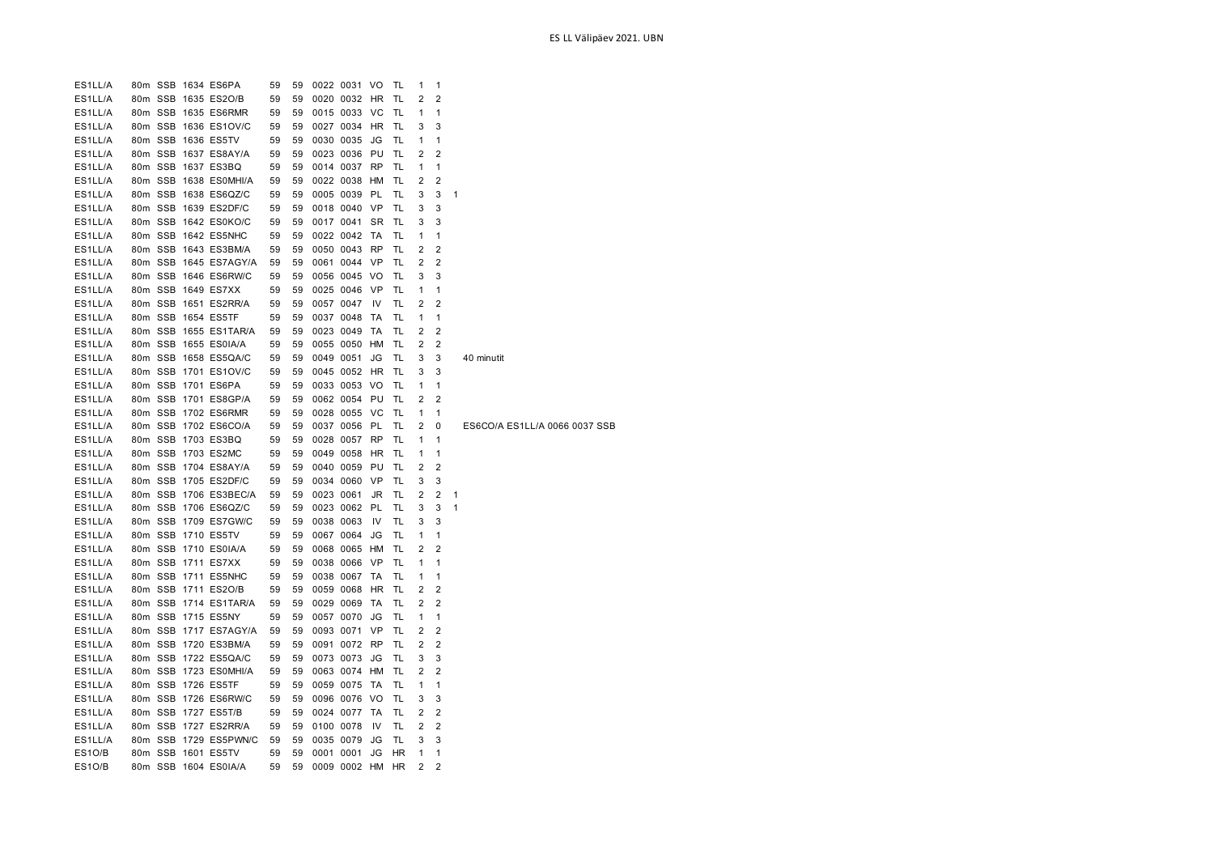| | | | | | | | | | | | | | | |
|---|---|---|---|---|---|---|---|---|---|---|---|---|---|---|
| ES1LL/A | 80m | SSB | 1634 | ES6PA | 59 | 59 | 0022 | 0031 | VO | TL | 1 | 1 | | |
| ES1LL/A | 80m | SSB | 1635 | ES2O/B | 59 | 59 | 0020 | 0032 | HR | TL | 2 | 2 | | |
| ES1LL/A | 80m | SSB | 1635 | ES6RMR | 59 | 59 | 0015 | 0033 | VC | TL | 1 | 1 | | |
| ES1LL/A | 80m | SSB | 1636 | ES1OV/C | 59 | 59 | 0027 | 0034 | HR | TL | 3 | 3 | | |
| ES1LL/A | 80m | SSB | 1636 | ES5TV | 59 | 59 | 0030 | 0035 | JG | TL | 1 | 1 | | |
| ES1LL/A | 80m | SSB | 1637 | ES8AY/A | 59 | 59 | 0023 | 0036 | PU | TL | 2 | 2 | | |
| ES1LL/A | 80m | SSB | 1637 | ES3BQ | 59 | 59 | 0014 | 0037 | RP | TL | 1 | 1 | | |
| ES1LL/A | 80m | SSB | 1638 | ES0MHI/A | 59 | 59 | 0022 | 0038 | HM | TL | 2 | 2 | | |
| ES1LL/A | 80m | SSB | 1638 | ES6QZ/C | 59 | 59 | 0005 | 0039 | PL | TL | 3 | 3 | 1 | |
| ES1LL/A | 80m | SSB | 1639 | ES2DF/C | 59 | 59 | 0018 | 0040 | VP | TL | 3 | 3 | | |
| ES1LL/A | 80m | SSB | 1642 | ES0KO/C | 59 | 59 | 0017 | 0041 | SR | TL | 3 | 3 | | |
| ES1LL/A | 80m | SSB | 1642 | ES5NHC | 59 | 59 | 0022 | 0042 | TA | TL | 1 | 1 | | |
| ES1LL/A | 80m | SSB | 1643 | ES3BM/A | 59 | 59 | 0050 | 0043 | RP | TL | 2 | 2 | | |
| ES1LL/A | 80m | SSB | 1645 | ES7AGY/A | 59 | 59 | 0061 | 0044 | VP | TL | 2 | 2 | | |
| ES1LL/A | 80m | SSB | 1646 | ES6RW/C | 59 | 59 | 0056 | 0045 | VO | TL | 3 | 3 | | |
| ES1LL/A | 80m | SSB | 1649 | ES7XX | 59 | 59 | 0025 | 0046 | VP | TL | 1 | 1 | | |
| ES1LL/A | 80m | SSB | 1651 | ES2RR/A | 59 | 59 | 0057 | 0047 | IV | TL | 2 | 2 | | |
| ES1LL/A | 80m | SSB | 1654 | ES5TF | 59 | 59 | 0037 | 0048 | TA | TL | 1 | 1 | | |
| ES1LL/A | 80m | SSB | 1655 | ES1TAR/A | 59 | 59 | 0023 | 0049 | TA | TL | 2 | 2 | | |
| ES1LL/A | 80m | SSB | 1655 | ES0IA/A | 59 | 59 | 0055 | 0050 | HM | TL | 2 | 2 | | |
| ES1LL/A | 80m | SSB | 1658 | ES5QA/C | 59 | 59 | 0049 | 0051 | JG | TL | 3 | 3 | | 40 minutit |
| ES1LL/A | 80m | SSB | 1701 | ES1OV/C | 59 | 59 | 0045 | 0052 | HR | TL | 3 | 3 | | |
| ES1LL/A | 80m | SSB | 1701 | ES6PA | 59 | 59 | 0033 | 0053 | VO | TL | 1 | 1 | | |
| ES1LL/A | 80m | SSB | 1701 | ES8GP/A | 59 | 59 | 0062 | 0054 | PU | TL | 2 | 2 | | |
| ES1LL/A | 80m | SSB | 1702 | ES6RMR | 59 | 59 | 0028 | 0055 | VC | TL | 1 | 1 | | |
| ES1LL/A | 80m | SSB | 1702 | ES6CO/A | 59 | 59 | 0037 | 0056 | PL | TL | 2 | 0 | | ES6CO/A ES1LL/A 0066 0037 SSB |
| ES1LL/A | 80m | SSB | 1703 | ES3BQ | 59 | 59 | 0028 | 0057 | RP | TL | 1 | 1 | | |
| ES1LL/A | 80m | SSB | 1703 | ES2MC | 59 | 59 | 0049 | 0058 | HR | TL | 1 | 1 | | |
| ES1LL/A | 80m | SSB | 1704 | ES8AY/A | 59 | 59 | 0040 | 0059 | PU | TL | 2 | 2 | | |
| ES1LL/A | 80m | SSB | 1705 | ES2DF/C | 59 | 59 | 0034 | 0060 | VP | TL | 3 | 3 | | |
| ES1LL/A | 80m | SSB | 1706 | ES3BEC/A | 59 | 59 | 0023 | 0061 | JR | TL | 2 | 2 | 1 | |
| ES1LL/A | 80m | SSB | 1706 | ES6QZ/C | 59 | 59 | 0023 | 0062 | PL | TL | 3 | 3 | 1 | |
| ES1LL/A | 80m | SSB | 1709 | ES7GW/C | 59 | 59 | 0038 | 0063 | IV | TL | 3 | 3 | | |
| ES1LL/A | 80m | SSB | 1710 | ES5TV | 59 | 59 | 0067 | 0064 | JG | TL | 1 | 1 | | |
| ES1LL/A | 80m | SSB | 1710 | ES0IA/A | 59 | 59 | 0068 | 0065 | HM | TL | 2 | 2 | | |
| ES1LL/A | 80m | SSB | 1711 | ES7XX | 59 | 59 | 0038 | 0066 | VP | TL | 1 | 1 | | |
| ES1LL/A | 80m | SSB | 1711 | ES5NHC | 59 | 59 | 0038 | 0067 | TA | TL | 1 | 1 | | |
| ES1LL/A | 80m | SSB | 1711 | ES2O/B | 59 | 59 | 0059 | 0068 | HR | TL | 2 | 2 | | |
| ES1LL/A | 80m | SSB | 1714 | ES1TAR/A | 59 | 59 | 0029 | 0069 | TA | TL | 2 | 2 | | |
| ES1LL/A | 80m | SSB | 1715 | ES5NY | 59 | 59 | 0057 | 0070 | JG | TL | 1 | 1 | | |
| ES1LL/A | 80m | SSB | 1717 | ES7AGY/A | 59 | 59 | 0093 | 0071 | VP | TL | 2 | 2 | | |
| ES1LL/A | 80m | SSB | 1720 | ES3BM/A | 59 | 59 | 0091 | 0072 | RP | TL | 2 | 2 | | |
| ES1LL/A | 80m | SSB | 1722 | ES5QA/C | 59 | 59 | 0073 | 0073 | JG | TL | 3 | 3 | | |
| ES1LL/A | 80m | SSB | 1723 | ES0MHI/A | 59 | 59 | 0063 | 0074 | HM | TL | 2 | 2 | | |
| ES1LL/A | 80m | SSB | 1726 | ES5TF | 59 | 59 | 0059 | 0075 | TA | TL | 1 | 1 | | |
| ES1LL/A | 80m | SSB | 1726 | ES6RW/C | 59 | 59 | 0096 | 0076 | VO | TL | 3 | 3 | | |
| ES1LL/A | 80m | SSB | 1727 | ES5T/B | 59 | 59 | 0024 | 0077 | TA | TL | 2 | 2 | | |
| ES1LL/A | 80m | SSB | 1727 | ES2RR/A | 59 | 59 | 0100 | 0078 | IV | TL | 2 | 2 | | |
| ES1LL/A | 80m | SSB | 1729 | ES5PWN/C | 59 | 59 | 0035 | 0079 | JG | TL | 3 | 3 | | |
| ES1O/B | 80m | SSB | 1601 | ES5TV | 59 | 59 | 0001 | 0001 | JG | HR | 1 | 1 | | |
| ES1O/B | 80m | SSB | 1604 | ES0IA/A | 59 | 59 | 0009 | 0002 | HM | HR | 2 | 2 | | |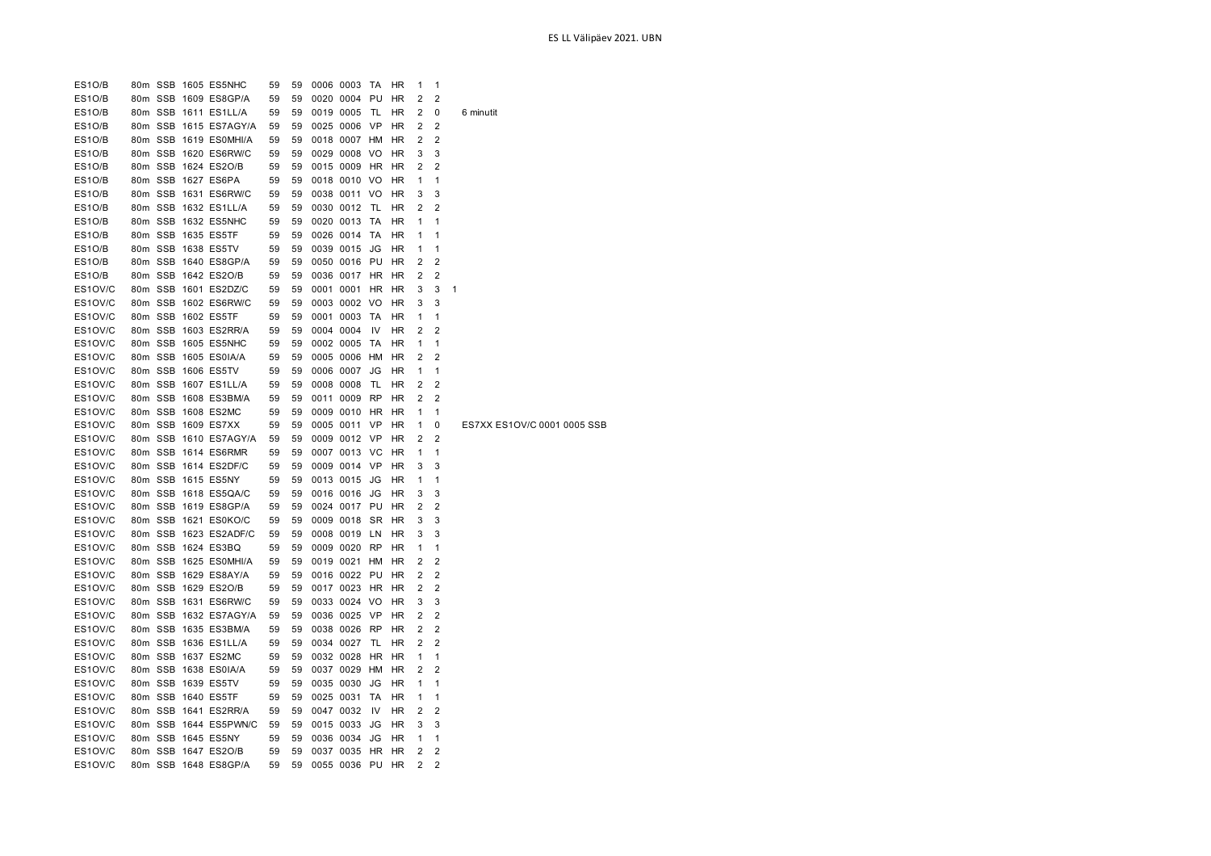ES LL Välipäev 2021. UBN

| | | | | | | | | | | | | | | |
|---|---|---|---|---|---|---|---|---|---|---|---|---|---|---|
| ES1O/B | 80m | SSB | 1605 | ES5NHC | 59 | 59 | 0006 | 0003 | TA | HR | 1 | 1 | | |
| ES1O/B | 80m | SSB | 1609 | ES8GP/A | 59 | 59 | 0020 | 0004 | PU | HR | 2 | 2 | | |
| ES1O/B | 80m | SSB | 1611 | ES1LL/A | 59 | 59 | 0019 | 0005 | TL | HR | 2 | 0 | | 6 minutit |
| ES1O/B | 80m | SSB | 1615 | ES7AGY/A | 59 | 59 | 0025 | 0006 | VP | HR | 2 | 2 | | |
| ES1O/B | 80m | SSB | 1619 | ES0MHI/A | 59 | 59 | 0018 | 0007 | HM | HR | 2 | 2 | | |
| ES1O/B | 80m | SSB | 1620 | ES6RW/C | 59 | 59 | 0029 | 0008 | VO | HR | 3 | 3 | | |
| ES1O/B | 80m | SSB | 1624 | ES2O/B | 59 | 59 | 0015 | 0009 | HR | HR | 2 | 2 | | |
| ES1O/B | 80m | SSB | 1627 | ES6PA | 59 | 59 | 0018 | 0010 | VO | HR | 1 | 1 | | |
| ES1O/B | 80m | SSB | 1631 | ES6RW/C | 59 | 59 | 0038 | 0011 | VO | HR | 3 | 3 | | |
| ES1O/B | 80m | SSB | 1632 | ES1LL/A | 59 | 59 | 0030 | 0012 | TL | HR | 2 | 2 | | |
| ES1O/B | 80m | SSB | 1632 | ES5NHC | 59 | 59 | 0020 | 0013 | TA | HR | 1 | 1 | | |
| ES1O/B | 80m | SSB | 1635 | ES5TF | 59 | 59 | 0026 | 0014 | TA | HR | 1 | 1 | | |
| ES1O/B | 80m | SSB | 1638 | ES5TV | 59 | 59 | 0039 | 0015 | JG | HR | 1 | 1 | | |
| ES1O/B | 80m | SSB | 1640 | ES8GP/A | 59 | 59 | 0050 | 0016 | PU | HR | 2 | 2 | | |
| ES1O/B | 80m | SSB | 1642 | ES2O/B | 59 | 59 | 0036 | 0017 | HR | HR | 2 | 2 | | |
| ES1OV/C | 80m | SSB | 1601 | ES2DZ/C | 59 | 59 | 0001 | 0001 | HR | HR | 3 | 3 | 1 | |
| ES1OV/C | 80m | SSB | 1602 | ES6RW/C | 59 | 59 | 0003 | 0002 | VO | HR | 3 | 3 | | |
| ES1OV/C | 80m | SSB | 1602 | ES5TF | 59 | 59 | 0001 | 0003 | TA | HR | 1 | 1 | | |
| ES1OV/C | 80m | SSB | 1603 | ES2RR/A | 59 | 59 | 0004 | 0004 | IV | HR | 2 | 2 | | |
| ES1OV/C | 80m | SSB | 1605 | ES5NHC | 59 | 59 | 0002 | 0005 | TA | HR | 1 | 1 | | |
| ES1OV/C | 80m | SSB | 1605 | ES0IA/A | 59 | 59 | 0005 | 0006 | HM | HR | 2 | 2 | | |
| ES1OV/C | 80m | SSB | 1606 | ES5TV | 59 | 59 | 0006 | 0007 | JG | HR | 1 | 1 | | |
| ES1OV/C | 80m | SSB | 1607 | ES1LL/A | 59 | 59 | 0008 | 0008 | TL | HR | 2 | 2 | | |
| ES1OV/C | 80m | SSB | 1608 | ES3BM/A | 59 | 59 | 0011 | 0009 | RP | HR | 2 | 2 | | |
| ES1OV/C | 80m | SSB | 1608 | ES2MC | 59 | 59 | 0009 | 0010 | HR | HR | 1 | 1 | | |
| ES1OV/C | 80m | SSB | 1609 | ES7XX | 59 | 59 | 0005 | 0011 | VP | HR | 1 | 0 | | ES7XX ES1OV/C 0001 0005 SSB |
| ES1OV/C | 80m | SSB | 1610 | ES7AGY/A | 59 | 59 | 0009 | 0012 | VP | HR | 2 | 2 | | |
| ES1OV/C | 80m | SSB | 1614 | ES6RMR | 59 | 59 | 0007 | 0013 | VC | HR | 1 | 1 | | |
| ES1OV/C | 80m | SSB | 1614 | ES2DF/C | 59 | 59 | 0009 | 0014 | VP | HR | 3 | 3 | | |
| ES1OV/C | 80m | SSB | 1615 | ES5NY | 59 | 59 | 0013 | 0015 | JG | HR | 1 | 1 | | |
| ES1OV/C | 80m | SSB | 1618 | ES5QA/C | 59 | 59 | 0016 | 0016 | JG | HR | 3 | 3 | | |
| ES1OV/C | 80m | SSB | 1619 | ES8GP/A | 59 | 59 | 0024 | 0017 | PU | HR | 2 | 2 | | |
| ES1OV/C | 80m | SSB | 1621 | ES0KO/C | 59 | 59 | 0009 | 0018 | SR | HR | 3 | 3 | | |
| ES1OV/C | 80m | SSB | 1623 | ES2ADF/C | 59 | 59 | 0008 | 0019 | LN | HR | 3 | 3 | | |
| ES1OV/C | 80m | SSB | 1624 | ES3BQ | 59 | 59 | 0009 | 0020 | RP | HR | 1 | 1 | | |
| ES1OV/C | 80m | SSB | 1625 | ES0MHI/A | 59 | 59 | 0019 | 0021 | HM | HR | 2 | 2 | | |
| ES1OV/C | 80m | SSB | 1629 | ES8AY/A | 59 | 59 | 0016 | 0022 | PU | HR | 2 | 2 | | |
| ES1OV/C | 80m | SSB | 1629 | ES2O/B | 59 | 59 | 0017 | 0023 | HR | HR | 2 | 2 | | |
| ES1OV/C | 80m | SSB | 1631 | ES6RW/C | 59 | 59 | 0033 | 0024 | VO | HR | 3 | 3 | | |
| ES1OV/C | 80m | SSB | 1632 | ES7AGY/A | 59 | 59 | 0036 | 0025 | VP | HR | 2 | 2 | | |
| ES1OV/C | 80m | SSB | 1635 | ES3BM/A | 59 | 59 | 0038 | 0026 | RP | HR | 2 | 2 | | |
| ES1OV/C | 80m | SSB | 1636 | ES1LL/A | 59 | 59 | 0034 | 0027 | TL | HR | 2 | 2 | | |
| ES1OV/C | 80m | SSB | 1637 | ES2MC | 59 | 59 | 0032 | 0028 | HR | HR | 1 | 1 | | |
| ES1OV/C | 80m | SSB | 1638 | ES0IA/A | 59 | 59 | 0037 | 0029 | HM | HR | 2 | 2 | | |
| ES1OV/C | 80m | SSB | 1639 | ES5TV | 59 | 59 | 0035 | 0030 | JG | HR | 1 | 1 | | |
| ES1OV/C | 80m | SSB | 1640 | ES5TF | 59 | 59 | 0025 | 0031 | TA | HR | 1 | 1 | | |
| ES1OV/C | 80m | SSB | 1641 | ES2RR/A | 59 | 59 | 0047 | 0032 | IV | HR | 2 | 2 | | |
| ES1OV/C | 80m | SSB | 1644 | ES5PWN/C | 59 | 59 | 0015 | 0033 | JG | HR | 3 | 3 | | |
| ES1OV/C | 80m | SSB | 1645 | ES5NY | 59 | 59 | 0036 | 0034 | JG | HR | 1 | 1 | | |
| ES1OV/C | 80m | SSB | 1647 | ES2O/B | 59 | 59 | 0037 | 0035 | HR | HR | 2 | 2 | | |
| ES1OV/C | 80m | SSB | 1648 | ES8GP/A | 59 | 59 | 0055 | 0036 | PU | HR | 2 | 2 | | |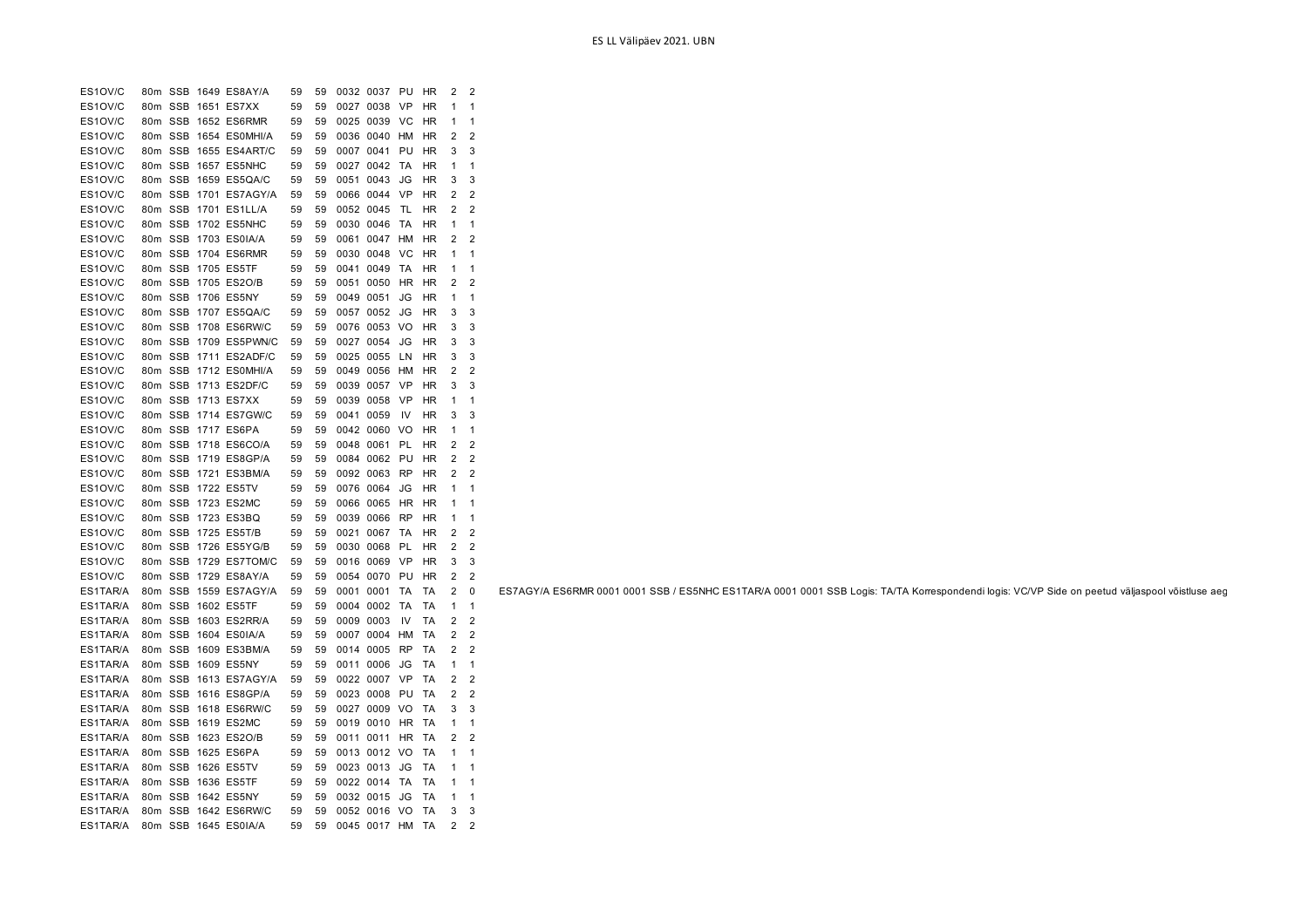| | | | | | | | | | | | | | |
|---|---|---|---|---|---|---|---|---|---|---|---|---|---|
| ES1OV/C | 80m | SSB | 1649 | ES8AY/A | 59 | 59 | 0032 | 0037 | PU | HR | 2 | 2 | |
| ES1OV/C | 80m | SSB | 1651 | ES7XX | 59 | 59 | 0027 | 0038 | VP | HR | 1 | 1 | |
| ES1OV/C | 80m | SSB | 1652 | ES6RMR | 59 | 59 | 0025 | 0039 | VC | HR | 1 | 1 | |
| ES1OV/C | 80m | SSB | 1654 | ES0MHI/A | 59 | 59 | 0036 | 0040 | HM | HR | 2 | 2 | |
| ES1OV/C | 80m | SSB | 1655 | ES4ART/C | 59 | 59 | 0007 | 0041 | PU | HR | 3 | 3 | |
| ES1OV/C | 80m | SSB | 1657 | ES5NHC | 59 | 59 | 0027 | 0042 | TA | HR | 1 | 1 | |
| ES1OV/C | 80m | SSB | 1659 | ES5QA/C | 59 | 59 | 0051 | 0043 | JG | HR | 3 | 3 | |
| ES1OV/C | 80m | SSB | 1701 | ES7AGY/A | 59 | 59 | 0066 | 0044 | VP | HR | 2 | 2 | |
| ES1OV/C | 80m | SSB | 1701 | ES1LL/A | 59 | 59 | 0052 | 0045 | TL | HR | 2 | 2 | |
| ES1OV/C | 80m | SSB | 1702 | ES5NHC | 59 | 59 | 0030 | 0046 | TA | HR | 1 | 1 | |
| ES1OV/C | 80m | SSB | 1703 | ES0IA/A | 59 | 59 | 0061 | 0047 | HM | HR | 2 | 2 | |
| ES1OV/C | 80m | SSB | 1704 | ES6RMR | 59 | 59 | 0030 | 0048 | VC | HR | 1 | 1 | |
| ES1OV/C | 80m | SSB | 1705 | ES5TF | 59 | 59 | 0041 | 0049 | TA | HR | 1 | 1 | |
| ES1OV/C | 80m | SSB | 1705 | ES2O/B | 59 | 59 | 0051 | 0050 | HR | HR | 2 | 2 | |
| ES1OV/C | 80m | SSB | 1706 | ES5NY | 59 | 59 | 0049 | 0051 | JG | HR | 1 | 1 | |
| ES1OV/C | 80m | SSB | 1707 | ES5QA/C | 59 | 59 | 0057 | 0052 | JG | HR | 3 | 3 | |
| ES1OV/C | 80m | SSB | 1708 | ES6RW/C | 59 | 59 | 0076 | 0053 | VO | HR | 3 | 3 | |
| ES1OV/C | 80m | SSB | 1709 | ES5PWN/C | 59 | 59 | 0027 | 0054 | JG | HR | 3 | 3 | |
| ES1OV/C | 80m | SSB | 1711 | ES2ADF/C | 59 | 59 | 0025 | 0055 | LN | HR | 3 | 3 | |
| ES1OV/C | 80m | SSB | 1712 | ES0MHI/A | 59 | 59 | 0049 | 0056 | HM | HR | 2 | 2 | |
| ES1OV/C | 80m | SSB | 1713 | ES2DF/C | 59 | 59 | 0039 | 0057 | VP | HR | 3 | 3 | |
| ES1OV/C | 80m | SSB | 1713 | ES7XX | 59 | 59 | 0039 | 0058 | VP | HR | 1 | 1 | |
| ES1OV/C | 80m | SSB | 1714 | ES7GW/C | 59 | 59 | 0041 | 0059 | IV | HR | 3 | 3 | |
| ES1OV/C | 80m | SSB | 1717 | ES6PA | 59 | 59 | 0042 | 0060 | VO | HR | 1 | 1 | |
| ES1OV/C | 80m | SSB | 1718 | ES6CO/A | 59 | 59 | 0048 | 0061 | PL | HR | 2 | 2 | |
| ES1OV/C | 80m | SSB | 1719 | ES8GP/A | 59 | 59 | 0084 | 0062 | PU | HR | 2 | 2 | |
| ES1OV/C | 80m | SSB | 1721 | ES3BM/A | 59 | 59 | 0092 | 0063 | RP | HR | 2 | 2 | |
| ES1OV/C | 80m | SSB | 1722 | ES5TV | 59 | 59 | 0076 | 0064 | JG | HR | 1 | 1 | |
| ES1OV/C | 80m | SSB | 1723 | ES2MC | 59 | 59 | 0066 | 0065 | HR | HR | 1 | 1 | |
| ES1OV/C | 80m | SSB | 1723 | ES3BQ | 59 | 59 | 0039 | 0066 | RP | HR | 1 | 1 | |
| ES1OV/C | 80m | SSB | 1725 | ES5T/B | 59 | 59 | 0021 | 0067 | TA | HR | 2 | 2 | |
| ES1OV/C | 80m | SSB | 1726 | ES5YG/B | 59 | 59 | 0030 | 0068 | PL | HR | 2 | 2 | |
| ES1OV/C | 80m | SSB | 1729 | ES7TOM/C | 59 | 59 | 0016 | 0069 | VP | HR | 3 | 3 | |
| ES1OV/C | 80m | SSB | 1729 | ES8AY/A | 59 | 59 | 0054 | 0070 | PU | HR | 2 | 2 | |
| ES1TAR/A | 80m | SSB | 1559 | ES7AGY/A | 59 | 59 | 0001 | 0001 | TA | TA | 2 | 0 | ES7AGY/A ES6RMR 0001 0001 SSB / ES5NHC ES1TAR/A 0001 0001 SSB Logis: TA/TA Korrespondendi logis: VC/VP Side on peetud väljaspool võistluse aeg |
| ES1TAR/A | 80m | SSB | 1602 | ES5TF | 59 | 59 | 0004 | 0002 | TA | TA | 1 | 1 | |
| ES1TAR/A | 80m | SSB | 1603 | ES2RR/A | 59 | 59 | 0009 | 0003 | IV | TA | 2 | 2 | |
| ES1TAR/A | 80m | SSB | 1604 | ES0IA/A | 59 | 59 | 0007 | 0004 | HM | TA | 2 | 2 | |
| ES1TAR/A | 80m | SSB | 1609 | ES3BM/A | 59 | 59 | 0014 | 0005 | RP | TA | 2 | 2 | |
| ES1TAR/A | 80m | SSB | 1609 | ES5NY | 59 | 59 | 0011 | 0006 | JG | TA | 1 | 1 | |
| ES1TAR/A | 80m | SSB | 1613 | ES7AGY/A | 59 | 59 | 0022 | 0007 | VP | TA | 2 | 2 | |
| ES1TAR/A | 80m | SSB | 1616 | ES8GP/A | 59 | 59 | 0023 | 0008 | PU | TA | 2 | 2 | |
| ES1TAR/A | 80m | SSB | 1618 | ES6RW/C | 59 | 59 | 0027 | 0009 | VO | TA | 3 | 3 | |
| ES1TAR/A | 80m | SSB | 1619 | ES2MC | 59 | 59 | 0019 | 0010 | HR | TA | 1 | 1 | |
| ES1TAR/A | 80m | SSB | 1623 | ES2O/B | 59 | 59 | 0011 | 0011 | HR | TA | 2 | 2 | |
| ES1TAR/A | 80m | SSB | 1625 | ES6PA | 59 | 59 | 0013 | 0012 | VO | TA | 1 | 1 | |
| ES1TAR/A | 80m | SSB | 1626 | ES5TV | 59 | 59 | 0023 | 0013 | JG | TA | 1 | 1 | |
| ES1TAR/A | 80m | SSB | 1636 | ES5TF | 59 | 59 | 0022 | 0014 | TA | TA | 1 | 1 | |
| ES1TAR/A | 80m | SSB | 1642 | ES5NY | 59 | 59 | 0032 | 0015 | JG | TA | 1 | 1 | |
| ES1TAR/A | 80m | SSB | 1642 | ES6RW/C | 59 | 59 | 0052 | 0016 | VO | TA | 3 | 3 | |
| ES1TAR/A | 80m | SSB | 1645 | ES0IA/A | 59 | 59 | 0045 | 0017 | HM | TA | 2 | 2 | |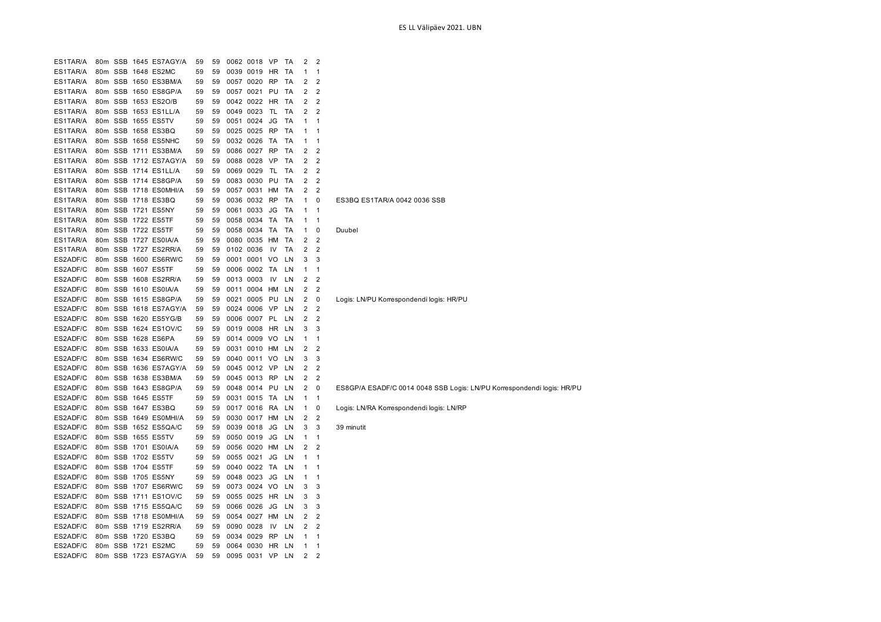| | | | | | | | | | | | | | |
|---|---|---|---|---|---|---|---|---|---|---|---|---|---|
| ES1TAR/A | 80m | SSB | 1645 | ES7AGY/A | 59 | 59 | 0062 | 0018 | VP | TA | 2 | 2 | |
| ES1TAR/A | 80m | SSB | 1648 | ES2MC | 59 | 59 | 0039 | 0019 | HR | TA | 1 | 1 | |
| ES1TAR/A | 80m | SSB | 1650 | ES3BM/A | 59 | 59 | 0057 | 0020 | RP | TA | 2 | 2 | |
| ES1TAR/A | 80m | SSB | 1650 | ES8GP/A | 59 | 59 | 0057 | 0021 | PU | TA | 2 | 2 | |
| ES1TAR/A | 80m | SSB | 1653 | ES2O/B | 59 | 59 | 0042 | 0022 | HR | TA | 2 | 2 | |
| ES1TAR/A | 80m | SSB | 1653 | ES1LL/A | 59 | 59 | 0049 | 0023 | TL | TA | 2 | 2 | |
| ES1TAR/A | 80m | SSB | 1655 | ES5TV | 59 | 59 | 0051 | 0024 | JG | TA | 1 | 1 | |
| ES1TAR/A | 80m | SSB | 1658 | ES3BQ | 59 | 59 | 0025 | 0025 | RP | TA | 1 | 1 | |
| ES1TAR/A | 80m | SSB | 1658 | ES5NHC | 59 | 59 | 0032 | 0026 | TA | TA | 1 | 1 | |
| ES1TAR/A | 80m | SSB | 1711 | ES3BM/A | 59 | 59 | 0086 | 0027 | RP | TA | 2 | 2 | |
| ES1TAR/A | 80m | SSB | 1712 | ES7AGY/A | 59 | 59 | 0088 | 0028 | VP | TA | 2 | 2 | |
| ES1TAR/A | 80m | SSB | 1714 | ES1LL/A | 59 | 59 | 0069 | 0029 | TL | TA | 2 | 2 | |
| ES1TAR/A | 80m | SSB | 1714 | ES8GP/A | 59 | 59 | 0083 | 0030 | PU | TA | 2 | 2 | |
| ES1TAR/A | 80m | SSB | 1718 | ES0MHI/A | 59 | 59 | 0057 | 0031 | HM | TA | 2 | 2 | |
| ES1TAR/A | 80m | SSB | 1718 | ES3BQ | 59 | 59 | 0036 | 0032 | RP | TA | 1 | 0 | ES3BQ ES1TAR/A 0042 0036 SSB |
| ES1TAR/A | 80m | SSB | 1721 | ES5NY | 59 | 59 | 0061 | 0033 | JG | TA | 1 | 1 | |
| ES1TAR/A | 80m | SSB | 1722 | ES5TF | 59 | 59 | 0058 | 0034 | TA | TA | 1 | 1 | |
| ES1TAR/A | 80m | SSB | 1722 | ES5TF | 59 | 59 | 0058 | 0034 | TA | TA | 1 | 0 | Duubel |
| ES1TAR/A | 80m | SSB | 1727 | ES0IA/A | 59 | 59 | 0080 | 0035 | HM | TA | 2 | 2 | |
| ES1TAR/A | 80m | SSB | 1727 | ES2RR/A | 59 | 59 | 0102 | 0036 | IV | TA | 2 | 2 | |
| ES2ADF/C | 80m | SSB | 1600 | ES6RW/C | 59 | 59 | 0001 | 0001 | VO | LN | 3 | 3 | |
| ES2ADF/C | 80m | SSB | 1607 | ES5TF | 59 | 59 | 0006 | 0002 | TA | LN | 1 | 1 | |
| ES2ADF/C | 80m | SSB | 1608 | ES2RR/A | 59 | 59 | 0013 | 0003 | IV | LN | 2 | 2 | |
| ES2ADF/C | 80m | SSB | 1610 | ES0IA/A | 59 | 59 | 0011 | 0004 | HM | LN | 2 | 2 | |
| ES2ADF/C | 80m | SSB | 1615 | ES8GP/A | 59 | 59 | 0021 | 0005 | PU | LN | 2 | 0 | Logis: LN/PU Korrespondendi logis: HR/PU |
| ES2ADF/C | 80m | SSB | 1618 | ES7AGY/A | 59 | 59 | 0024 | 0006 | VP | LN | 2 | 2 | |
| ES2ADF/C | 80m | SSB | 1620 | ES5YG/B | 59 | 59 | 0006 | 0007 | PL | LN | 2 | 2 | |
| ES2ADF/C | 80m | SSB | 1624 | ES1OV/C | 59 | 59 | 0019 | 0008 | HR | LN | 3 | 3 | |
| ES2ADF/C | 80m | SSB | 1628 | ES6PA | 59 | 59 | 0014 | 0009 | VO | LN | 1 | 1 | |
| ES2ADF/C | 80m | SSB | 1633 | ES0IA/A | 59 | 59 | 0031 | 0010 | HM | LN | 2 | 2 | |
| ES2ADF/C | 80m | SSB | 1634 | ES6RW/C | 59 | 59 | 0040 | 0011 | VO | LN | 3 | 3 | |
| ES2ADF/C | 80m | SSB | 1636 | ES7AGY/A | 59 | 59 | 0045 | 0012 | VP | LN | 2 | 2 | |
| ES2ADF/C | 80m | SSB | 1638 | ES3BM/A | 59 | 59 | 0045 | 0013 | RP | LN | 2 | 2 | |
| ES2ADF/C | 80m | SSB | 1643 | ES8GP/A | 59 | 59 | 0048 | 0014 | PU | LN | 2 | 0 | ES8GP/A ESADF/C 0014 0048 SSB Logis: LN/PU Korrespondendi logis: HR/PU |
| ES2ADF/C | 80m | SSB | 1645 | ES5TF | 59 | 59 | 0031 | 0015 | TA | LN | 1 | 1 | |
| ES2ADF/C | 80m | SSB | 1647 | ES3BQ | 59 | 59 | 0017 | 0016 | RA | LN | 1 | 0 | Logis: LN/RA Korrespondendi logis: LN/RP |
| ES2ADF/C | 80m | SSB | 1649 | ES0MHI/A | 59 | 59 | 0030 | 0017 | HM | LN | 2 | 2 | |
| ES2ADF/C | 80m | SSB | 1652 | ES5QA/C | 59 | 59 | 0039 | 0018 | JG | LN | 3 | 3 | 39 minutit |
| ES2ADF/C | 80m | SSB | 1655 | ES5TV | 59 | 59 | 0050 | 0019 | JG | LN | 1 | 1 | |
| ES2ADF/C | 80m | SSB | 1701 | ES0IA/A | 59 | 59 | 0056 | 0020 | HM | LN | 2 | 2 | |
| ES2ADF/C | 80m | SSB | 1702 | ES5TV | 59 | 59 | 0055 | 0021 | JG | LN | 1 | 1 | |
| ES2ADF/C | 80m | SSB | 1704 | ES5TF | 59 | 59 | 0040 | 0022 | TA | LN | 1 | 1 | |
| ES2ADF/C | 80m | SSB | 1705 | ES5NY | 59 | 59 | 0048 | 0023 | JG | LN | 1 | 1 | |
| ES2ADF/C | 80m | SSB | 1707 | ES6RW/C | 59 | 59 | 0073 | 0024 | VO | LN | 3 | 3 | |
| ES2ADF/C | 80m | SSB | 1711 | ES1OV/C | 59 | 59 | 0055 | 0025 | HR | LN | 3 | 3 | |
| ES2ADF/C | 80m | SSB | 1715 | ES5QA/C | 59 | 59 | 0066 | 0026 | JG | LN | 3 | 3 | |
| ES2ADF/C | 80m | SSB | 1718 | ES0MHI/A | 59 | 59 | 0054 | 0027 | HM | LN | 2 | 2 | |
| ES2ADF/C | 80m | SSB | 1719 | ES2RR/A | 59 | 59 | 0090 | 0028 | IV | LN | 2 | 2 | |
| ES2ADF/C | 80m | SSB | 1720 | ES3BQ | 59 | 59 | 0034 | 0029 | RP | LN | 1 | 1 | |
| ES2ADF/C | 80m | SSB | 1721 | ES2MC | 59 | 59 | 0064 | 0030 | HR | LN | 1 | 1 | |
| ES2ADF/C | 80m | SSB | 1723 | ES7AGY/A | 59 | 59 | 0095 | 0031 | VP | LN | 2 | 2 | |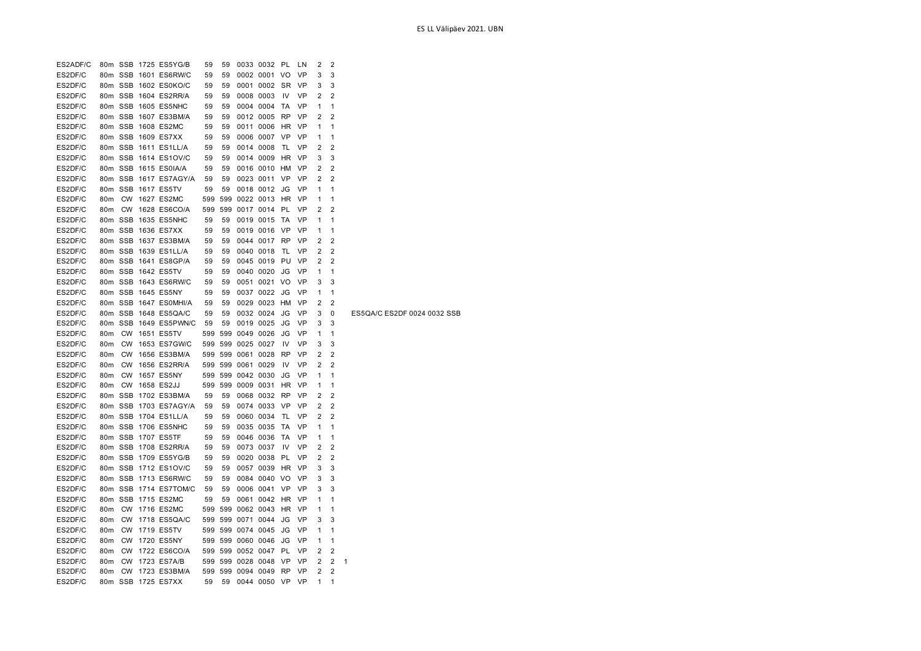| | | | | | | | | | | | | | | |
|---|---|---|---|---|---|---|---|---|---|---|---|---|---|---|
| ES2ADF/C | 80m | SSB | 1725 | ES5YG/B | 59 | 59 | 0033 | 0032 | PL | LN | 2 | 2 | | |
| ES2DF/C | 80m | SSB | 1601 | ES6RW/C | 59 | 59 | 0002 | 0001 | VO | VP | 3 | 3 | | |
| ES2DF/C | 80m | SSB | 1602 | ES0KO/C | 59 | 59 | 0001 | 0002 | SR | VP | 3 | 3 | | |
| ES2DF/C | 80m | SSB | 1604 | ES2RR/A | 59 | 59 | 0008 | 0003 | IV | VP | 2 | 2 | | |
| ES2DF/C | 80m | SSB | 1605 | ES5NHC | 59 | 59 | 0004 | 0004 | TA | VP | 1 | 1 | | |
| ES2DF/C | 80m | SSB | 1607 | ES3BM/A | 59 | 59 | 0012 | 0005 | RP | VP | 2 | 2 | | |
| ES2DF/C | 80m | SSB | 1608 | ES2MC | 59 | 59 | 0011 | 0006 | HR | VP | 1 | 1 | | |
| ES2DF/C | 80m | SSB | 1609 | ES7XX | 59 | 59 | 0006 | 0007 | VP | VP | 1 | 1 | | |
| ES2DF/C | 80m | SSB | 1611 | ES1LL/A | 59 | 59 | 0014 | 0008 | TL | VP | 2 | 2 | | |
| ES2DF/C | 80m | SSB | 1614 | ES1OV/C | 59 | 59 | 0014 | 0009 | HR | VP | 3 | 3 | | |
| ES2DF/C | 80m | SSB | 1615 | ES0IA/A | 59 | 59 | 0016 | 0010 | HM | VP | 2 | 2 | | |
| ES2DF/C | 80m | SSB | 1617 | ES7AGY/A | 59 | 59 | 0023 | 0011 | VP | VP | 2 | 2 | | |
| ES2DF/C | 80m | SSB | 1617 | ES5TV | 59 | 59 | 0018 | 0012 | JG | VP | 1 | 1 | | |
| ES2DF/C | 80m | CW | 1627 | ES2MC | 599 | 599 | 0022 | 0013 | HR | VP | 1 | 1 | | |
| ES2DF/C | 80m | CW | 1628 | ES6CO/A | 599 | 599 | 0017 | 0014 | PL | VP | 2 | 2 | | |
| ES2DF/C | 80m | SSB | 1635 | ES5NHC | 59 | 59 | 0019 | 0015 | TA | VP | 1 | 1 | | |
| ES2DF/C | 80m | SSB | 1636 | ES7XX | 59 | 59 | 0019 | 0016 | VP | VP | 1 | 1 | | |
| ES2DF/C | 80m | SSB | 1637 | ES3BM/A | 59 | 59 | 0044 | 0017 | RP | VP | 2 | 2 | | |
| ES2DF/C | 80m | SSB | 1639 | ES1LL/A | 59 | 59 | 0040 | 0018 | TL | VP | 2 | 2 | | |
| ES2DF/C | 80m | SSB | 1641 | ES8GP/A | 59 | 59 | 0045 | 0019 | PU | VP | 2 | 2 | | |
| ES2DF/C | 80m | SSB | 1642 | ES5TV | 59 | 59 | 0040 | 0020 | JG | VP | 1 | 1 | | |
| ES2DF/C | 80m | SSB | 1643 | ES6RW/C | 59 | 59 | 0051 | 0021 | VO | VP | 3 | 3 | | |
| ES2DF/C | 80m | SSB | 1645 | ES5NY | 59 | 59 | 0037 | 0022 | JG | VP | 1 | 1 | | |
| ES2DF/C | 80m | SSB | 1647 | ES0MHI/A | 59 | 59 | 0029 | 0023 | HM | VP | 2 | 2 | | |
| ES2DF/C | 80m | SSB | 1648 | ES5QA/C | 59 | 59 | 0032 | 0024 | JG | VP | 3 | 0 | | ES5QA/C ES2DF 0024 0032 SSB |
| ES2DF/C | 80m | SSB | 1649 | ES5PWN/C | 59 | 59 | 0019 | 0025 | JG | VP | 3 | 3 | | |
| ES2DF/C | 80m | CW | 1651 | ES5TV | 599 | 599 | 0049 | 0026 | JG | VP | 1 | 1 | | |
| ES2DF/C | 80m | CW | 1653 | ES7GW/C | 599 | 599 | 0025 | 0027 | IV | VP | 3 | 3 | | |
| ES2DF/C | 80m | CW | 1656 | ES3BM/A | 599 | 599 | 0061 | 0028 | RP | VP | 2 | 2 | | |
| ES2DF/C | 80m | CW | 1656 | ES2RR/A | 599 | 599 | 0061 | 0029 | IV | VP | 2 | 2 | | |
| ES2DF/C | 80m | CW | 1657 | ES5NY | 599 | 599 | 0042 | 0030 | JG | VP | 1 | 1 | | |
| ES2DF/C | 80m | CW | 1658 | ES2JJ | 599 | 599 | 0009 | 0031 | HR | VP | 1 | 1 | | |
| ES2DF/C | 80m | SSB | 1702 | ES3BM/A | 59 | 59 | 0068 | 0032 | RP | VP | 2 | 2 | | |
| ES2DF/C | 80m | SSB | 1703 | ES7AGY/A | 59 | 59 | 0074 | 0033 | VP | VP | 2 | 2 | | |
| ES2DF/C | 80m | SSB | 1704 | ES1LL/A | 59 | 59 | 0060 | 0034 | TL | VP | 2 | 2 | | |
| ES2DF/C | 80m | SSB | 1706 | ES5NHC | 59 | 59 | 0035 | 0035 | TA | VP | 1 | 1 | | |
| ES2DF/C | 80m | SSB | 1707 | ES5TF | 59 | 59 | 0046 | 0036 | TA | VP | 1 | 1 | | |
| ES2DF/C | 80m | SSB | 1708 | ES2RR/A | 59 | 59 | 0073 | 0037 | IV | VP | 2 | 2 | | |
| ES2DF/C | 80m | SSB | 1709 | ES5YG/B | 59 | 59 | 0020 | 0038 | PL | VP | 2 | 2 | | |
| ES2DF/C | 80m | SSB | 1712 | ES1OV/C | 59 | 59 | 0057 | 0039 | HR | VP | 3 | 3 | | |
| ES2DF/C | 80m | SSB | 1713 | ES6RW/C | 59 | 59 | 0084 | 0040 | VO | VP | 3 | 3 | | |
| ES2DF/C | 80m | SSB | 1714 | ES7TOM/C | 59 | 59 | 0006 | 0041 | VP | VP | 3 | 3 | | |
| ES2DF/C | 80m | SSB | 1715 | ES2MC | 59 | 59 | 0061 | 0042 | HR | VP | 1 | 1 | | |
| ES2DF/C | 80m | CW | 1716 | ES2MC | 599 | 599 | 0062 | 0043 | HR | VP | 1 | 1 | | |
| ES2DF/C | 80m | CW | 1718 | ES5QA/C | 599 | 599 | 0071 | 0044 | JG | VP | 3 | 3 | | |
| ES2DF/C | 80m | CW | 1719 | ES5TV | 599 | 599 | 0074 | 0045 | JG | VP | 1 | 1 | | |
| ES2DF/C | 80m | CW | 1720 | ES5NY | 599 | 599 | 0060 | 0046 | JG | VP | 1 | 1 | | |
| ES2DF/C | 80m | CW | 1722 | ES6CO/A | 599 | 599 | 0052 | 0047 | PL | VP | 2 | 2 | | |
| ES2DF/C | 80m | CW | 1723 | ES7A/B | 599 | 599 | 0028 | 0048 | VP | VP | 2 | 2 | 1 | |
| ES2DF/C | 80m | CW | 1723 | ES3BM/A | 599 | 599 | 0094 | 0049 | RP | VP | 2 | 2 | | |
| ES2DF/C | 80m | SSB | 1725 | ES7XX | 59 | 59 | 0044 | 0050 | VP | VP | 1 | 1 | | |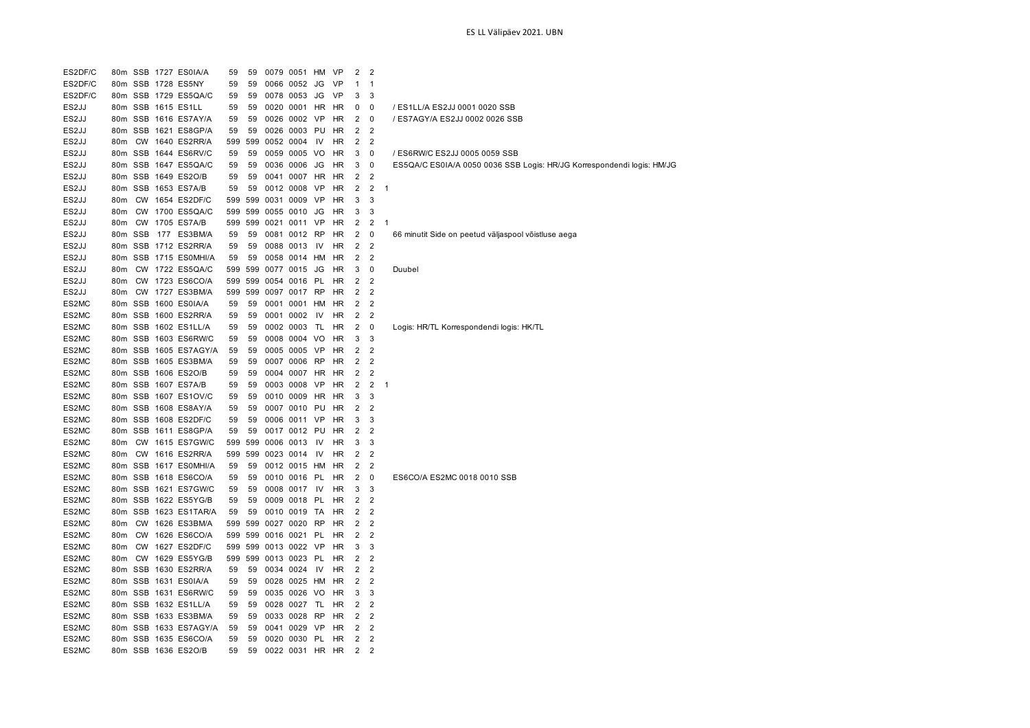| | | | | | | | | | | | | | | |
|---|---|---|---|---|---|---|---|---|---|---|---|---|---|---|
| ES2DF/C | 80m | SSB | 1727 | ES0IA/A | 59 | 59 | 0079 | 0051 | HM | VP | 2 | 2 | | |
| ES2DF/C | 80m | SSB | 1728 | ES5NY | 59 | 59 | 0066 | 0052 | JG | VP | 1 | 1 | | |
| ES2DF/C | 80m | SSB | 1729 | ES5QA/C | 59 | 59 | 0078 | 0053 | JG | VP | 3 | 3 | | |
| ES2JJ | 80m | SSB | 1615 | ES1LL | 59 | 59 | 0020 | 0001 | HR | HR | 0 | 0 | | / ES1LL/A ES2JJ 0001 0020 SSB |
| ES2JJ | 80m | SSB | 1616 | ES7AY/A | 59 | 59 | 0026 | 0002 | VP | HR | 2 | 0 | | / ES7AGY/A ES2JJ 0002 0026 SSB |
| ES2JJ | 80m | SSB | 1621 | ES8GP/A | 59 | 59 | 0026 | 0003 | PU | HR | 2 | 2 | | |
| ES2JJ | 80m | CW | 1640 | ES2RR/A | 599 | 599 | 0052 | 0004 | IV | HR | 2 | 2 | | |
| ES2JJ | 80m | SSB | 1644 | ES6RV/C | 59 | 59 | 0059 | 0005 | VO | HR | 3 | 0 | | / ES6RW/C ES2JJ 0005 0059 SSB |
| ES2JJ | 80m | SSB | 1647 | ES5QA/C | 59 | 59 | 0036 | 0006 | JG | HR | 3 | 0 | | ES5QA/C ES0IA/A 0050 0036 SSB Logis: HR/JG Korrespondendi logis: HM/JG |
| ES2JJ | 80m | SSB | 1649 | ES2O/B | 59 | 59 | 0041 | 0007 | HR | HR | 2 | 2 | | |
| ES2JJ | 80m | SSB | 1653 | ES7A/B | 59 | 59 | 0012 | 0008 | VP | HR | 2 | 2 | 1 | |
| ES2JJ | 80m | CW | 1654 | ES2DF/C | 599 | 599 | 0031 | 0009 | VP | HR | 3 | 3 | | |
| ES2JJ | 80m | CW | 1700 | ES5QA/C | 599 | 599 | 0055 | 0010 | JG | HR | 3 | 3 | | |
| ES2JJ | 80m | CW | 1705 | ES7A/B | 599 | 599 | 0021 | 0011 | VP | HR | 2 | 2 | 1 | |
| ES2JJ | 80m | SSB | 177 | ES3BM/A | 59 | 59 | 0081 | 0012 | RP | HR | 2 | 0 | | 66 minutit Side on peetud väljaspool võistluse aega |
| ES2JJ | 80m | SSB | 1712 | ES2RR/A | 59 | 59 | 0088 | 0013 | IV | HR | 2 | 2 | | |
| ES2JJ | 80m | SSB | 1715 | ES0MHI/A | 59 | 59 | 0058 | 0014 | HM | HR | 2 | 2 | | |
| ES2JJ | 80m | CW | 1722 | ES5QA/C | 599 | 599 | 0077 | 0015 | JG | HR | 3 | 0 | | Duubel |
| ES2JJ | 80m | CW | 1723 | ES6CO/A | 599 | 599 | 0054 | 0016 | PL | HR | 2 | 2 | | |
| ES2JJ | 80m | CW | 1727 | ES3BM/A | 599 | 599 | 0097 | 0017 | RP | HR | 2 | 2 | | |
| ES2MC | 80m | SSB | 1600 | ES0IA/A | 59 | 59 | 0001 | 0001 | HM | HR | 2 | 2 | | |
| ES2MC | 80m | SSB | 1600 | ES2RR/A | 59 | 59 | 0001 | 0002 | IV | HR | 2 | 2 | | |
| ES2MC | 80m | SSB | 1602 | ES1LL/A | 59 | 59 | 0002 | 0003 | TL | HR | 2 | 0 | | Logis: HR/TL Korrespondendi logis: HK/TL |
| ES2MC | 80m | SSB | 1603 | ES6RW/C | 59 | 59 | 0008 | 0004 | VO | HR | 3 | 3 | | |
| ES2MC | 80m | SSB | 1605 | ES7AGY/A | 59 | 59 | 0005 | 0005 | VP | HR | 2 | 2 | | |
| ES2MC | 80m | SSB | 1605 | ES3BM/A | 59 | 59 | 0007 | 0006 | RP | HR | 2 | 2 | | |
| ES2MC | 80m | SSB | 1606 | ES2O/B | 59 | 59 | 0004 | 0007 | HR | HR | 2 | 2 | | |
| ES2MC | 80m | SSB | 1607 | ES7A/B | 59 | 59 | 0003 | 0008 | VP | HR | 2 | 2 | 1 | |
| ES2MC | 80m | SSB | 1607 | ES1OV/C | 59 | 59 | 0010 | 0009 | HR | HR | 3 | 3 | | |
| ES2MC | 80m | SSB | 1608 | ES8AY/A | 59 | 59 | 0007 | 0010 | PU | HR | 2 | 2 | | |
| ES2MC | 80m | SSB | 1608 | ES2DF/C | 59 | 59 | 0006 | 0011 | VP | HR | 3 | 3 | | |
| ES2MC | 80m | SSB | 1611 | ES8GP/A | 59 | 59 | 0017 | 0012 | PU | HR | 2 | 2 | | |
| ES2MC | 80m | CW | 1615 | ES7GW/C | 599 | 599 | 0006 | 0013 | IV | HR | 3 | 3 | | |
| ES2MC | 80m | CW | 1616 | ES2RR/A | 599 | 599 | 0023 | 0014 | IV | HR | 2 | 2 | | |
| ES2MC | 80m | SSB | 1617 | ES0MHI/A | 59 | 59 | 0012 | 0015 | HM | HR | 2 | 2 | | |
| ES2MC | 80m | SSB | 1618 | ES6CO/A | 59 | 59 | 0010 | 0016 | PL | HR | 2 | 0 | | ES6CO/A ES2MC 0018 0010 SSB |
| ES2MC | 80m | SSB | 1621 | ES7GW/C | 59 | 59 | 0008 | 0017 | IV | HR | 3 | 3 | | |
| ES2MC | 80m | SSB | 1622 | ES5YG/B | 59 | 59 | 0009 | 0018 | PL | HR | 2 | 2 | | |
| ES2MC | 80m | SSB | 1623 | ES1TAR/A | 59 | 59 | 0010 | 0019 | TA | HR | 2 | 2 | | |
| ES2MC | 80m | CW | 1626 | ES3BM/A | 599 | 599 | 0027 | 0020 | RP | HR | 2 | 2 | | |
| ES2MC | 80m | CW | 1626 | ES6CO/A | 599 | 599 | 0016 | 0021 | PL | HR | 2 | 2 | | |
| ES2MC | 80m | CW | 1627 | ES2DF/C | 599 | 599 | 0013 | 0022 | VP | HR | 3 | 3 | | |
| ES2MC | 80m | CW | 1629 | ES5YG/B | 599 | 599 | 0013 | 0023 | PL | HR | 2 | 2 | | |
| ES2MC | 80m | SSB | 1630 | ES2RR/A | 59 | 59 | 0034 | 0024 | IV | HR | 2 | 2 | | |
| ES2MC | 80m | SSB | 1631 | ES0IA/A | 59 | 59 | 0028 | 0025 | HM | HR | 2 | 2 | | |
| ES2MC | 80m | SSB | 1631 | ES6RW/C | 59 | 59 | 0035 | 0026 | VO | HR | 3 | 3 | | |
| ES2MC | 80m | SSB | 1632 | ES1LL/A | 59 | 59 | 0028 | 0027 | TL | HR | 2 | 2 | | |
| ES2MC | 80m | SSB | 1633 | ES3BM/A | 59 | 59 | 0033 | 0028 | RP | HR | 2 | 2 | | |
| ES2MC | 80m | SSB | 1633 | ES7AGY/A | 59 | 59 | 0041 | 0029 | VP | HR | 2 | 2 | | |
| ES2MC | 80m | SSB | 1635 | ES6CO/A | 59 | 59 | 0020 | 0030 | PL | HR | 2 | 2 | | |
| ES2MC | 80m | SSB | 1636 | ES2O/B | 59 | 59 | 0022 | 0031 | HR | HR | 2 | 2 | | |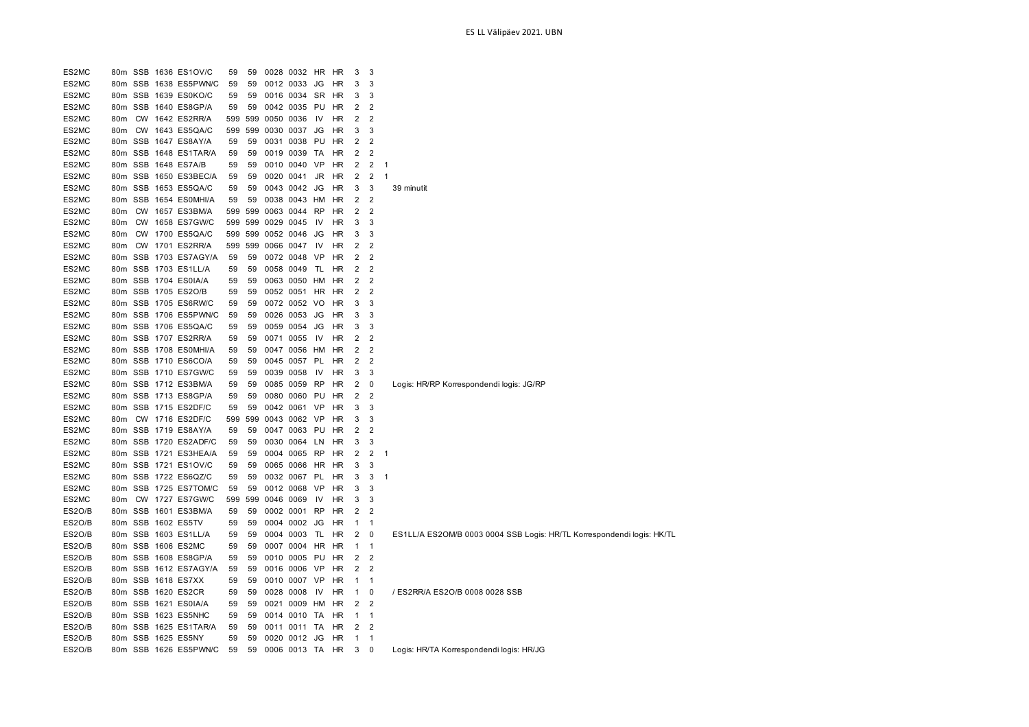ES LL Välipäev 2021. UBN

| | | | | | | | | | | | | | | |
|---|---|---|---|---|---|---|---|---|---|---|---|---|---|---|
| ES2MC | 80m | SSB | 1636 | ES1OV/C | 59 | 59 | 0028 | 0032 | HR | HR | 3 | 3 | | |
| ES2MC | 80m | SSB | 1638 | ES5PWN/C | 59 | 59 | 0012 | 0033 | JG | HR | 3 | 3 | | |
| ES2MC | 80m | SSB | 1639 | ES0KO/C | 59 | 59 | 0016 | 0034 | SR | HR | 3 | 3 | | |
| ES2MC | 80m | SSB | 1640 | ES8GP/A | 59 | 59 | 0042 | 0035 | PU | HR | 2 | 2 | | |
| ES2MC | 80m | CW | 1642 | ES2RR/A | 599 | 599 | 0050 | 0036 | IV | HR | 2 | 2 | | |
| ES2MC | 80m | CW | 1643 | ES5QA/C | 599 | 599 | 0030 | 0037 | JG | HR | 3 | 3 | | |
| ES2MC | 80m | SSB | 1647 | ES8AY/A | 59 | 59 | 0031 | 0038 | PU | HR | 2 | 2 | | |
| ES2MC | 80m | SSB | 1648 | ES1TAR/A | 59 | 59 | 0019 | 0039 | TA | HR | 2 | 2 | | |
| ES2MC | 80m | SSB | 1648 | ES7A/B | 59 | 59 | 0010 | 0040 | VP | HR | 2 | 2 | 1 | |
| ES2MC | 80m | SSB | 1650 | ES3BEC/A | 59 | 59 | 0020 | 0041 | JR | HR | 2 | 2 | 1 | |
| ES2MC | 80m | SSB | 1653 | ES5QA/C | 59 | 59 | 0043 | 0042 | JG | HR | 3 | 3 | | 39 minutit |
| ES2MC | 80m | SSB | 1654 | ES0MHI/A | 59 | 59 | 0038 | 0043 | HM | HR | 2 | 2 | | |
| ES2MC | 80m | CW | 1657 | ES3BM/A | 599 | 599 | 0063 | 0044 | RP | HR | 2 | 2 | | |
| ES2MC | 80m | CW | 1658 | ES7GW/C | 599 | 599 | 0029 | 0045 | IV | HR | 3 | 3 | | |
| ES2MC | 80m | CW | 1700 | ES5QA/C | 599 | 599 | 0052 | 0046 | JG | HR | 3 | 3 | | |
| ES2MC | 80m | CW | 1701 | ES2RR/A | 599 | 599 | 0066 | 0047 | IV | HR | 2 | 2 | | |
| ES2MC | 80m | SSB | 1703 | ES7AGY/A | 59 | 59 | 0072 | 0048 | VP | HR | 2 | 2 | | |
| ES2MC | 80m | SSB | 1703 | ES1LL/A | 59 | 59 | 0058 | 0049 | TL | HR | 2 | 2 | | |
| ES2MC | 80m | SSB | 1704 | ES0IA/A | 59 | 59 | 0063 | 0050 | HM | HR | 2 | 2 | | |
| ES2MC | 80m | SSB | 1705 | ES2O/B | 59 | 59 | 0052 | 0051 | HR | HR | 2 | 2 | | |
| ES2MC | 80m | SSB | 1705 | ES6RW/C | 59 | 59 | 0072 | 0052 | VO | HR | 3 | 3 | | |
| ES2MC | 80m | SSB | 1706 | ES5PWN/C | 59 | 59 | 0026 | 0053 | JG | HR | 3 | 3 | | |
| ES2MC | 80m | SSB | 1706 | ES5QA/C | 59 | 59 | 0059 | 0054 | JG | HR | 3 | 3 | | |
| ES2MC | 80m | SSB | 1707 | ES2RR/A | 59 | 59 | 0071 | 0055 | IV | HR | 2 | 2 | | |
| ES2MC | 80m | SSB | 1708 | ES0MHI/A | 59 | 59 | 0047 | 0056 | HM | HR | 2 | 2 | | |
| ES2MC | 80m | SSB | 1710 | ES6CO/A | 59 | 59 | 0045 | 0057 | PL | HR | 2 | 2 | | |
| ES2MC | 80m | SSB | 1710 | ES7GW/C | 59 | 59 | 0039 | 0058 | IV | HR | 3 | 3 | | |
| ES2MC | 80m | SSB | 1712 | ES3BM/A | 59 | 59 | 0085 | 0059 | RP | HR | 2 | 0 | | Logis: HR/RP Korrespondendi logis: JG/RP |
| ES2MC | 80m | SSB | 1713 | ES8GP/A | 59 | 59 | 0080 | 0060 | PU | HR | 2 | 2 | | |
| ES2MC | 80m | SSB | 1715 | ES2DF/C | 59 | 59 | 0042 | 0061 | VP | HR | 3 | 3 | | |
| ES2MC | 80m | CW | 1716 | ES2DF/C | 599 | 599 | 0043 | 0062 | VP | HR | 3 | 3 | | |
| ES2MC | 80m | SSB | 1719 | ES8AY/A | 59 | 59 | 0047 | 0063 | PU | HR | 2 | 2 | | |
| ES2MC | 80m | SSB | 1720 | ES2ADF/C | 59 | 59 | 0030 | 0064 | LN | HR | 3 | 3 | | |
| ES2MC | 80m | SSB | 1721 | ES3HEA/A | 59 | 59 | 0004 | 0065 | RP | HR | 2 | 2 | 1 | |
| ES2MC | 80m | SSB | 1721 | ES1OV/C | 59 | 59 | 0065 | 0066 | HR | HR | 3 | 3 | | |
| ES2MC | 80m | SSB | 1722 | ES6QZ/C | 59 | 59 | 0032 | 0067 | PL | HR | 3 | 3 | 1 | |
| ES2MC | 80m | SSB | 1725 | ES7TOM/C | 59 | 59 | 0012 | 0068 | VP | HR | 3 | 3 | | |
| ES2MC | 80m | CW | 1727 | ES7GW/C | 599 | 599 | 0046 | 0069 | IV | HR | 3 | 3 | | |
| ES2O/B | 80m | SSB | 1601 | ES3BM/A | 59 | 59 | 0002 | 0001 | RP | HR | 2 | 2 | | |
| ES2O/B | 80m | SSB | 1602 | ES5TV | 59 | 59 | 0004 | 0002 | JG | HR | 1 | 1 | | |
| ES2O/B | 80m | SSB | 1603 | ES1LL/A | 59 | 59 | 0004 | 0003 | TL | HR | 2 | 0 | | ES1LL/A ES2OM/B 0003 0004 SSB Logis: HR/TL Korrespondendi logis: HK/TL |
| ES2O/B | 80m | SSB | 1606 | ES2MC | 59 | 59 | 0007 | 0004 | HR | HR | 1 | 1 | | |
| ES2O/B | 80m | SSB | 1608 | ES8GP/A | 59 | 59 | 0010 | 0005 | PU | HR | 2 | 2 | | |
| ES2O/B | 80m | SSB | 1612 | ES7AGY/A | 59 | 59 | 0016 | 0006 | VP | HR | 2 | 2 | | |
| ES2O/B | 80m | SSB | 1618 | ES7XX | 59 | 59 | 0010 | 0007 | VP | HR | 1 | 1 | | |
| ES2O/B | 80m | SSB | 1620 | ES2CR | 59 | 59 | 0028 | 0008 | IV | HR | 1 | 0 | | / ES2RR/A ES2O/B 0008 0028 SSB |
| ES2O/B | 80m | SSB | 1621 | ES0IA/A | 59 | 59 | 0021 | 0009 | HM | HR | 2 | 2 | | |
| ES2O/B | 80m | SSB | 1623 | ES5NHC | 59 | 59 | 0014 | 0010 | TA | HR | 1 | 1 | | |
| ES2O/B | 80m | SSB | 1625 | ES1TAR/A | 59 | 59 | 0011 | 0011 | TA | HR | 2 | 2 | | |
| ES2O/B | 80m | SSB | 1625 | ES5NY | 59 | 59 | 0020 | 0012 | JG | HR | 1 | 1 | | |
| ES2O/B | 80m | SSB | 1626 | ES5PWN/C | 59 | 59 | 0006 | 0013 | TA | HR | 3 | 0 | | Logis: HR/TA Korrespondendi logis: HR/JG |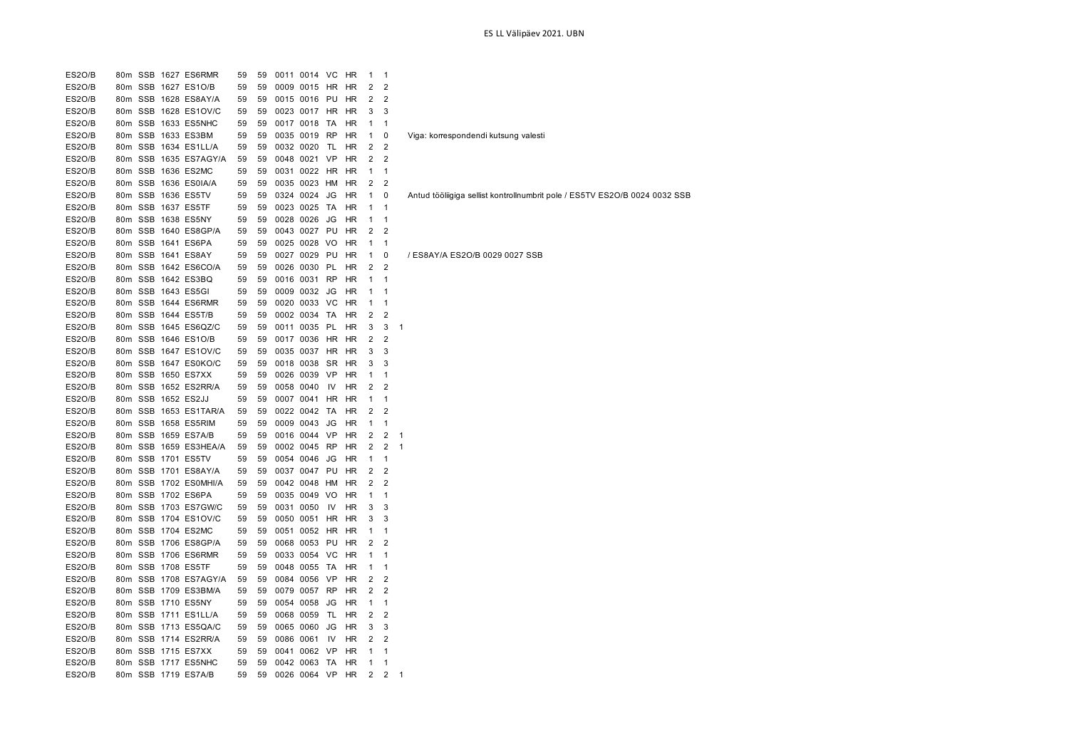| | | | | | | | | | | | | | | | |
|---|---|---|---|---|---|---|---|---|---|---|---|---|---|---|---|
| ES2O/B | 80m | SSB | 1627 | ES6RMR | 59 | 59 | 0011 | 0014 | VC | HR | 1 | 1 | | |
| ES2O/B | 80m | SSB | 1627 | ES1O/B | 59 | 59 | 0009 | 0015 | HR | HR | 2 | 2 | | |
| ES2O/B | 80m | SSB | 1628 | ES8AY/A | 59 | 59 | 0015 | 0016 | PU | HR | 2 | 2 | | |
| ES2O/B | 80m | SSB | 1628 | ES1OV/C | 59 | 59 | 0023 | 0017 | HR | HR | 3 | 3 | | |
| ES2O/B | 80m | SSB | 1633 | ES5NHC | 59 | 59 | 0017 | 0018 | TA | HR | 1 | 1 | | |
| ES2O/B | 80m | SSB | 1633 | ES3BM | 59 | 59 | 0035 | 0019 | RP | HR | 1 | 0 | | Viga: korrespondendi kutsung valesti |
| ES2O/B | 80m | SSB | 1634 | ES1LL/A | 59 | 59 | 0032 | 0020 | TL | HR | 2 | 2 | | |
| ES2O/B | 80m | SSB | 1635 | ES7AGY/A | 59 | 59 | 0048 | 0021 | VP | HR | 2 | 2 | | |
| ES2O/B | 80m | SSB | 1636 | ES2MC | 59 | 59 | 0031 | 0022 | HR | HR | 1 | 1 | | |
| ES2O/B | 80m | SSB | 1636 | ES0IA/A | 59 | 59 | 0035 | 0023 | HM | HR | 2 | 2 | | |
| ES2O/B | 80m | SSB | 1636 | ES5TV | 59 | 59 | 0324 | 0024 | JG | HR | 1 | 0 | | Antud tööliigiga sellist kontrollnumbrit pole / ES5TV ES2O/B 0024 0032 SSB |
| ES2O/B | 80m | SSB | 1637 | ES5TF | 59 | 59 | 0023 | 0025 | TA | HR | 1 | 1 | | |
| ES2O/B | 80m | SSB | 1638 | ES5NY | 59 | 59 | 0028 | 0026 | JG | HR | 1 | 1 | | |
| ES2O/B | 80m | SSB | 1640 | ES8GP/A | 59 | 59 | 0043 | 0027 | PU | HR | 2 | 2 | | |
| ES2O/B | 80m | SSB | 1641 | ES6PA | 59 | 59 | 0025 | 0028 | VO | HR | 1 | 1 | | |
| ES2O/B | 80m | SSB | 1641 | ES8AY | 59 | 59 | 0027 | 0029 | PU | HR | 1 | 0 | | / ES8AY/A ES2O/B 0029 0027 SSB |
| ES2O/B | 80m | SSB | 1642 | ES6CO/A | 59 | 59 | 0026 | 0030 | PL | HR | 2 | 2 | | |
| ES2O/B | 80m | SSB | 1642 | ES3BQ | 59 | 59 | 0016 | 0031 | RP | HR | 1 | 1 | | |
| ES2O/B | 80m | SSB | 1643 | ES5GI | 59 | 59 | 0009 | 0032 | JG | HR | 1 | 1 | | |
| ES2O/B | 80m | SSB | 1644 | ES6RMR | 59 | 59 | 0020 | 0033 | VC | HR | 1 | 1 | | |
| ES2O/B | 80m | SSB | 1644 | ES5T/B | 59 | 59 | 0002 | 0034 | TA | HR | 2 | 2 | | |
| ES2O/B | 80m | SSB | 1645 | ES6QZ/C | 59 | 59 | 0011 | 0035 | PL | HR | 3 | 3 | 1 | |
| ES2O/B | 80m | SSB | 1646 | ES1O/B | 59 | 59 | 0017 | 0036 | HR | HR | 2 | 2 | | |
| ES2O/B | 80m | SSB | 1647 | ES1OV/C | 59 | 59 | 0035 | 0037 | HR | HR | 3 | 3 | | |
| ES2O/B | 80m | SSB | 1647 | ES0KO/C | 59 | 59 | 0018 | 0038 | SR | HR | 3 | 3 | | |
| ES2O/B | 80m | SSB | 1650 | ES7XX | 59 | 59 | 0026 | 0039 | VP | HR | 1 | 1 | | |
| ES2O/B | 80m | SSB | 1652 | ES2RR/A | 59 | 59 | 0058 | 0040 | IV | HR | 2 | 2 | | |
| ES2O/B | 80m | SSB | 1652 | ES2JJ | 59 | 59 | 0007 | 0041 | HR | HR | 1 | 1 | | |
| ES2O/B | 80m | SSB | 1653 | ES1TAR/A | 59 | 59 | 0022 | 0042 | TA | HR | 2 | 2 | | |
| ES2O/B | 80m | SSB | 1658 | ES5RIM | 59 | 59 | 0009 | 0043 | JG | HR | 1 | 1 | | |
| ES2O/B | 80m | SSB | 1659 | ES7A/B | 59 | 59 | 0016 | 0044 | VP | HR | 2 | 2 | 1 | |
| ES2O/B | 80m | SSB | 1659 | ES3HEA/A | 59 | 59 | 0002 | 0045 | RP | HR | 2 | 2 | 1 | |
| ES2O/B | 80m | SSB | 1701 | ES5TV | 59 | 59 | 0054 | 0046 | JG | HR | 1 | 1 | | |
| ES2O/B | 80m | SSB | 1701 | ES8AY/A | 59 | 59 | 0037 | 0047 | PU | HR | 2 | 2 | | |
| ES2O/B | 80m | SSB | 1702 | ES0MHI/A | 59 | 59 | 0042 | 0048 | HM | HR | 2 | 2 | | |
| ES2O/B | 80m | SSB | 1702 | ES6PA | 59 | 59 | 0035 | 0049 | VO | HR | 1 | 1 | | |
| ES2O/B | 80m | SSB | 1703 | ES7GW/C | 59 | 59 | 0031 | 0050 | IV | HR | 3 | 3 | | |
| ES2O/B | 80m | SSB | 1704 | ES1OV/C | 59 | 59 | 0050 | 0051 | HR | HR | 3 | 3 | | |
| ES2O/B | 80m | SSB | 1704 | ES2MC | 59 | 59 | 0051 | 0052 | HR | HR | 1 | 1 | | |
| ES2O/B | 80m | SSB | 1706 | ES8GP/A | 59 | 59 | 0068 | 0053 | PU | HR | 2 | 2 | | |
| ES2O/B | 80m | SSB | 1706 | ES6RMR | 59 | 59 | 0033 | 0054 | VC | HR | 1 | 1 | | |
| ES2O/B | 80m | SSB | 1708 | ES5TF | 59 | 59 | 0048 | 0055 | TA | HR | 1 | 1 | | |
| ES2O/B | 80m | SSB | 1708 | ES7AGY/A | 59 | 59 | 0084 | 0056 | VP | HR | 2 | 2 | | |
| ES2O/B | 80m | SSB | 1709 | ES3BM/A | 59 | 59 | 0079 | 0057 | RP | HR | 2 | 2 | | |
| ES2O/B | 80m | SSB | 1710 | ES5NY | 59 | 59 | 0054 | 0058 | JG | HR | 1 | 1 | | |
| ES2O/B | 80m | SSB | 1711 | ES1LL/A | 59 | 59 | 0068 | 0059 | TL | HR | 2 | 2 | | |
| ES2O/B | 80m | SSB | 1713 | ES5QA/C | 59 | 59 | 0065 | 0060 | JG | HR | 3 | 3 | | |
| ES2O/B | 80m | SSB | 1714 | ES2RR/A | 59 | 59 | 0086 | 0061 | IV | HR | 2 | 2 | | |
| ES2O/B | 80m | SSB | 1715 | ES7XX | 59 | 59 | 0041 | 0062 | VP | HR | 1 | 1 | | |
| ES2O/B | 80m | SSB | 1717 | ES5NHC | 59 | 59 | 0042 | 0063 | TA | HR | 1 | 1 | | |
| ES2O/B | 80m | SSB | 1719 | ES7A/B | 59 | 59 | 0026 | 0064 | VP | HR | 2 | 2 | 1 | |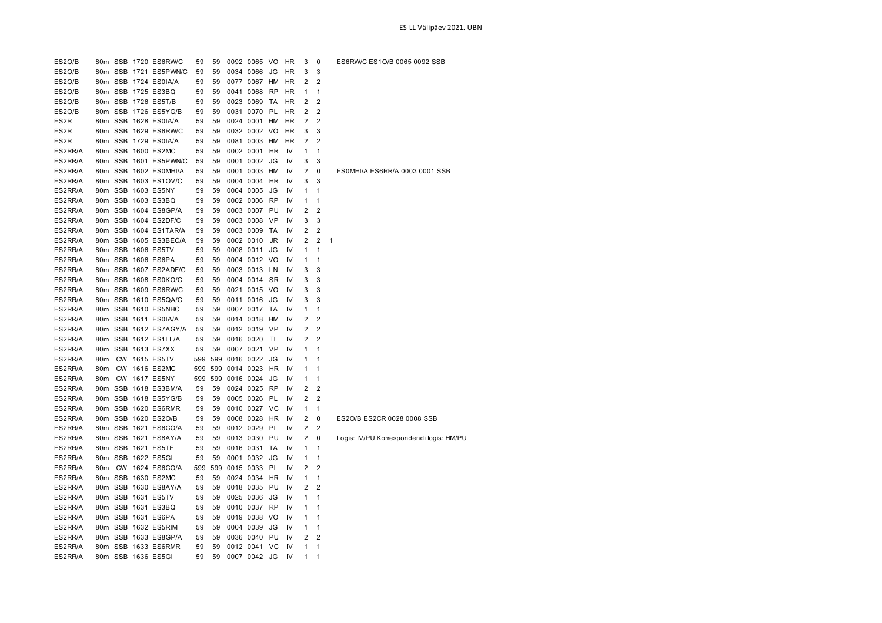| | | | | | | | | | | | | | | |
|---|---|---|---|---|---|---|---|---|---|---|---|---|---|---|
| ES2O/B | 80m | SSB | 1720 | ES6RW/C | 59 | 59 | 0092 | 0065 | VO | HR | 3 | 0 | | ES6RW/C ES1O/B 0065 0092 SSB |
| ES2O/B | 80m | SSB | 1721 | ES5PWN/C | 59 | 59 | 0034 | 0066 | JG | HR | 3 | 3 | | |
| ES2O/B | 80m | SSB | 1724 | ES0IA/A | 59 | 59 | 0077 | 0067 | HM | HR | 2 | 2 | | |
| ES2O/B | 80m | SSB | 1725 | ES3BQ | 59 | 59 | 0041 | 0068 | RP | HR | 1 | 1 | | |
| ES2O/B | 80m | SSB | 1726 | ES5T/B | 59 | 59 | 0023 | 0069 | TA | HR | 2 | 2 | | |
| ES2O/B | 80m | SSB | 1726 | ES5YG/B | 59 | 59 | 0031 | 0070 | PL | HR | 2 | 2 | | |
| ES2R | 80m | SSB | 1628 | ES0IA/A | 59 | 59 | 0024 | 0001 | HM | HR | 2 | 2 | | |
| ES2R | 80m | SSB | 1629 | ES6RW/C | 59 | 59 | 0032 | 0002 | VO | HR | 3 | 3 | | |
| ES2R | 80m | SSB | 1729 | ES0IA/A | 59 | 59 | 0081 | 0003 | HM | HR | 2 | 2 | | |
| ES2RR/A | 80m | SSB | 1600 | ES2MC | 59 | 59 | 0002 | 0001 | HR | IV | 1 | 1 | | |
| ES2RR/A | 80m | SSB | 1601 | ES5PWN/C | 59 | 59 | 0001 | 0002 | JG | IV | 3 | 3 | | |
| ES2RR/A | 80m | SSB | 1602 | ES0MHI/A | 59 | 59 | 0001 | 0003 | HM | IV | 2 | 0 | | ES0MHI/A ES6RR/A 0003 0001 SSB |
| ES2RR/A | 80m | SSB | 1603 | ES1OV/C | 59 | 59 | 0004 | 0004 | HR | IV | 3 | 3 | | |
| ES2RR/A | 80m | SSB | 1603 | ES5NY | 59 | 59 | 0004 | 0005 | JG | IV | 1 | 1 | | |
| ES2RR/A | 80m | SSB | 1603 | ES3BQ | 59 | 59 | 0002 | 0006 | RP | IV | 1 | 1 | | |
| ES2RR/A | 80m | SSB | 1604 | ES8GP/A | 59 | 59 | 0003 | 0007 | PU | IV | 2 | 2 | | |
| ES2RR/A | 80m | SSB | 1604 | ES2DF/C | 59 | 59 | 0003 | 0008 | VP | IV | 3 | 3 | | |
| ES2RR/A | 80m | SSB | 1604 | ES1TAR/A | 59 | 59 | 0003 | 0009 | TA | IV | 2 | 2 | | |
| ES2RR/A | 80m | SSB | 1605 | ES3BEC/A | 59 | 59 | 0002 | 0010 | JR | IV | 2 | 2 | 1 | |
| ES2RR/A | 80m | SSB | 1606 | ES5TV | 59 | 59 | 0008 | 0011 | JG | IV | 1 | 1 | | |
| ES2RR/A | 80m | SSB | 1606 | ES6PA | 59 | 59 | 0004 | 0012 | VO | IV | 1 | 1 | | |
| ES2RR/A | 80m | SSB | 1607 | ES2ADF/C | 59 | 59 | 0003 | 0013 | LN | IV | 3 | 3 | | |
| ES2RR/A | 80m | SSB | 1608 | ES0KO/C | 59 | 59 | 0004 | 0014 | SR | IV | 3 | 3 | | |
| ES2RR/A | 80m | SSB | 1609 | ES6RW/C | 59 | 59 | 0021 | 0015 | VO | IV | 3 | 3 | | |
| ES2RR/A | 80m | SSB | 1610 | ES5QA/C | 59 | 59 | 0011 | 0016 | JG | IV | 3 | 3 | | |
| ES2RR/A | 80m | SSB | 1610 | ES5NHC | 59 | 59 | 0007 | 0017 | TA | IV | 1 | 1 | | |
| ES2RR/A | 80m | SSB | 1611 | ES0IA/A | 59 | 59 | 0014 | 0018 | HM | IV | 2 | 2 | | |
| ES2RR/A | 80m | SSB | 1612 | ES7AGY/A | 59 | 59 | 0012 | 0019 | VP | IV | 2 | 2 | | |
| ES2RR/A | 80m | SSB | 1612 | ES1LL/A | 59 | 59 | 0016 | 0020 | TL | IV | 2 | 2 | | |
| ES2RR/A | 80m | SSB | 1613 | ES7XX | 59 | 59 | 0007 | 0021 | VP | IV | 1 | 1 | | |
| ES2RR/A | 80m | CW | 1615 | ES5TV | 599 | 599 | 0016 | 0022 | JG | IV | 1 | 1 | | |
| ES2RR/A | 80m | CW | 1616 | ES2MC | 599 | 599 | 0014 | 0023 | HR | IV | 1 | 1 | | |
| ES2RR/A | 80m | CW | 1617 | ES5NY | 599 | 599 | 0016 | 0024 | JG | IV | 1 | 1 | | |
| ES2RR/A | 80m | SSB | 1618 | ES3BM/A | 59 | 59 | 0024 | 0025 | RP | IV | 2 | 2 | | |
| ES2RR/A | 80m | SSB | 1618 | ES5YG/B | 59 | 59 | 0005 | 0026 | PL | IV | 2 | 2 | | |
| ES2RR/A | 80m | SSB | 1620 | ES6RMR | 59 | 59 | 0010 | 0027 | VC | IV | 1 | 1 | | |
| ES2RR/A | 80m | SSB | 1620 | ES2O/B | 59 | 59 | 0008 | 0028 | HR | IV | 2 | 0 | | ES2O/B ES2CR 0028 0008 SSB |
| ES2RR/A | 80m | SSB | 1621 | ES6CO/A | 59 | 59 | 0012 | 0029 | PL | IV | 2 | 2 | | |
| ES2RR/A | 80m | SSB | 1621 | ES8AY/A | 59 | 59 | 0013 | 0030 | PU | IV | 2 | 0 | | Logis: IV/PU Korrespondendi logis: HM/PU |
| ES2RR/A | 80m | SSB | 1621 | ES5TF | 59 | 59 | 0016 | 0031 | TA | IV | 1 | 1 | | |
| ES2RR/A | 80m | SSB | 1622 | ES5GI | 59 | 59 | 0001 | 0032 | JG | IV | 1 | 1 | | |
| ES2RR/A | 80m | CW | 1624 | ES6CO/A | 599 | 599 | 0015 | 0033 | PL | IV | 2 | 2 | | |
| ES2RR/A | 80m | SSB | 1630 | ES2MC | 59 | 59 | 0024 | 0034 | HR | IV | 1 | 1 | | |
| ES2RR/A | 80m | SSB | 1630 | ES8AY/A | 59 | 59 | 0018 | 0035 | PU | IV | 2 | 2 | | |
| ES2RR/A | 80m | SSB | 1631 | ES5TV | 59 | 59 | 0025 | 0036 | JG | IV | 1 | 1 | | |
| ES2RR/A | 80m | SSB | 1631 | ES3BQ | 59 | 59 | 0010 | 0037 | RP | IV | 1 | 1 | | |
| ES2RR/A | 80m | SSB | 1631 | ES6PA | 59 | 59 | 0019 | 0038 | VO | IV | 1 | 1 | | |
| ES2RR/A | 80m | SSB | 1632 | ES5RIM | 59 | 59 | 0004 | 0039 | JG | IV | 1 | 1 | | |
| ES2RR/A | 80m | SSB | 1633 | ES8GP/A | 59 | 59 | 0036 | 0040 | PU | IV | 2 | 2 | | |
| ES2RR/A | 80m | SSB | 1633 | ES6RMR | 59 | 59 | 0012 | 0041 | VC | IV | 1 | 1 | | |
| ES2RR/A | 80m | SSB | 1636 | ES5GI | 59 | 59 | 0007 | 0042 | JG | IV | 1 | 1 | | |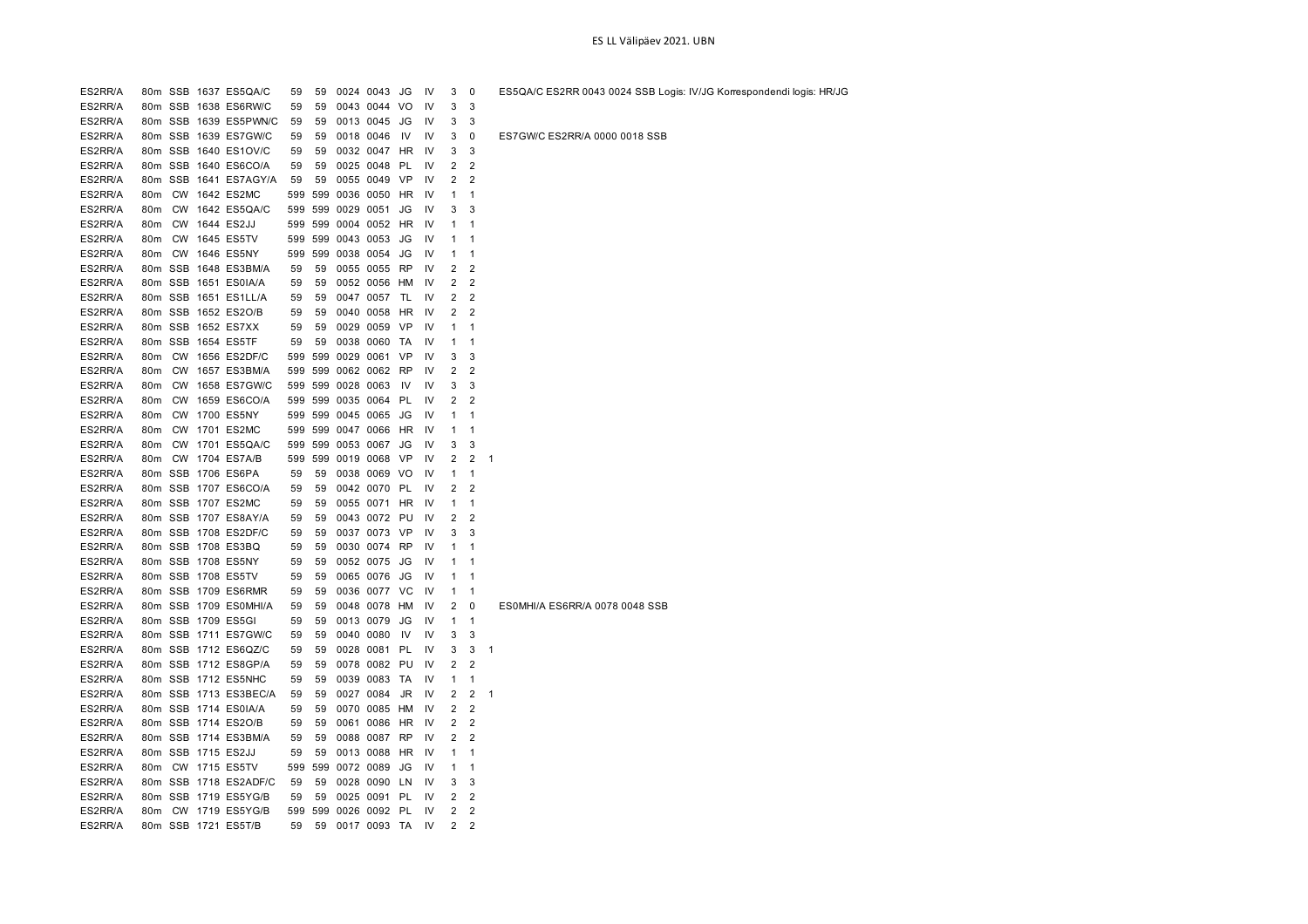| | | | | | | | | | | | | | | |
|---|---|---|---|---|---|---|---|---|---|---|---|---|---|---|
| ES2RR/A | 80m | SSB | 1637 | ES5QA/C | 59 | 59 | 0024 | 0043 | JG | IV | 3 | 0 | | ES5QA/C ES2RR 0043 0024 SSB Logis: IV/JG Korrespondendi logis: HR/JG |
| ES2RR/A | 80m | SSB | 1638 | ES6RW/C | 59 | 59 | 0043 | 0044 | VO | IV | 3 | 3 | | |
| ES2RR/A | 80m | SSB | 1639 | ES5PWN/C | 59 | 59 | 0013 | 0045 | JG | IV | 3 | 3 | | |
| ES2RR/A | 80m | SSB | 1639 | ES7GW/C | 59 | 59 | 0018 | 0046 | IV | IV | 3 | 0 | | ES7GW/C ES2RR/A 0000 0018 SSB |
| ES2RR/A | 80m | SSB | 1640 | ES1OV/C | 59 | 59 | 0032 | 0047 | HR | IV | 3 | 3 | | |
| ES2RR/A | 80m | SSB | 1640 | ES6CO/A | 59 | 59 | 0025 | 0048 | PL | IV | 2 | 2 | | |
| ES2RR/A | 80m | SSB | 1641 | ES7AGY/A | 59 | 59 | 0055 | 0049 | VP | IV | 2 | 2 | | |
| ES2RR/A | 80m | CW | 1642 | ES2MC | 599 | 599 | 0036 | 0050 | HR | IV | 1 | 1 | | |
| ES2RR/A | 80m | CW | 1642 | ES5QA/C | 599 | 599 | 0029 | 0051 | JG | IV | 3 | 3 | | |
| ES2RR/A | 80m | CW | 1644 | ES2JJ | 599 | 599 | 0004 | 0052 | HR | IV | 1 | 1 | | |
| ES2RR/A | 80m | CW | 1645 | ES5TV | 599 | 599 | 0043 | 0053 | JG | IV | 1 | 1 | | |
| ES2RR/A | 80m | CW | 1646 | ES5NY | 599 | 599 | 0038 | 0054 | JG | IV | 1 | 1 | | |
| ES2RR/A | 80m | SSB | 1648 | ES3BM/A | 59 | 59 | 0055 | 0055 | RP | IV | 2 | 2 | | |
| ES2RR/A | 80m | SSB | 1651 | ES0IA/A | 59 | 59 | 0052 | 0056 | HM | IV | 2 | 2 | | |
| ES2RR/A | 80m | SSB | 1651 | ES1LL/A | 59 | 59 | 0047 | 0057 | TL | IV | 2 | 2 | | |
| ES2RR/A | 80m | SSB | 1652 | ES2O/B | 59 | 59 | 0040 | 0058 | HR | IV | 2 | 2 | | |
| ES2RR/A | 80m | SSB | 1652 | ES7XX | 59 | 59 | 0029 | 0059 | VP | IV | 1 | 1 | | |
| ES2RR/A | 80m | SSB | 1654 | ES5TF | 59 | 59 | 0038 | 0060 | TA | IV | 1 | 1 | | |
| ES2RR/A | 80m | CW | 1656 | ES2DF/C | 599 | 599 | 0029 | 0061 | VP | IV | 3 | 3 | | |
| ES2RR/A | 80m | CW | 1657 | ES3BM/A | 599 | 599 | 0062 | 0062 | RP | IV | 2 | 2 | | |
| ES2RR/A | 80m | CW | 1658 | ES7GW/C | 599 | 599 | 0028 | 0063 | IV | IV | 3 | 3 | | |
| ES2RR/A | 80m | CW | 1659 | ES6CO/A | 599 | 599 | 0035 | 0064 | PL | IV | 2 | 2 | | |
| ES2RR/A | 80m | CW | 1700 | ES5NY | 599 | 599 | 0045 | 0065 | JG | IV | 1 | 1 | | |
| ES2RR/A | 80m | CW | 1701 | ES2MC | 599 | 599 | 0047 | 0066 | HR | IV | 1 | 1 | | |
| ES2RR/A | 80m | CW | 1701 | ES5QA/C | 599 | 599 | 0053 | 0067 | JG | IV | 3 | 3 | | |
| ES2RR/A | 80m | CW | 1704 | ES7A/B | 599 | 599 | 0019 | 0068 | VP | IV | 2 | 2 | 1 | |
| ES2RR/A | 80m | SSB | 1706 | ES6PA | 59 | 59 | 0038 | 0069 | VO | IV | 1 | 1 | | |
| ES2RR/A | 80m | SSB | 1707 | ES6CO/A | 59 | 59 | 0042 | 0070 | PL | IV | 2 | 2 | | |
| ES2RR/A | 80m | SSB | 1707 | ES2MC | 59 | 59 | 0055 | 0071 | HR | IV | 1 | 1 | | |
| ES2RR/A | 80m | SSB | 1707 | ES8AY/A | 59 | 59 | 0043 | 0072 | PU | IV | 2 | 2 | | |
| ES2RR/A | 80m | SSB | 1708 | ES2DF/C | 59 | 59 | 0037 | 0073 | VP | IV | 3 | 3 | | |
| ES2RR/A | 80m | SSB | 1708 | ES3BQ | 59 | 59 | 0030 | 0074 | RP | IV | 1 | 1 | | |
| ES2RR/A | 80m | SSB | 1708 | ES5NY | 59 | 59 | 0052 | 0075 | JG | IV | 1 | 1 | | |
| ES2RR/A | 80m | SSB | 1708 | ES5TV | 59 | 59 | 0065 | 0076 | JG | IV | 1 | 1 | | |
| ES2RR/A | 80m | SSB | 1709 | ES6RMR | 59 | 59 | 0036 | 0077 | VC | IV | 1 | 1 | | |
| ES2RR/A | 80m | SSB | 1709 | ES0MHI/A | 59 | 59 | 0048 | 0078 | HM | IV | 2 | 0 | | ES0MHI/A ES6RR/A 0078 0048 SSB |
| ES2RR/A | 80m | SSB | 1709 | ES5GI | 59 | 59 | 0013 | 0079 | JG | IV | 1 | 1 | | |
| ES2RR/A | 80m | SSB | 1711 | ES7GW/C | 59 | 59 | 0040 | 0080 | IV | IV | 3 | 3 | | |
| ES2RR/A | 80m | SSB | 1712 | ES6QZ/C | 59 | 59 | 0028 | 0081 | PL | IV | 3 | 3 | 1 | |
| ES2RR/A | 80m | SSB | 1712 | ES8GP/A | 59 | 59 | 0078 | 0082 | PU | IV | 2 | 2 | | |
| ES2RR/A | 80m | SSB | 1712 | ES5NHC | 59 | 59 | 0039 | 0083 | TA | IV | 1 | 1 | | |
| ES2RR/A | 80m | SSB | 1713 | ES3BEC/A | 59 | 59 | 0027 | 0084 | JR | IV | 2 | 2 | 1 | |
| ES2RR/A | 80m | SSB | 1714 | ES0IA/A | 59 | 59 | 0070 | 0085 | HM | IV | 2 | 2 | | |
| ES2RR/A | 80m | SSB | 1714 | ES2O/B | 59 | 59 | 0061 | 0086 | HR | IV | 2 | 2 | | |
| ES2RR/A | 80m | SSB | 1714 | ES3BM/A | 59 | 59 | 0088 | 0087 | RP | IV | 2 | 2 | | |
| ES2RR/A | 80m | SSB | 1715 | ES2JJ | 59 | 59 | 0013 | 0088 | HR | IV | 1 | 1 | | |
| ES2RR/A | 80m | CW | 1715 | ES5TV | 599 | 599 | 0072 | 0089 | JG | IV | 1 | 1 | | |
| ES2RR/A | 80m | SSB | 1718 | ES2ADF/C | 59 | 59 | 0028 | 0090 | LN | IV | 3 | 3 | | |
| ES2RR/A | 80m | SSB | 1719 | ES5YG/B | 59 | 59 | 0025 | 0091 | PL | IV | 2 | 2 | | |
| ES2RR/A | 80m | CW | 1719 | ES5YG/B | 599 | 599 | 0026 | 0092 | PL | IV | 2 | 2 | | |
| ES2RR/A | 80m | SSB | 1721 | ES5T/B | 59 | 59 | 0017 | 0093 | TA | IV | 2 | 2 | | |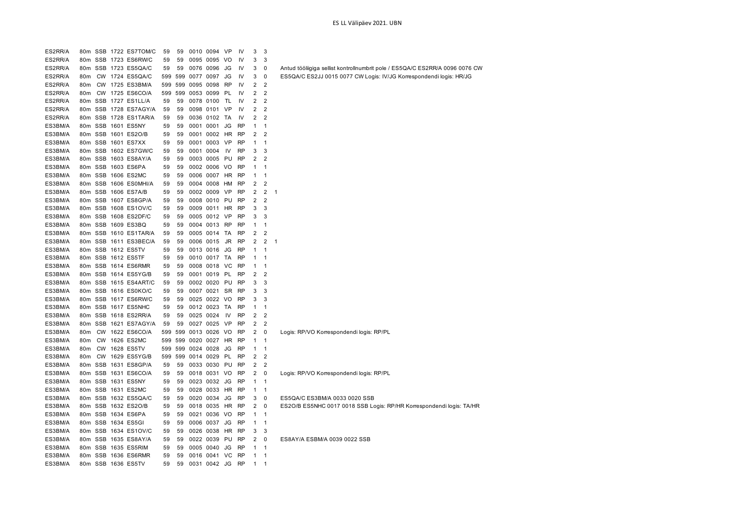| | | | | | | | | | | | | | | |
|---|---|---|---|---|---|---|---|---|---|---|---|---|---|---|
| ES2RR/A | 80m | SSB | 1722 | ES7TOM/C | 59 | 59 | 0010 | 0094 | VP | IV | 3 | 3 | | |
| ES2RR/A | 80m | SSB | 1723 | ES6RW/C | 59 | 59 | 0095 | 0095 | VO | IV | 3 | 3 | | |
| ES2RR/A | 80m | SSB | 1723 | ES5QA/C | 59 | 59 | 0076 | 0096 | JG | IV | 3 | 0 | | Antud tööliigiga sellist kontrollnumbrit pole / ES5QA/C ES2RR/A 0096 0076 CW |
| ES2RR/A | 80m | CW | 1724 | ES5QA/C | 599 | 599 | 0077 | 0097 | JG | IV | 3 | 0 | | ES5QA/C ES2JJ 0015 0077 CW Logis: IV/JG Korrespondendi logis: HR/JG |
| ES2RR/A | 80m | CW | 1725 | ES3BM/A | 599 | 599 | 0095 | 0098 | RP | IV | 2 | 2 | | |
| ES2RR/A | 80m | CW | 1725 | ES6CO/A | 599 | 599 | 0053 | 0099 | PL | IV | 2 | 2 | | |
| ES2RR/A | 80m | SSB | 1727 | ES1LL/A | 59 | 59 | 0078 | 0100 | TL | IV | 2 | 2 | | |
| ES2RR/A | 80m | SSB | 1728 | ES7AGY/A | 59 | 59 | 0098 | 0101 | VP | IV | 2 | 2 | | |
| ES2RR/A | 80m | SSB | 1728 | ES1TAR/A | 59 | 59 | 0036 | 0102 | TA | IV | 2 | 2 | | |
| ES3BM/A | 80m | SSB | 1601 | ES5NY | 59 | 59 | 0001 | 0001 | JG | RP | 1 | 1 | | |
| ES3BM/A | 80m | SSB | 1601 | ES2O/B | 59 | 59 | 0001 | 0002 | HR | RP | 2 | 2 | | |
| ES3BM/A | 80m | SSB | 1601 | ES7XX | 59 | 59 | 0001 | 0003 | VP | RP | 1 | 1 | | |
| ES3BM/A | 80m | SSB | 1602 | ES7GW/C | 59 | 59 | 0001 | 0004 | IV | RP | 3 | 3 | | |
| ES3BM/A | 80m | SSB | 1603 | ES8AY/A | 59 | 59 | 0003 | 0005 | PU | RP | 2 | 2 | | |
| ES3BM/A | 80m | SSB | 1603 | ES6PA | 59 | 59 | 0002 | 0006 | VO | RP | 1 | 1 | | |
| ES3BM/A | 80m | SSB | 1606 | ES2MC | 59 | 59 | 0006 | 0007 | HR | RP | 1 | 1 | | |
| ES3BM/A | 80m | SSB | 1606 | ES0MHI/A | 59 | 59 | 0004 | 0008 | HM | RP | 2 | 2 | | |
| ES3BM/A | 80m | SSB | 1606 | ES7A/B | 59 | 59 | 0002 | 0009 | VP | RP | 2 | 2 | 1 | |
| ES3BM/A | 80m | SSB | 1607 | ES8GP/A | 59 | 59 | 0008 | 0010 | PU | RP | 2 | 2 | | |
| ES3BM/A | 80m | SSB | 1608 | ES1OV/C | 59 | 59 | 0009 | 0011 | HR | RP | 3 | 3 | | |
| ES3BM/A | 80m | SSB | 1608 | ES2DF/C | 59 | 59 | 0005 | 0012 | VP | RP | 3 | 3 | | |
| ES3BM/A | 80m | SSB | 1609 | ES3BQ | 59 | 59 | 0004 | 0013 | RP | RP | 1 | 1 | | |
| ES3BM/A | 80m | SSB | 1610 | ES1TAR/A | 59 | 59 | 0005 | 0014 | TA | RP | 2 | 2 | | |
| ES3BM/A | 80m | SSB | 1611 | ES3BEC/A | 59 | 59 | 0006 | 0015 | JR | RP | 2 | 2 | 1 | |
| ES3BM/A | 80m | SSB | 1612 | ES5TV | 59 | 59 | 0013 | 0016 | JG | RP | 1 | 1 | | |
| ES3BM/A | 80m | SSB | 1612 | ES5TF | 59 | 59 | 0010 | 0017 | TA | RP | 1 | 1 | | |
| ES3BM/A | 80m | SSB | 1614 | ES6RMR | 59 | 59 | 0008 | 0018 | VC | RP | 1 | 1 | | |
| ES3BM/A | 80m | SSB | 1614 | ES5YG/B | 59 | 59 | 0001 | 0019 | PL | RP | 2 | 2 | | |
| ES3BM/A | 80m | SSB | 1615 | ES4ART/C | 59 | 59 | 0002 | 0020 | PU | RP | 3 | 3 | | |
| ES3BM/A | 80m | SSB | 1616 | ES0KO/C | 59 | 59 | 0007 | 0021 | SR | RP | 3 | 3 | | |
| ES3BM/A | 80m | SSB | 1617 | ES6RW/C | 59 | 59 | 0025 | 0022 | VO | RP | 3 | 3 | | |
| ES3BM/A | 80m | SSB | 1617 | ES5NHC | 59 | 59 | 0012 | 0023 | TA | RP | 1 | 1 | | |
| ES3BM/A | 80m | SSB | 1618 | ES2RR/A | 59 | 59 | 0025 | 0024 | IV | RP | 2 | 2 | | |
| ES3BM/A | 80m | SSB | 1621 | ES7AGY/A | 59 | 59 | 0027 | 0025 | VP | RP | 2 | 2 | | |
| ES3BM/A | 80m | CW | 1622 | ES6CO/A | 599 | 599 | 0013 | 0026 | VO | RP | 2 | 0 | | Logis: RP/VO Korrespondendi logis: RP/PL |
| ES3BM/A | 80m | CW | 1626 | ES2MC | 599 | 599 | 0020 | 0027 | HR | RP | 1 | 1 | | |
| ES3BM/A | 80m | CW | 1628 | ES5TV | 599 | 599 | 0024 | 0028 | JG | RP | 1 | 1 | | |
| ES3BM/A | 80m | CW | 1629 | ES5YG/B | 599 | 599 | 0014 | 0029 | PL | RP | 2 | 2 | | |
| ES3BM/A | 80m | SSB | 1631 | ES8GP/A | 59 | 59 | 0033 | 0030 | PU | RP | 2 | 2 | | |
| ES3BM/A | 80m | SSB | 1631 | ES6CO/A | 59 | 59 | 0018 | 0031 | VO | RP | 2 | 0 | | Logis: RP/VO Korrespondendi logis: RP/PL |
| ES3BM/A | 80m | SSB | 1631 | ES5NY | 59 | 59 | 0023 | 0032 | JG | RP | 1 | 1 | | |
| ES3BM/A | 80m | SSB | 1631 | ES2MC | 59 | 59 | 0028 | 0033 | HR | RP | 1 | 1 | | |
| ES3BM/A | 80m | SSB | 1632 | ES5QA/C | 59 | 59 | 0020 | 0034 | JG | RP | 3 | 0 | | ES5QA/C ES3BM/A 0033 0020 SSB |
| ES3BM/A | 80m | SSB | 1632 | ES2O/B | 59 | 59 | 0018 | 0035 | HR | RP | 2 | 0 | | ES2O/B ES5NHC 0017 0018 SSB Logis: RP/HR Korrespondendi logis: TA/HR |
| ES3BM/A | 80m | SSB | 1634 | ES6PA | 59 | 59 | 0021 | 0036 | VO | RP | 1 | 1 | | |
| ES3BM/A | 80m | SSB | 1634 | ES5GI | 59 | 59 | 0006 | 0037 | JG | RP | 1 | 1 | | |
| ES3BM/A | 80m | SSB | 1634 | ES1OV/C | 59 | 59 | 0026 | 0038 | HR | RP | 3 | 3 | | |
| ES3BM/A | 80m | SSB | 1635 | ES8AY/A | 59 | 59 | 0022 | 0039 | PU | RP | 2 | 0 | | ES8AY/A ESBM/A 0039 0022 SSB |
| ES3BM/A | 80m | SSB | 1635 | ES5RIM | 59 | 59 | 0005 | 0040 | JG | RP | 1 | 1 | | |
| ES3BM/A | 80m | SSB | 1636 | ES6RMR | 59 | 59 | 0016 | 0041 | VC | RP | 1 | 1 | | |
| ES3BM/A | 80m | SSB | 1636 | ES5TV | 59 | 59 | 0031 | 0042 | JG | RP | 1 | 1 | | |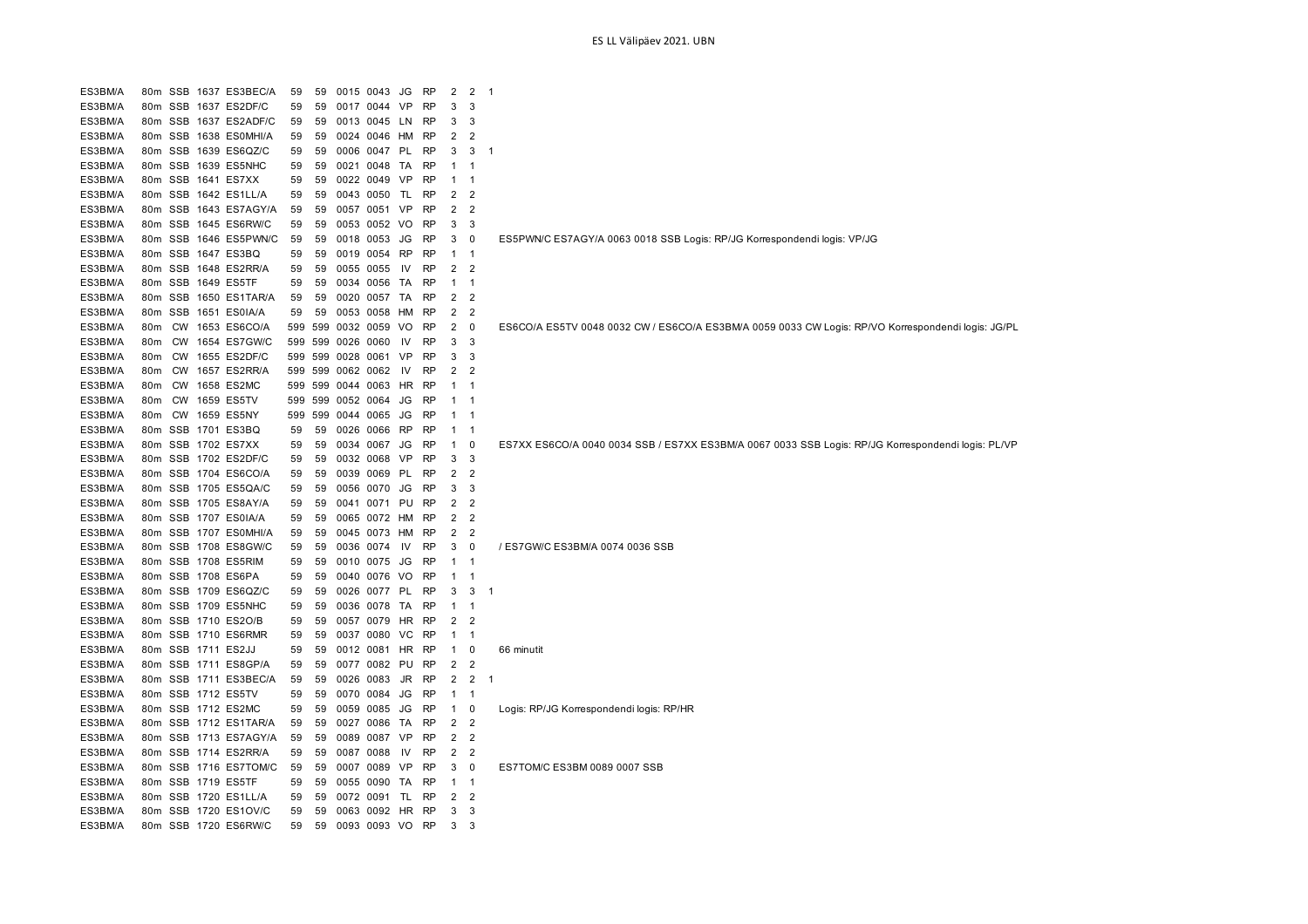# ES LL Välipäev 2021. UBN

| | | | | | | | | | | | | | | |
|---|---|---|---|---|---|---|---|---|---|---|---|---|---|---|
| ES3BM/A | 80m | SSB | 1637 | ES3BEC/A | 59 | 59 | 0015 | 0043 | JG | RP | 2 | 2 | 1 | |
| ES3BM/A | 80m | SSB | 1637 | ES2DF/C | 59 | 59 | 0017 | 0044 | VP | RP | 3 | 3 | | |
| ES3BM/A | 80m | SSB | 1637 | ES2ADF/C | 59 | 59 | 0013 | 0045 | LN | RP | 3 | 3 | | |
| ES3BM/A | 80m | SSB | 1638 | ES0MHI/A | 59 | 59 | 0024 | 0046 | HM | RP | 2 | 2 | | |
| ES3BM/A | 80m | SSB | 1639 | ES6QZ/C | 59 | 59 | 0006 | 0047 | PL | RP | 3 | 3 | 1 | |
| ES3BM/A | 80m | SSB | 1639 | ES5NHC | 59 | 59 | 0021 | 0048 | TA | RP | 1 | 1 | | |
| ES3BM/A | 80m | SSB | 1641 | ES7XX | 59 | 59 | 0022 | 0049 | VP | RP | 1 | 1 | | |
| ES3BM/A | 80m | SSB | 1642 | ES1LL/A | 59 | 59 | 0043 | 0050 | TL | RP | 2 | 2 | | |
| ES3BM/A | 80m | SSB | 1643 | ES7AGY/A | 59 | 59 | 0057 | 0051 | VP | RP | 2 | 2 | | |
| ES3BM/A | 80m | SSB | 1645 | ES6RW/C | 59 | 59 | 0053 | 0052 | VO | RP | 3 | 3 | | |
| ES3BM/A | 80m | SSB | 1646 | ES5PWN/C | 59 | 59 | 0018 | 0053 | JG | RP | 3 | 0 | | ES5PWN/C ES7AGY/A 0063 0018 SSB Logis: RP/JG Korrespondendi logis: VP/JG |
| ES3BM/A | 80m | SSB | 1647 | ES3BQ | 59 | 59 | 0019 | 0054 | RP | RP | 1 | 1 | | |
| ES3BM/A | 80m | SSB | 1648 | ES2RR/A | 59 | 59 | 0055 | 0055 | IV | RP | 2 | 2 | | |
| ES3BM/A | 80m | SSB | 1649 | ES5TF | 59 | 59 | 0034 | 0056 | TA | RP | 1 | 1 | | |
| ES3BM/A | 80m | SSB | 1650 | ES1TAR/A | 59 | 59 | 0020 | 0057 | TA | RP | 2 | 2 | | |
| ES3BM/A | 80m | SSB | 1651 | ES0IA/A | 59 | 59 | 0053 | 0058 | HM | RP | 2 | 2 | | |
| ES3BM/A | 80m | CW | 1653 | ES6CO/A | 599 | 599 | 0032 | 0059 | VO | RP | 2 | 0 | | ES6CO/A ES5TV 0048 0032 CW / ES6CO/A ES3BM/A 0059 0033 CW Logis: RP/VO Korrespondendi logis: JG/PL |
| ES3BM/A | 80m | CW | 1654 | ES7GW/C | 599 | 599 | 0026 | 0060 | IV | RP | 3 | 3 | | |
| ES3BM/A | 80m | CW | 1655 | ES2DF/C | 599 | 599 | 0028 | 0061 | VP | RP | 3 | 3 | | |
| ES3BM/A | 80m | CW | 1657 | ES2RR/A | 599 | 599 | 0062 | 0062 | IV | RP | 2 | 2 | | |
| ES3BM/A | 80m | CW | 1658 | ES2MC | 599 | 599 | 0044 | 0063 | HR | RP | 1 | 1 | | |
| ES3BM/A | 80m | CW | 1659 | ES5TV | 599 | 599 | 0052 | 0064 | JG | RP | 1 | 1 | | |
| ES3BM/A | 80m | CW | 1659 | ES5NY | 599 | 599 | 0044 | 0065 | JG | RP | 1 | 1 | | |
| ES3BM/A | 80m | SSB | 1701 | ES3BQ | 59 | 59 | 0026 | 0066 | RP | RP | 1 | 1 | | |
| ES3BM/A | 80m | SSB | 1702 | ES7XX | 59 | 59 | 0034 | 0067 | JG | RP | 1 | 0 | | ES7XX ES6CO/A 0040 0034 SSB / ES7XX ES3BM/A 0067 0033 SSB Logis: RP/JG Korrespondendi logis: PL/VP |
| ES3BM/A | 80m | SSB | 1702 | ES2DF/C | 59 | 59 | 0032 | 0068 | VP | RP | 3 | 3 | | |
| ES3BM/A | 80m | SSB | 1704 | ES6CO/A | 59 | 59 | 0039 | 0069 | PL | RP | 2 | 2 | | |
| ES3BM/A | 80m | SSB | 1705 | ES5QA/C | 59 | 59 | 0056 | 0070 | JG | RP | 3 | 3 | | |
| ES3BM/A | 80m | SSB | 1705 | ES8AY/A | 59 | 59 | 0041 | 0071 | PU | RP | 2 | 2 | | |
| ES3BM/A | 80m | SSB | 1707 | ES0IA/A | 59 | 59 | 0065 | 0072 | HM | RP | 2 | 2 | | |
| ES3BM/A | 80m | SSB | 1707 | ES0MHI/A | 59 | 59 | 0045 | 0073 | HM | RP | 2 | 2 | | |
| ES3BM/A | 80m | SSB | 1708 | ES8GW/C | 59 | 59 | 0036 | 0074 | IV | RP | 3 | 0 | | / ES7GW/C ES3BM/A 0074 0036 SSB |
| ES3BM/A | 80m | SSB | 1708 | ES5RIM | 59 | 59 | 0010 | 0075 | JG | RP | 1 | 1 | | |
| ES3BM/A | 80m | SSB | 1708 | ES6PA | 59 | 59 | 0040 | 0076 | VO | RP | 1 | 1 | | |
| ES3BM/A | 80m | SSB | 1709 | ES6QZ/C | 59 | 59 | 0026 | 0077 | PL | RP | 3 | 3 | 1 | |
| ES3BM/A | 80m | SSB | 1709 | ES5NHC | 59 | 59 | 0036 | 0078 | TA | RP | 1 | 1 | | |
| ES3BM/A | 80m | SSB | 1710 | ES2O/B | 59 | 59 | 0057 | 0079 | HR | RP | 2 | 2 | | |
| ES3BM/A | 80m | SSB | 1710 | ES6RMR | 59 | 59 | 0037 | 0080 | VC | RP | 1 | 1 | | |
| ES3BM/A | 80m | SSB | 1711 | ES2JJ | 59 | 59 | 0012 | 0081 | HR | RP | 1 | 0 | | 66 minutit |
| ES3BM/A | 80m | SSB | 1711 | ES8GP/A | 59 | 59 | 0077 | 0082 | PU | RP | 2 | 2 | | |
| ES3BM/A | 80m | SSB | 1711 | ES3BEC/A | 59 | 59 | 0026 | 0083 | JR | RP | 2 | 2 | 1 | |
| ES3BM/A | 80m | SSB | 1712 | ES5TV | 59 | 59 | 0070 | 0084 | JG | RP | 1 | 1 | | |
| ES3BM/A | 80m | SSB | 1712 | ES2MC | 59 | 59 | 0059 | 0085 | JG | RP | 1 | 0 | | Logis: RP/JG Korrespondendi logis: RP/HR |
| ES3BM/A | 80m | SSB | 1712 | ES1TAR/A | 59 | 59 | 0027 | 0086 | TA | RP | 2 | 2 | | |
| ES3BM/A | 80m | SSB | 1713 | ES7AGY/A | 59 | 59 | 0089 | 0087 | VP | RP | 2 | 2 | | |
| ES3BM/A | 80m | SSB | 1714 | ES2RR/A | 59 | 59 | 0087 | 0088 | IV | RP | 2 | 2 | | |
| ES3BM/A | 80m | SSB | 1716 | ES7TOM/C | 59 | 59 | 0007 | 0089 | VP | RP | 3 | 0 | | ES7TOM/C ES3BM 0089 0007 SSB |
| ES3BM/A | 80m | SSB | 1719 | ES5TF | 59 | 59 | 0055 | 0090 | TA | RP | 1 | 1 | | |
| ES3BM/A | 80m | SSB | 1720 | ES1LL/A | 59 | 59 | 0072 | 0091 | TL | RP | 2 | 2 | | |
| ES3BM/A | 80m | SSB | 1720 | ES1OV/C | 59 | 59 | 0063 | 0092 | HR | RP | 3 | 3 | | |
| ES3BM/A | 80m | SSB | 1720 | ES6RW/C | 59 | 59 | 0093 | 0093 | VO | RP | 3 | 3 | | |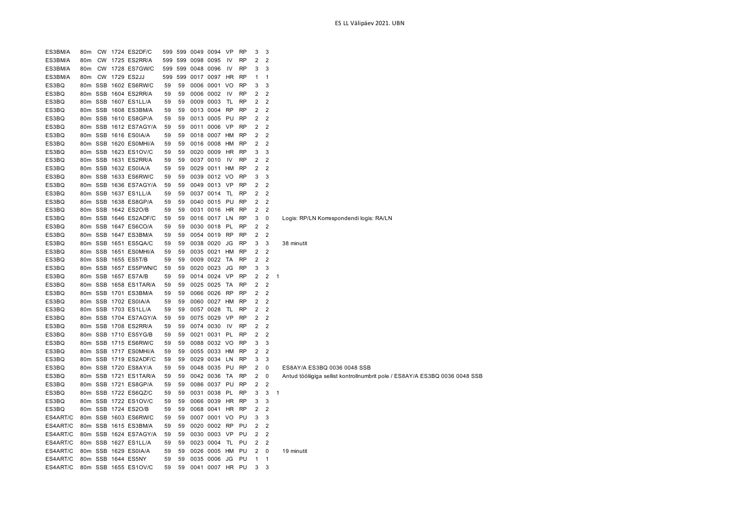| | | | | | | | | | | | | | | |
|---|---|---|---|---|---|---|---|---|---|---|---|---|---|---|
| ES3BM/A | 80m | CW | 1724 | ES2DF/C | 599 | 599 | 0049 | 0094 | VP | RP | 3 | 3 | | |
| ES3BM/A | 80m | CW | 1725 | ES2RR/A | 599 | 599 | 0098 | 0095 | IV | RP | 2 | 2 | | |
| ES3BM/A | 80m | CW | 1728 | ES7GW/C | 599 | 599 | 0048 | 0096 | IV | RP | 3 | 3 | | |
| ES3BM/A | 80m | CW | 1729 | ES2JJ | 599 | 599 | 0017 | 0097 | HR | RP | 1 | 1 | | |
| ES3BQ | 80m | SSB | 1602 | ES6RW/C | 59 | 59 | 0006 | 0001 | VO | RP | 3 | 3 | | |
| ES3BQ | 80m | SSB | 1604 | ES2RR/A | 59 | 59 | 0006 | 0002 | IV | RP | 2 | 2 | | |
| ES3BQ | 80m | SSB | 1607 | ES1LL/A | 59 | 59 | 0009 | 0003 | TL | RP | 2 | 2 | | |
| ES3BQ | 80m | SSB | 1608 | ES3BM/A | 59 | 59 | 0013 | 0004 | RP | RP | 2 | 2 | | |
| ES3BQ | 80m | SSB | 1610 | ES8GP/A | 59 | 59 | 0013 | 0005 | PU | RP | 2 | 2 | | |
| ES3BQ | 80m | SSB | 1612 | ES7AGY/A | 59 | 59 | 0011 | 0006 | VP | RP | 2 | 2 | | |
| ES3BQ | 80m | SSB | 1616 | ES0IA/A | 59 | 59 | 0018 | 0007 | HM | RP | 2 | 2 | | |
| ES3BQ | 80m | SSB | 1620 | ES0MHI/A | 59 | 59 | 0016 | 0008 | HM | RP | 2 | 2 | | |
| ES3BQ | 80m | SSB | 1623 | ES1OV/C | 59 | 59 | 0020 | 0009 | HR | RP | 3 | 3 | | |
| ES3BQ | 80m | SSB | 1631 | ES2RR/A | 59 | 59 | 0037 | 0010 | IV | RP | 2 | 2 | | |
| ES3BQ | 80m | SSB | 1632 | ES0IA/A | 59 | 59 | 0029 | 0011 | HM | RP | 2 | 2 | | |
| ES3BQ | 80m | SSB | 1633 | ES6RW/C | 59 | 59 | 0039 | 0012 | VO | RP | 3 | 3 | | |
| ES3BQ | 80m | SSB | 1636 | ES7AGY/A | 59 | 59 | 0049 | 0013 | VP | RP | 2 | 2 | | |
| ES3BQ | 80m | SSB | 1637 | ES1LL/A | 59 | 59 | 0037 | 0014 | TL | RP | 2 | 2 | | |
| ES3BQ | 80m | SSB | 1638 | ES8GP/A | 59 | 59 | 0040 | 0015 | PU | RP | 2 | 2 | | |
| ES3BQ | 80m | SSB | 1642 | ES2O/B | 59 | 59 | 0031 | 0016 | HR | RP | 2 | 2 | | |
| ES3BQ | 80m | SSB | 1646 | ES2ADF/C | 59 | 59 | 0016 | 0017 | LN | RP | 3 | 0 | | Logis: RP/LN Korrespondendi logis: RA/LN |
| ES3BQ | 80m | SSB | 1647 | ES6CO/A | 59 | 59 | 0030 | 0018 | PL | RP | 2 | 2 | | |
| ES3BQ | 80m | SSB | 1647 | ES3BM/A | 59 | 59 | 0054 | 0019 | RP | RP | 2 | 2 | | |
| ES3BQ | 80m | SSB | 1651 | ES5QA/C | 59 | 59 | 0038 | 0020 | JG | RP | 3 | 3 | | 38 minutit |
| ES3BQ | 80m | SSB | 1651 | ES0MHI/A | 59 | 59 | 0035 | 0021 | HM | RP | 2 | 2 | | |
| ES3BQ | 80m | SSB | 1655 | ES5T/B | 59 | 59 | 0009 | 0022 | TA | RP | 2 | 2 | | |
| ES3BQ | 80m | SSB | 1657 | ES5PWN/C | 59 | 59 | 0020 | 0023 | JG | RP | 3 | 3 | | |
| ES3BQ | 80m | SSB | 1657 | ES7A/B | 59 | 59 | 0014 | 0024 | VP | RP | 2 | 2 | 1 | |
| ES3BQ | 80m | SSB | 1658 | ES1TAR/A | 59 | 59 | 0025 | 0025 | TA | RP | 2 | 2 | | |
| ES3BQ | 80m | SSB | 1701 | ES3BM/A | 59 | 59 | 0066 | 0026 | RP | RP | 2 | 2 | | |
| ES3BQ | 80m | SSB | 1702 | ES0IA/A | 59 | 59 | 0060 | 0027 | HM | RP | 2 | 2 | | |
| ES3BQ | 80m | SSB | 1703 | ES1LL/A | 59 | 59 | 0057 | 0028 | TL | RP | 2 | 2 | | |
| ES3BQ | 80m | SSB | 1704 | ES7AGY/A | 59 | 59 | 0075 | 0029 | VP | RP | 2 | 2 | | |
| ES3BQ | 80m | SSB | 1708 | ES2RR/A | 59 | 59 | 0074 | 0030 | IV | RP | 2 | 2 | | |
| ES3BQ | 80m | SSB | 1710 | ES5YG/B | 59 | 59 | 0021 | 0031 | PL | RP | 2 | 2 | | |
| ES3BQ | 80m | SSB | 1715 | ES6RW/C | 59 | 59 | 0088 | 0032 | VO | RP | 3 | 3 | | |
| ES3BQ | 80m | SSB | 1717 | ES0MHI/A | 59 | 59 | 0055 | 0033 | HM | RP | 2 | 2 | | |
| ES3BQ | 80m | SSB | 1719 | ES2ADF/C | 59 | 59 | 0029 | 0034 | LN | RP | 3 | 3 | | |
| ES3BQ | 80m | SSB | 1720 | ES8AY/A | 59 | 59 | 0048 | 0035 | PU | RP | 2 | 0 | | ES8AY/A ES3BQ 0036 0048 SSB |
| ES3BQ | 80m | SSB | 1721 | ES1TAR/A | 59 | 59 | 0042 | 0036 | TA | RP | 2 | 0 | | Antud tööliigiga sellist kontrollnumbrit pole / ES8AY/A ES3BQ 0036 0048 SSB |
| ES3BQ | 80m | SSB | 1721 | ES8GP/A | 59 | 59 | 0086 | 0037 | PU | RP | 2 | 2 | | |
| ES3BQ | 80m | SSB | 1722 | ES6QZ/C | 59 | 59 | 0031 | 0038 | PL | RP | 3 | 3 | 1 | |
| ES3BQ | 80m | SSB | 1722 | ES1OV/C | 59 | 59 | 0066 | 0039 | HR | RP | 3 | 3 | | |
| ES3BQ | 80m | SSB | 1724 | ES2O/B | 59 | 59 | 0068 | 0041 | HR | RP | 2 | 2 | | |
| ES4ART/C | 80m | SSB | 1603 | ES6RW/C | 59 | 59 | 0007 | 0001 | VO | PU | 3 | 3 | | |
| ES4ART/C | 80m | SSB | 1615 | ES3BM/A | 59 | 59 | 0020 | 0002 | RP | PU | 2 | 2 | | |
| ES4ART/C | 80m | SSB | 1624 | ES7AGY/A | 59 | 59 | 0030 | 0003 | VP | PU | 2 | 2 | | |
| ES4ART/C | 80m | SSB | 1627 | ES1LL/A | 59 | 59 | 0023 | 0004 | TL | PU | 2 | 2 | | |
| ES4ART/C | 80m | SSB | 1629 | ES0IA/A | 59 | 59 | 0026 | 0005 | HM | PU | 2 | 0 | | 19 minutit |
| ES4ART/C | 80m | SSB | 1644 | ES5NY | 59 | 59 | 0035 | 0006 | JG | PU | 1 | 1 | | |
| ES4ART/C | 80m | SSB | 1655 | ES1OV/C | 59 | 59 | 0041 | 0007 | HR | PU | 3 | 3 | | |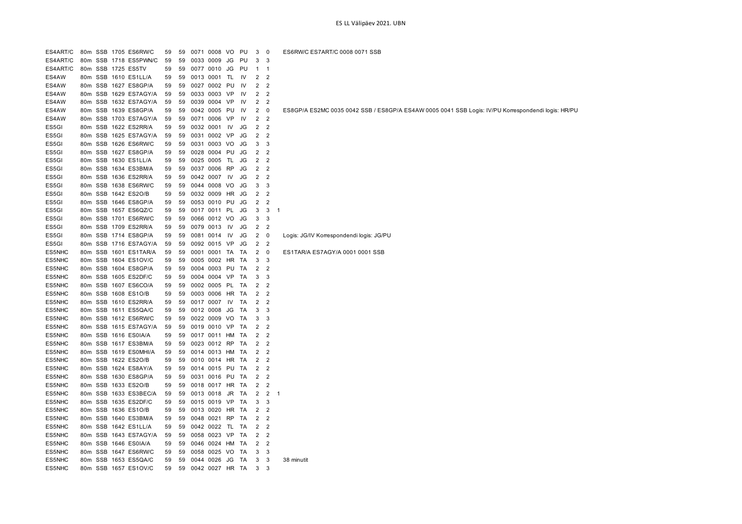ES LL Välipäev 2021. UBN

| | | | | | | | | | | | | | | |
|---|---|---|---|---|---|---|---|---|---|---|---|---|---|---|
| ES4ART/C | 80m | SSB | 1705 | ES6RW/C | 59 | 59 | 0071 | 0008 | VO | PU | 3 | 0 | | ES6RW/C ES7ART/C 0008 0071 SSB |
| ES4ART/C | 80m | SSB | 1718 | ES5PWN/C | 59 | 59 | 0033 | 0009 | JG | PU | 3 | 3 | | |
| ES4ART/C | 80m | SSB | 1725 | ES5TV | 59 | 59 | 0077 | 0010 | JG | PU | 1 | 1 | | |
| ES4AW | 80m | SSB | 1610 | ES1LL/A | 59 | 59 | 0013 | 0001 | TL | IV | 2 | 2 | | |
| ES4AW | 80m | SSB | 1627 | ES8GP/A | 59 | 59 | 0027 | 0002 | PU | IV | 2 | 2 | | |
| ES4AW | 80m | SSB | 1629 | ES7AGY/A | 59 | 59 | 0033 | 0003 | VP | IV | 2 | 2 | | |
| ES4AW | 80m | SSB | 1632 | ES7AGY/A | 59 | 59 | 0039 | 0004 | VP | IV | 2 | 2 | | |
| ES4AW | 80m | SSB | 1639 | ES8GP/A | 59 | 59 | 0042 | 0005 | PU | IV | 2 | 0 | | ES8GP/A ES2MC 0035 0042 SSB / ES8GP/A ES4AW 0005 0041 SSB Logis: IV/PU Korrespondendi logis: HR/PU |
| ES4AW | 80m | SSB | 1703 | ES7AGY/A | 59 | 59 | 0071 | 0006 | VP | IV | 2 | 2 | | |
| ES5GI | 80m | SSB | 1622 | ES2RR/A | 59 | 59 | 0032 | 0001 | IV | JG | 2 | 2 | | |
| ES5GI | 80m | SSB | 1625 | ES7AGY/A | 59 | 59 | 0031 | 0002 | VP | JG | 2 | 2 | | |
| ES5GI | 80m | SSB | 1626 | ES6RW/C | 59 | 59 | 0031 | 0003 | VO | JG | 3 | 3 | | |
| ES5GI | 80m | SSB | 1627 | ES8GP/A | 59 | 59 | 0028 | 0004 | PU | JG | 2 | 2 | | |
| ES5GI | 80m | SSB | 1630 | ES1LL/A | 59 | 59 | 0025 | 0005 | TL | JG | 2 | 2 | | |
| ES5GI | 80m | SSB | 1634 | ES3BM/A | 59 | 59 | 0037 | 0006 | RP | JG | 2 | 2 | | |
| ES5GI | 80m | SSB | 1636 | ES2RR/A | 59 | 59 | 0042 | 0007 | IV | JG | 2 | 2 | | |
| ES5GI | 80m | SSB | 1638 | ES6RW/C | 59 | 59 | 0044 | 0008 | VO | JG | 3 | 3 | | |
| ES5GI | 80m | SSB | 1642 | ES2O/B | 59 | 59 | 0032 | 0009 | HR | JG | 2 | 2 | | |
| ES5GI | 80m | SSB | 1646 | ES8GP/A | 59 | 59 | 0053 | 0010 | PU | JG | 2 | 2 | | |
| ES5GI | 80m | SSB | 1657 | ES6QZ/C | 59 | 59 | 0017 | 0011 | PL | JG | 3 | 3 | 1 | |
| ES5GI | 80m | SSB | 1701 | ES6RW/C | 59 | 59 | 0066 | 0012 | VO | JG | 3 | 3 | | |
| ES5GI | 80m | SSB | 1709 | ES2RR/A | 59 | 59 | 0079 | 0013 | IV | JG | 2 | 2 | | |
| ES5GI | 80m | SSB | 1714 | ES8GP/A | 59 | 59 | 0081 | 0014 | IV | JG | 2 | 0 | | Logis: JG/IV Korrespondendi logis: JG/PU |
| ES5GI | 80m | SSB | 1716 | ES7AGY/A | 59 | 59 | 0092 | 0015 | VP | JG | 2 | 2 | | |
| ES5NHC | 80m | SSB | 1601 | ES1TAR/A | 59 | 59 | 0001 | 0001 | TA | TA | 2 | 0 | | ES1TAR/A ES7AGY/A 0001 0001 SSB |
| ES5NHC | 80m | SSB | 1604 | ES1OV/C | 59 | 59 | 0005 | 0002 | HR | TA | 3 | 3 | | |
| ES5NHC | 80m | SSB | 1604 | ES8GP/A | 59 | 59 | 0004 | 0003 | PU | TA | 2 | 2 | | |
| ES5NHC | 80m | SSB | 1605 | ES2DF/C | 59 | 59 | 0004 | 0004 | VP | TA | 3 | 3 | | |
| ES5NHC | 80m | SSB | 1607 | ES6CO/A | 59 | 59 | 0002 | 0005 | PL | TA | 2 | 2 | | |
| ES5NHC | 80m | SSB | 1608 | ES1O/B | 59 | 59 | 0003 | 0006 | HR | TA | 2 | 2 | | |
| ES5NHC | 80m | SSB | 1610 | ES2RR/A | 59 | 59 | 0017 | 0007 | IV | TA | 2 | 2 | | |
| ES5NHC | 80m | SSB | 1611 | ES5QA/C | 59 | 59 | 0012 | 0008 | JG | TA | 3 | 3 | | |
| ES5NHC | 80m | SSB | 1612 | ES6RW/C | 59 | 59 | 0022 | 0009 | VO | TA | 3 | 3 | | |
| ES5NHC | 80m | SSB | 1615 | ES7AGY/A | 59 | 59 | 0019 | 0010 | VP | TA | 2 | 2 | | |
| ES5NHC | 80m | SSB | 1616 | ES0IA/A | 59 | 59 | 0017 | 0011 | HM | TA | 2 | 2 | | |
| ES5NHC | 80m | SSB | 1617 | ES3BM/A | 59 | 59 | 0023 | 0012 | RP | TA | 2 | 2 | | |
| ES5NHC | 80m | SSB | 1619 | ES0MHI/A | 59 | 59 | 0014 | 0013 | HM | TA | 2 | 2 | | |
| ES5NHC | 80m | SSB | 1622 | ES2O/B | 59 | 59 | 0010 | 0014 | HR | TA | 2 | 2 | | |
| ES5NHC | 80m | SSB | 1624 | ES8AY/A | 59 | 59 | 0014 | 0015 | PU | TA | 2 | 2 | | |
| ES5NHC | 80m | SSB | 1630 | ES8GP/A | 59 | 59 | 0031 | 0016 | PU | TA | 2 | 2 | | |
| ES5NHC | 80m | SSB | 1633 | ES2O/B | 59 | 59 | 0018 | 0017 | HR | TA | 2 | 2 | | |
| ES5NHC | 80m | SSB | 1633 | ES3BEC/A | 59 | 59 | 0013 | 0018 | JR | TA | 2 | 2 | 1 | |
| ES5NHC | 80m | SSB | 1635 | ES2DF/C | 59 | 59 | 0015 | 0019 | VP | TA | 3 | 3 | | |
| ES5NHC | 80m | SSB | 1636 | ES1O/B | 59 | 59 | 0013 | 0020 | HR | TA | 2 | 2 | | |
| ES5NHC | 80m | SSB | 1640 | ES3BM/A | 59 | 59 | 0048 | 0021 | RP | TA | 2 | 2 | | |
| ES5NHC | 80m | SSB | 1642 | ES1LL/A | 59 | 59 | 0042 | 0022 | TL | TA | 2 | 2 | | |
| ES5NHC | 80m | SSB | 1643 | ES7AGY/A | 59 | 59 | 0058 | 0023 | VP | TA | 2 | 2 | | |
| ES5NHC | 80m | SSB | 1646 | ES0IA/A | 59 | 59 | 0046 | 0024 | HM | TA | 2 | 2 | | |
| ES5NHC | 80m | SSB | 1647 | ES6RW/C | 59 | 59 | 0058 | 0025 | VO | TA | 3 | 3 | | |
| ES5NHC | 80m | SSB | 1653 | ES5QA/C | 59 | 59 | 0044 | 0026 | JG | TA | 3 | 3 | | 38 minutit |
| ES5NHC | 80m | SSB | 1657 | ES1OV/C | 59 | 59 | 0042 | 0027 | HR | TA | 3 | 3 | | |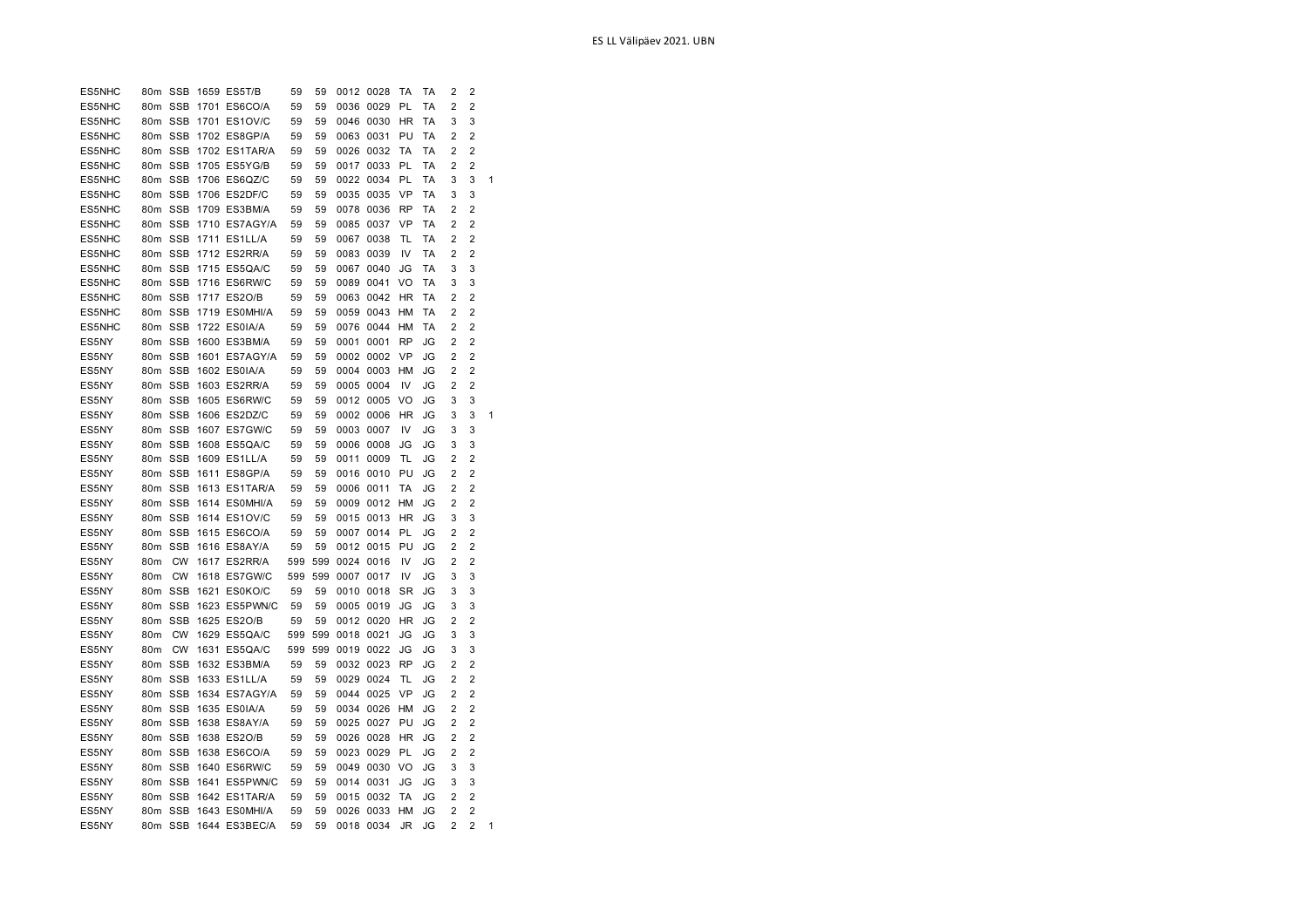| | | | | | | | | | | | | | |
|---|---|---|---|---|---|---|---|---|---|---|---|---|---|
| ES5NHC | 80m | SSB | 1659 | ES5T/B | 59 | 59 | 0012 | 0028 | TA | TA | 2 | 2 | |
| ES5NHC | 80m | SSB | 1701 | ES6CO/A | 59 | 59 | 0036 | 0029 | PL | TA | 2 | 2 | |
| ES5NHC | 80m | SSB | 1701 | ES1OV/C | 59 | 59 | 0046 | 0030 | HR | TA | 3 | 3 | |
| ES5NHC | 80m | SSB | 1702 | ES8GP/A | 59 | 59 | 0063 | 0031 | PU | TA | 2 | 2 | |
| ES5NHC | 80m | SSB | 1702 | ES1TAR/A | 59 | 59 | 0026 | 0032 | TA | TA | 2 | 2 | |
| ES5NHC | 80m | SSB | 1705 | ES5YG/B | 59 | 59 | 0017 | 0033 | PL | TA | 2 | 2 | |
| ES5NHC | 80m | SSB | 1706 | ES6QZ/C | 59 | 59 | 0022 | 0034 | PL | TA | 3 | 3 | 1 |
| ES5NHC | 80m | SSB | 1706 | ES2DF/C | 59 | 59 | 0035 | 0035 | VP | TA | 3 | 3 | |
| ES5NHC | 80m | SSB | 1709 | ES3BM/A | 59 | 59 | 0078 | 0036 | RP | TA | 2 | 2 | |
| ES5NHC | 80m | SSB | 1710 | ES7AGY/A | 59 | 59 | 0085 | 0037 | VP | TA | 2 | 2 | |
| ES5NHC | 80m | SSB | 1711 | ES1LL/A | 59 | 59 | 0067 | 0038 | TL | TA | 2 | 2 | |
| ES5NHC | 80m | SSB | 1712 | ES2RR/A | 59 | 59 | 0083 | 0039 | IV | TA | 2 | 2 | |
| ES5NHC | 80m | SSB | 1715 | ES5QA/C | 59 | 59 | 0067 | 0040 | JG | TA | 3 | 3 | |
| ES5NHC | 80m | SSB | 1716 | ES6RW/C | 59 | 59 | 0089 | 0041 | VO | TA | 3 | 3 | |
| ES5NHC | 80m | SSB | 1717 | ES2O/B | 59 | 59 | 0063 | 0042 | HR | TA | 2 | 2 | |
| ES5NHC | 80m | SSB | 1719 | ES0MHI/A | 59 | 59 | 0059 | 0043 | HM | TA | 2 | 2 | |
| ES5NHC | 80m | SSB | 1722 | ES0IA/A | 59 | 59 | 0076 | 0044 | HM | TA | 2 | 2 | |
| ES5NY | 80m | SSB | 1600 | ES3BM/A | 59 | 59 | 0001 | 0001 | RP | JG | 2 | 2 | |
| ES5NY | 80m | SSB | 1601 | ES7AGY/A | 59 | 59 | 0002 | 0002 | VP | JG | 2 | 2 | |
| ES5NY | 80m | SSB | 1602 | ES0IA/A | 59 | 59 | 0004 | 0003 | HM | JG | 2 | 2 | |
| ES5NY | 80m | SSB | 1603 | ES2RR/A | 59 | 59 | 0005 | 0004 | IV | JG | 2 | 2 | |
| ES5NY | 80m | SSB | 1605 | ES6RW/C | 59 | 59 | 0012 | 0005 | VO | JG | 3 | 3 | |
| ES5NY | 80m | SSB | 1606 | ES2DZ/C | 59 | 59 | 0002 | 0006 | HR | JG | 3 | 3 | 1 |
| ES5NY | 80m | SSB | 1607 | ES7GW/C | 59 | 59 | 0003 | 0007 | IV | JG | 3 | 3 | |
| ES5NY | 80m | SSB | 1608 | ES5QA/C | 59 | 59 | 0006 | 0008 | JG | JG | 3 | 3 | |
| ES5NY | 80m | SSB | 1609 | ES1LL/A | 59 | 59 | 0011 | 0009 | TL | JG | 2 | 2 | |
| ES5NY | 80m | SSB | 1611 | ES8GP/A | 59 | 59 | 0016 | 0010 | PU | JG | 2 | 2 | |
| ES5NY | 80m | SSB | 1613 | ES1TAR/A | 59 | 59 | 0006 | 0011 | TA | JG | 2 | 2 | |
| ES5NY | 80m | SSB | 1614 | ES0MHI/A | 59 | 59 | 0009 | 0012 | HM | JG | 2 | 2 | |
| ES5NY | 80m | SSB | 1614 | ES1OV/C | 59 | 59 | 0015 | 0013 | HR | JG | 3 | 3 | |
| ES5NY | 80m | SSB | 1615 | ES6CO/A | 59 | 59 | 0007 | 0014 | PL | JG | 2 | 2 | |
| ES5NY | 80m | SSB | 1616 | ES8AY/A | 59 | 59 | 0012 | 0015 | PU | JG | 2 | 2 | |
| ES5NY | 80m | CW | 1617 | ES2RR/A | 599 | 599 | 0024 | 0016 | IV | JG | 2 | 2 | |
| ES5NY | 80m | CW | 1618 | ES7GW/C | 599 | 599 | 0007 | 0017 | IV | JG | 3 | 3 | |
| ES5NY | 80m | SSB | 1621 | ES0KO/C | 59 | 59 | 0010 | 0018 | SR | JG | 3 | 3 | |
| ES5NY | 80m | SSB | 1623 | ES5PWN/C | 59 | 59 | 0005 | 0019 | JG | JG | 3 | 3 | |
| ES5NY | 80m | SSB | 1625 | ES2O/B | 59 | 59 | 0012 | 0020 | HR | JG | 2 | 2 | |
| ES5NY | 80m | CW | 1629 | ES5QA/C | 599 | 599 | 0018 | 0021 | JG | JG | 3 | 3 | |
| ES5NY | 80m | CW | 1631 | ES5QA/C | 599 | 599 | 0019 | 0022 | JG | JG | 3 | 3 | |
| ES5NY | 80m | SSB | 1632 | ES3BM/A | 59 | 59 | 0032 | 0023 | RP | JG | 2 | 2 | |
| ES5NY | 80m | SSB | 1633 | ES1LL/A | 59 | 59 | 0029 | 0024 | TL | JG | 2 | 2 | |
| ES5NY | 80m | SSB | 1634 | ES7AGY/A | 59 | 59 | 0044 | 0025 | VP | JG | 2 | 2 | |
| ES5NY | 80m | SSB | 1635 | ES0IA/A | 59 | 59 | 0034 | 0026 | HM | JG | 2 | 2 | |
| ES5NY | 80m | SSB | 1638 | ES8AY/A | 59 | 59 | 0025 | 0027 | PU | JG | 2 | 2 | |
| ES5NY | 80m | SSB | 1638 | ES2O/B | 59 | 59 | 0026 | 0028 | HR | JG | 2 | 2 | |
| ES5NY | 80m | SSB | 1638 | ES6CO/A | 59 | 59 | 0023 | 0029 | PL | JG | 2 | 2 | |
| ES5NY | 80m | SSB | 1640 | ES6RW/C | 59 | 59 | 0049 | 0030 | VO | JG | 3 | 3 | |
| ES5NY | 80m | SSB | 1641 | ES5PWN/C | 59 | 59 | 0014 | 0031 | JG | JG | 3 | 3 | |
| ES5NY | 80m | SSB | 1642 | ES1TAR/A | 59 | 59 | 0015 | 0032 | TA | JG | 2 | 2 | |
| ES5NY | 80m | SSB | 1643 | ES0MHI/A | 59 | 59 | 0026 | 0033 | HM | JG | 2 | 2 | |
| ES5NY | 80m | SSB | 1644 | ES3BEC/A | 59 | 59 | 0018 | 0034 | JR | JG | 2 | 2 | 1 |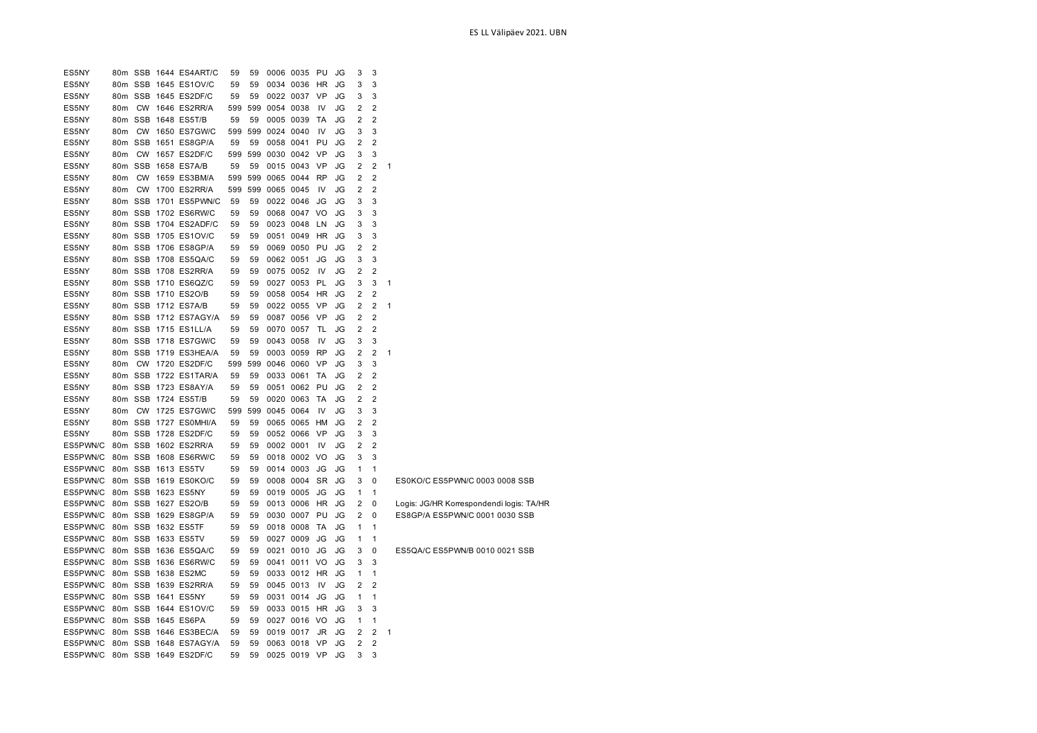| | | | | | | | | | | | | | | |
|---|---|---|---|---|---|---|---|---|---|---|---|---|---|---|
| ES5NY | 80m | SSB | 1644 | ES4ART/C | 59 | 59 | 0006 | 0035 | PU | JG | 3 | 3 | | |
| ES5NY | 80m | SSB | 1645 | ES1OV/C | 59 | 59 | 0034 | 0036 | HR | JG | 3 | 3 | | |
| ES5NY | 80m | SSB | 1645 | ES2DF/C | 59 | 59 | 0022 | 0037 | VP | JG | 3 | 3 | | |
| ES5NY | 80m | CW | 1646 | ES2RR/A | 599 | 599 | 0054 | 0038 | IV | JG | 2 | 2 | | |
| ES5NY | 80m | SSB | 1648 | ES5T/B | 59 | 59 | 0005 | 0039 | TA | JG | 2 | 2 | | |
| ES5NY | 80m | CW | 1650 | ES7GW/C | 599 | 599 | 0024 | 0040 | IV | JG | 3 | 3 | | |
| ES5NY | 80m | SSB | 1651 | ES8GP/A | 59 | 59 | 0058 | 0041 | PU | JG | 2 | 2 | | |
| ES5NY | 80m | CW | 1657 | ES2DF/C | 599 | 599 | 0030 | 0042 | VP | JG | 3 | 3 | | |
| ES5NY | 80m | SSB | 1658 | ES7A/B | 59 | 59 | 0015 | 0043 | VP | JG | 2 | 2 | 1 | |
| ES5NY | 80m | CW | 1659 | ES3BM/A | 599 | 599 | 0065 | 0044 | RP | JG | 2 | 2 | | |
| ES5NY | 80m | CW | 1700 | ES2RR/A | 599 | 599 | 0065 | 0045 | IV | JG | 2 | 2 | | |
| ES5NY | 80m | SSB | 1701 | ES5PWN/C | 59 | 59 | 0022 | 0046 | JG | JG | 3 | 3 | | |
| ES5NY | 80m | SSB | 1702 | ES6RW/C | 59 | 59 | 0068 | 0047 | VO | JG | 3 | 3 | | |
| ES5NY | 80m | SSB | 1704 | ES2ADF/C | 59 | 59 | 0023 | 0048 | LN | JG | 3 | 3 | | |
| ES5NY | 80m | SSB | 1705 | ES1OV/C | 59 | 59 | 0051 | 0049 | HR | JG | 3 | 3 | | |
| ES5NY | 80m | SSB | 1706 | ES8GP/A | 59 | 59 | 0069 | 0050 | PU | JG | 2 | 2 | | |
| ES5NY | 80m | SSB | 1708 | ES5QA/C | 59 | 59 | 0062 | 0051 | JG | JG | 3 | 3 | | |
| ES5NY | 80m | SSB | 1708 | ES2RR/A | 59 | 59 | 0075 | 0052 | IV | JG | 2 | 2 | | |
| ES5NY | 80m | SSB | 1710 | ES6QZ/C | 59 | 59 | 0027 | 0053 | PL | JG | 3 | 3 | 1 | |
| ES5NY | 80m | SSB | 1710 | ES2O/B | 59 | 59 | 0058 | 0054 | HR | JG | 2 | 2 | | |
| ES5NY | 80m | SSB | 1712 | ES7A/B | 59 | 59 | 0022 | 0055 | VP | JG | 2 | 2 | 1 | |
| ES5NY | 80m | SSB | 1712 | ES7AGY/A | 59 | 59 | 0087 | 0056 | VP | JG | 2 | 2 | | |
| ES5NY | 80m | SSB | 1715 | ES1LL/A | 59 | 59 | 0070 | 0057 | TL | JG | 2 | 2 | | |
| ES5NY | 80m | SSB | 1718 | ES7GW/C | 59 | 59 | 0043 | 0058 | IV | JG | 3 | 3 | | |
| ES5NY | 80m | SSB | 1719 | ES3HEA/A | 59 | 59 | 0003 | 0059 | RP | JG | 2 | 2 | 1 | |
| ES5NY | 80m | CW | 1720 | ES2DF/C | 599 | 599 | 0046 | 0060 | VP | JG | 3 | 3 | | |
| ES5NY | 80m | SSB | 1722 | ES1TAR/A | 59 | 59 | 0033 | 0061 | TA | JG | 2 | 2 | | |
| ES5NY | 80m | SSB | 1723 | ES8AY/A | 59 | 59 | 0051 | 0062 | PU | JG | 2 | 2 | | |
| ES5NY | 80m | SSB | 1724 | ES5T/B | 59 | 59 | 0020 | 0063 | TA | JG | 2 | 2 | | |
| ES5NY | 80m | CW | 1725 | ES7GW/C | 599 | 599 | 0045 | 0064 | IV | JG | 3 | 3 | | |
| ES5NY | 80m | SSB | 1727 | ES0MHI/A | 59 | 59 | 0065 | 0065 | HM | JG | 2 | 2 | | |
| ES5NY | 80m | SSB | 1728 | ES2DF/C | 59 | 59 | 0052 | 0066 | VP | JG | 3 | 3 | | |
| ES5PWN/C | 80m | SSB | 1602 | ES2RR/A | 59 | 59 | 0002 | 0001 | IV | JG | 2 | 2 | | |
| ES5PWN/C | 80m | SSB | 1608 | ES6RW/C | 59 | 59 | 0018 | 0002 | VO | JG | 3 | 3 | | |
| ES5PWN/C | 80m | SSB | 1613 | ES5TV | 59 | 59 | 0014 | 0003 | JG | JG | 1 | 1 | | |
| ES5PWN/C | 80m | SSB | 1619 | ES0KO/C | 59 | 59 | 0008 | 0004 | SR | JG | 3 | 0 | | ES0KO/C ES5PWN/C 0003 0008 SSB |
| ES5PWN/C | 80m | SSB | 1623 | ES5NY | 59 | 59 | 0019 | 0005 | JG | JG | 1 | 1 | | |
| ES5PWN/C | 80m | SSB | 1627 | ES2O/B | 59 | 59 | 0013 | 0006 | HR | JG | 2 | 0 | | Logis: JG/HR Korrespondendi logis: TA/HR |
| ES5PWN/C | 80m | SSB | 1629 | ES8GP/A | 59 | 59 | 0030 | 0007 | PU | JG | 2 | 0 | | ES8GP/A ES5PWN/C 0001 0030 SSB |
| ES5PWN/C | 80m | SSB | 1632 | ES5TF | 59 | 59 | 0018 | 0008 | TA | JG | 1 | 1 | | |
| ES5PWN/C | 80m | SSB | 1633 | ES5TV | 59 | 59 | 0027 | 0009 | JG | JG | 1 | 1 | | |
| ES5PWN/C | 80m | SSB | 1636 | ES5QA/C | 59 | 59 | 0021 | 0010 | JG | JG | 3 | 0 | | ES5QA/C ES5PWN/B 0010 0021 SSB |
| ES5PWN/C | 80m | SSB | 1636 | ES6RW/C | 59 | 59 | 0041 | 0011 | VO | JG | 3 | 3 | | |
| ES5PWN/C | 80m | SSB | 1638 | ES2MC | 59 | 59 | 0033 | 0012 | HR | JG | 1 | 1 | | |
| ES5PWN/C | 80m | SSB | 1639 | ES2RR/A | 59 | 59 | 0045 | 0013 | IV | JG | 2 | 2 | | |
| ES5PWN/C | 80m | SSB | 1641 | ES5NY | 59 | 59 | 0031 | 0014 | JG | JG | 1 | 1 | | |
| ES5PWN/C | 80m | SSB | 1644 | ES1OV/C | 59 | 59 | 0033 | 0015 | HR | JG | 3 | 3 | | |
| ES5PWN/C | 80m | SSB | 1645 | ES6PA | 59 | 59 | 0027 | 0016 | VO | JG | 1 | 1 | | |
| ES5PWN/C | 80m | SSB | 1646 | ES3BEC/A | 59 | 59 | 0019 | 0017 | JR | JG | 2 | 2 | 1 | |
| ES5PWN/C | 80m | SSB | 1648 | ES7AGY/A | 59 | 59 | 0063 | 0018 | VP | JG | 2 | 2 | | |
| ES5PWN/C | 80m | SSB | 1649 | ES2DF/C | 59 | 59 | 0025 | 0019 | VP | JG | 3 | 3 | | |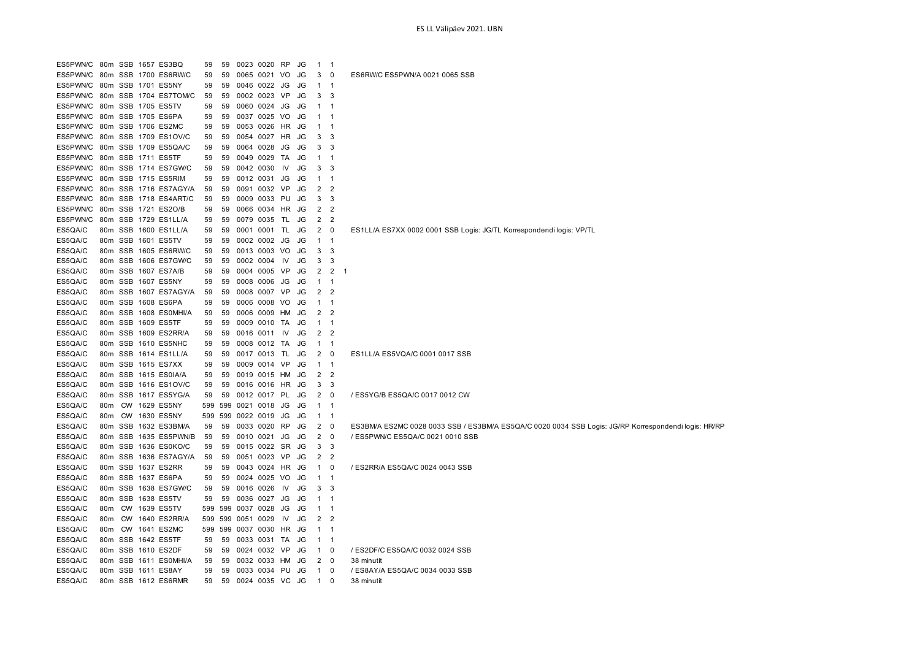# ES LL Välipäev 2021. UBN

| | | | | | | | | | | | | | | |
|---|---|---|---|---|---|---|---|---|---|---|---|---|---|---|
| ES5PWN/C | 80m | SSB | 1657 | ES3BQ | 59 | 59 | 0023 | 0020 | RP | JG | 1 | 1 | | |
| ES5PWN/C | 80m | SSB | 1700 | ES6RW/C | 59 | 59 | 0065 | 0021 | VO | JG | 3 | 0 | | ES6RW/C ES5PWN/A 0021 0065 SSB |
| ES5PWN/C | 80m | SSB | 1701 | ES5NY | 59 | 59 | 0046 | 0022 | JG | JG | 1 | 1 | | |
| ES5PWN/C | 80m | SSB | 1704 | ES7TOM/C | 59 | 59 | 0002 | 0023 | VP | JG | 3 | 3 | | |
| ES5PWN/C | 80m | SSB | 1705 | ES5TV | 59 | 59 | 0060 | 0024 | JG | JG | 1 | 1 | | |
| ES5PWN/C | 80m | SSB | 1705 | ES6PA | 59 | 59 | 0037 | 0025 | VO | JG | 1 | 1 | | |
| ES5PWN/C | 80m | SSB | 1706 | ES2MC | 59 | 59 | 0053 | 0026 | HR | JG | 1 | 1 | | |
| ES5PWN/C | 80m | SSB | 1709 | ES1OV/C | 59 | 59 | 0054 | 0027 | HR | JG | 3 | 3 | | |
| ES5PWN/C | 80m | SSB | 1709 | ES5QA/C | 59 | 59 | 0064 | 0028 | JG | JG | 3 | 3 | | |
| ES5PWN/C | 80m | SSB | 1711 | ES5TF | 59 | 59 | 0049 | 0029 | TA | JG | 1 | 1 | | |
| ES5PWN/C | 80m | SSB | 1714 | ES7GW/C | 59 | 59 | 0042 | 0030 | IV | JG | 3 | 3 | | |
| ES5PWN/C | 80m | SSB | 1715 | ES5RIM | 59 | 59 | 0012 | 0031 | JG | JG | 1 | 1 | | |
| ES5PWN/C | 80m | SSB | 1716 | ES7AGY/A | 59 | 59 | 0091 | 0032 | VP | JG | 2 | 2 | | |
| ES5PWN/C | 80m | SSB | 1718 | ES4ART/C | 59 | 59 | 0009 | 0033 | PU | JG | 3 | 3 | | |
| ES5PWN/C | 80m | SSB | 1721 | ES2O/B | 59 | 59 | 0066 | 0034 | HR | JG | 2 | 2 | | |
| ES5PWN/C | 80m | SSB | 1729 | ES1LL/A | 59 | 59 | 0079 | 0035 | TL | JG | 2 | 2 | | |
| ES5QA/C | 80m | SSB | 1600 | ES1LL/A | 59 | 59 | 0001 | 0001 | TL | JG | 2 | 0 | | ES1LL/A ES7XX 0002 0001 SSB Logis: JG/TL Korrespondendi logis: VP/TL |
| ES5QA/C | 80m | SSB | 1601 | ES5TV | 59 | 59 | 0002 | 0002 | JG | JG | 1 | 1 | | |
| ES5QA/C | 80m | SSB | 1605 | ES6RW/C | 59 | 59 | 0013 | 0003 | VO | JG | 3 | 3 | | |
| ES5QA/C | 80m | SSB | 1606 | ES7GW/C | 59 | 59 | 0002 | 0004 | IV | JG | 3 | 3 | | |
| ES5QA/C | 80m | SSB | 1607 | ES7A/B | 59 | 59 | 0004 | 0005 | VP | JG | 2 | 2 | 1 | |
| ES5QA/C | 80m | SSB | 1607 | ES5NY | 59 | 59 | 0008 | 0006 | JG | JG | 1 | 1 | | |
| ES5QA/C | 80m | SSB | 1607 | ES7AGY/A | 59 | 59 | 0008 | 0007 | VP | JG | 2 | 2 | | |
| ES5QA/C | 80m | SSB | 1608 | ES6PA | 59 | 59 | 0006 | 0008 | VO | JG | 1 | 1 | | |
| ES5QA/C | 80m | SSB | 1608 | ES0MHI/A | 59 | 59 | 0006 | 0009 | HM | JG | 2 | 2 | | |
| ES5QA/C | 80m | SSB | 1609 | ES5TF | 59 | 59 | 0009 | 0010 | TA | JG | 1 | 1 | | |
| ES5QA/C | 80m | SSB | 1609 | ES2RR/A | 59 | 59 | 0016 | 0011 | IV | JG | 2 | 2 | | |
| ES5QA/C | 80m | SSB | 1610 | ES5NHC | 59 | 59 | 0008 | 0012 | TA | JG | 1 | 1 | | |
| ES5QA/C | 80m | SSB | 1614 | ES1LL/A | 59 | 59 | 0017 | 0013 | TL | JG | 2 | 0 | | ES1LL/A ES5VQA/C 0001 0017 SSB |
| ES5QA/C | 80m | SSB | 1615 | ES7XX | 59 | 59 | 0009 | 0014 | VP | JG | 1 | 1 | | |
| ES5QA/C | 80m | SSB | 1615 | ES0IA/A | 59 | 59 | 0019 | 0015 | HM | JG | 2 | 2 | | |
| ES5QA/C | 80m | SSB | 1616 | ES1OV/C | 59 | 59 | 0016 | 0016 | HR | JG | 3 | 3 | | |
| ES5QA/C | 80m | SSB | 1617 | ES5YG/A | 59 | 59 | 0012 | 0017 | PL | JG | 2 | 0 | | / ES5YG/B ES5QA/C 0017 0012 CW |
| ES5QA/C | 80m | CW | 1629 | ES5NY | 599 | 599 | 0021 | 0018 | JG | JG | 1 | 1 | | |
| ES5QA/C | 80m | CW | 1630 | ES5NY | 599 | 599 | 0022 | 0019 | JG | JG | 1 | 1 | | |
| ES5QA/C | 80m | SSB | 1632 | ES3BM/A | 59 | 59 | 0033 | 0020 | RP | JG | 2 | 0 | | ES3BM/A ES2MC 0028 0033 SSB / ES3BM/A ES5QA/C 0020 0034 SSB Logis: JG/RP Korrespondendi logis: HR/RP |
| ES5QA/C | 80m | SSB | 1635 | ES5PWN/B | 59 | 59 | 0010 | 0021 | JG | JG | 2 | 0 | | / ES5PWN/C ES5QA/C 0021 0010 SSB |
| ES5QA/C | 80m | SSB | 1636 | ES0KO/C | 59 | 59 | 0015 | 0022 | SR | JG | 3 | 3 | | |
| ES5QA/C | 80m | SSB | 1636 | ES7AGY/A | 59 | 59 | 0051 | 0023 | VP | JG | 2 | 2 | | |
| ES5QA/C | 80m | SSB | 1637 | ES2RR | 59 | 59 | 0043 | 0024 | HR | JG | 1 | 0 | | / ES2RR/A ES5QA/C 0024 0043 SSB |
| ES5QA/C | 80m | SSB | 1637 | ES6PA | 59 | 59 | 0024 | 0025 | VO | JG | 1 | 1 | | |
| ES5QA/C | 80m | SSB | 1638 | ES7GW/C | 59 | 59 | 0016 | 0026 | IV | JG | 3 | 3 | | |
| ES5QA/C | 80m | SSB | 1638 | ES5TV | 59 | 59 | 0036 | 0027 | JG | JG | 1 | 1 | | |
| ES5QA/C | 80m | CW | 1639 | ES5TV | 599 | 599 | 0037 | 0028 | JG | JG | 1 | 1 | | |
| ES5QA/C | 80m | CW | 1640 | ES2RR/A | 599 | 599 | 0051 | 0029 | IV | JG | 2 | 2 | | |
| ES5QA/C | 80m | CW | 1641 | ES2MC | 599 | 599 | 0037 | 0030 | HR | JG | 1 | 1 | | |
| ES5QA/C | 80m | SSB | 1642 | ES5TF | 59 | 59 | 0033 | 0031 | TA | JG | 1 | 1 | | |
| ES5QA/C | 80m | SSB | 1610 | ES2DF | 59 | 59 | 0024 | 0032 | VP | JG | 1 | 0 | | / ES2DF/C ES5QA/C 0032 0024 SSB |
| ES5QA/C | 80m | SSB | 1611 | ES0MHI/A | 59 | 59 | 0032 | 0033 | HM | JG | 2 | 0 | | 38 minutit |
| ES5QA/C | 80m | SSB | 1611 | ES8AY | 59 | 59 | 0033 | 0034 | PU | JG | 1 | 0 | | / ES8AY/A ES5QA/C 0034 0033 SSB |
| ES5QA/C | 80m | SSB | 1612 | ES6RMR | 59 | 59 | 0024 | 0035 | VC | JG | 1 | 0 | | 38 minutit |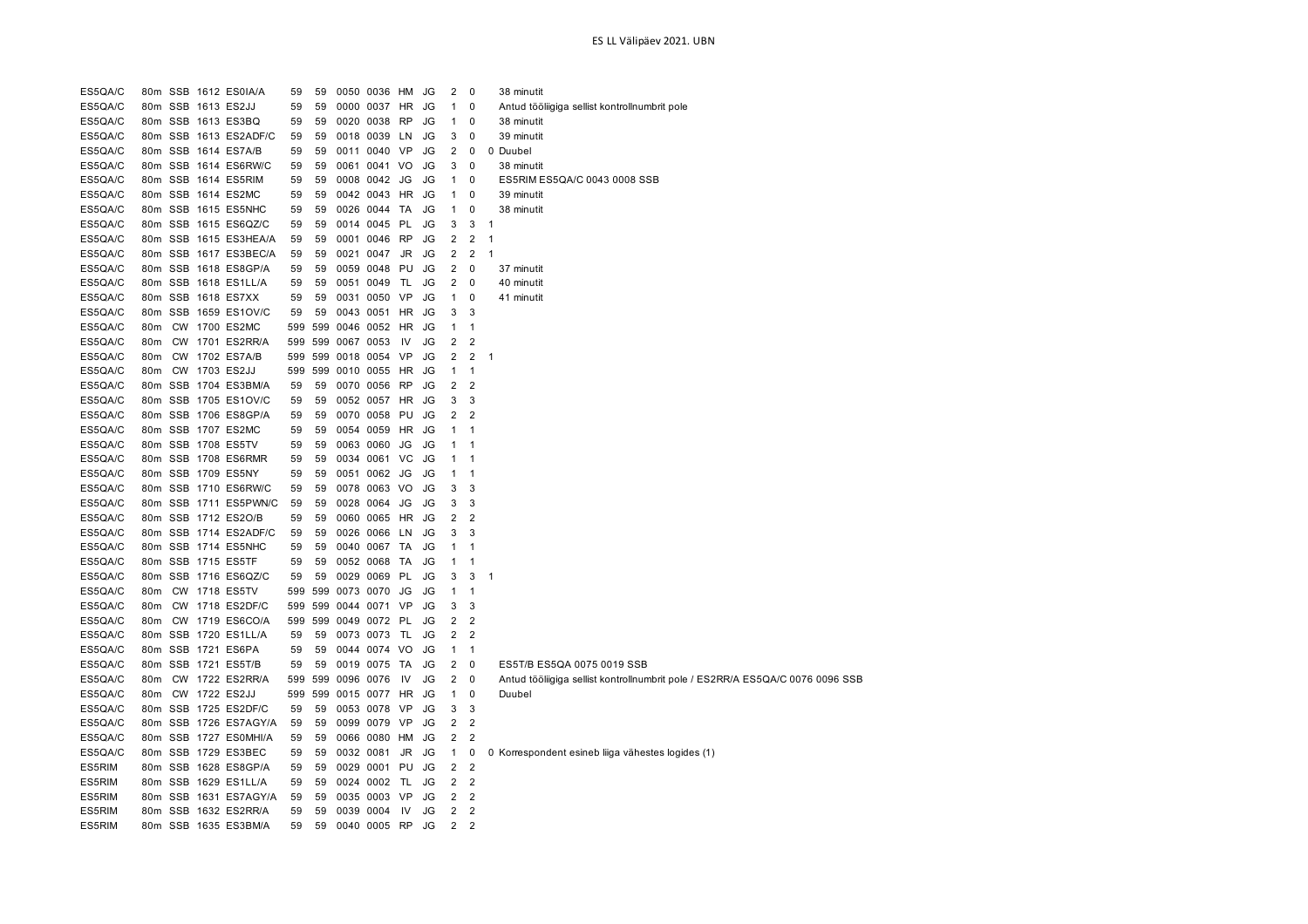| | | | | | | | | | | | | | | |
|---|---|---|---|---|---|---|---|---|---|---|---|---|---|---|
| ES5QA/C | 80m | SSB | 1612 | ES0IA/A | 59 | 59 | 0050 | 0036 | HM | JG | 2 | 0 | | 38 minutit |
| ES5QA/C | 80m | SSB | 1613 | ES2JJ | 59 | 59 | 0000 | 0037 | HR | JG | 1 | 0 | | Antud tööliigiga sellist kontrollnumbrit pole |
| ES5QA/C | 80m | SSB | 1613 | ES3BQ | 59 | 59 | 0020 | 0038 | RP | JG | 1 | 0 | | 38 minutit |
| ES5QA/C | 80m | SSB | 1613 | ES2ADF/C | 59 | 59 | 0018 | 0039 | LN | JG | 3 | 0 | | 39 minutit |
| ES5QA/C | 80m | SSB | 1614 | ES7A/B | 59 | 59 | 0011 | 0040 | VP | JG | 2 | 0 | 0 | Duubel |
| ES5QA/C | 80m | SSB | 1614 | ES6RW/C | 59 | 59 | 0061 | 0041 | VO | JG | 3 | 0 | | 38 minutit |
| ES5QA/C | 80m | SSB | 1614 | ES5RIM | 59 | 59 | 0008 | 0042 | JG | JG | 1 | 0 | | ES5RIM ES5QA/C 0043 0008 SSB |
| ES5QA/C | 80m | SSB | 1614 | ES2MC | 59 | 59 | 0042 | 0043 | HR | JG | 1 | 0 | | 39 minutit |
| ES5QA/C | 80m | SSB | 1615 | ES5NHC | 59 | 59 | 0026 | 0044 | TA | JG | 1 | 0 | | 38 minutit |
| ES5QA/C | 80m | SSB | 1615 | ES6QZ/C | 59 | 59 | 0014 | 0045 | PL | JG | 3 | 3 | 1 | |
| ES5QA/C | 80m | SSB | 1615 | ES3HEA/A | 59 | 59 | 0001 | 0046 | RP | JG | 2 | 2 | 1 | |
| ES5QA/C | 80m | SSB | 1617 | ES3BEC/A | 59 | 59 | 0021 | 0047 | JR | JG | 2 | 2 | 1 | |
| ES5QA/C | 80m | SSB | 1618 | ES8GP/A | 59 | 59 | 0059 | 0048 | PU | JG | 2 | 0 | | 37 minutit |
| ES5QA/C | 80m | SSB | 1618 | ES1LL/A | 59 | 59 | 0051 | 0049 | TL | JG | 2 | 0 | | 40 minutit |
| ES5QA/C | 80m | SSB | 1618 | ES7XX | 59 | 59 | 0031 | 0050 | VP | JG | 1 | 0 | | 41 minutit |
| ES5QA/C | 80m | SSB | 1659 | ES1OV/C | 59 | 59 | 0043 | 0051 | HR | JG | 3 | 3 | | |
| ES5QA/C | 80m | CW | 1700 | ES2MC | 599 | 599 | 0046 | 0052 | HR | JG | 1 | 1 | | |
| ES5QA/C | 80m | CW | 1701 | ES2RR/A | 599 | 599 | 0067 | 0053 | IV | JG | 2 | 2 | | |
| ES5QA/C | 80m | CW | 1702 | ES7A/B | 599 | 599 | 0018 | 0054 | VP | JG | 2 | 2 | 1 | |
| ES5QA/C | 80m | CW | 1703 | ES2JJ | 599 | 599 | 0010 | 0055 | HR | JG | 1 | 1 | | |
| ES5QA/C | 80m | SSB | 1704 | ES3BM/A | 59 | 59 | 0070 | 0056 | RP | JG | 2 | 2 | | |
| ES5QA/C | 80m | SSB | 1705 | ES1OV/C | 59 | 59 | 0052 | 0057 | HR | JG | 3 | 3 | | |
| ES5QA/C | 80m | SSB | 1706 | ES8GP/A | 59 | 59 | 0070 | 0058 | PU | JG | 2 | 2 | | |
| ES5QA/C | 80m | SSB | 1707 | ES2MC | 59 | 59 | 0054 | 0059 | HR | JG | 1 | 1 | | |
| ES5QA/C | 80m | SSB | 1708 | ES5TV | 59 | 59 | 0063 | 0060 | JG | JG | 1 | 1 | | |
| ES5QA/C | 80m | SSB | 1708 | ES6RMR | 59 | 59 | 0034 | 0061 | VC | JG | 1 | 1 | | |
| ES5QA/C | 80m | SSB | 1709 | ES5NY | 59 | 59 | 0051 | 0062 | JG | JG | 1 | 1 | | |
| ES5QA/C | 80m | SSB | 1710 | ES6RW/C | 59 | 59 | 0078 | 0063 | VO | JG | 3 | 3 | | |
| ES5QA/C | 80m | SSB | 1711 | ES5PWN/C | 59 | 59 | 0028 | 0064 | JG | JG | 3 | 3 | | |
| ES5QA/C | 80m | SSB | 1712 | ES2O/B | 59 | 59 | 0060 | 0065 | HR | JG | 2 | 2 | | |
| ES5QA/C | 80m | SSB | 1714 | ES2ADF/C | 59 | 59 | 0026 | 0066 | LN | JG | 3 | 3 | | |
| ES5QA/C | 80m | SSB | 1714 | ES5NHC | 59 | 59 | 0040 | 0067 | TA | JG | 1 | 1 | | |
| ES5QA/C | 80m | SSB | 1715 | ES5TF | 59 | 59 | 0052 | 0068 | TA | JG | 1 | 1 | | |
| ES5QA/C | 80m | SSB | 1716 | ES6QZ/C | 59 | 59 | 0029 | 0069 | PL | JG | 3 | 3 | 1 | |
| ES5QA/C | 80m | CW | 1718 | ES5TV | 599 | 599 | 0073 | 0070 | JG | JG | 1 | 1 | | |
| ES5QA/C | 80m | CW | 1718 | ES2DF/C | 599 | 599 | 0044 | 0071 | VP | JG | 3 | 3 | | |
| ES5QA/C | 80m | CW | 1719 | ES6CO/A | 599 | 599 | 0049 | 0072 | PL | JG | 2 | 2 | | |
| ES5QA/C | 80m | SSB | 1720 | ES1LL/A | 59 | 59 | 0073 | 0073 | TL | JG | 2 | 2 | | |
| ES5QA/C | 80m | SSB | 1721 | ES6PA | 59 | 59 | 0044 | 0074 | VO | JG | 1 | 1 | | |
| ES5QA/C | 80m | SSB | 1721 | ES5T/B | 59 | 59 | 0019 | 0075 | TA | JG | 2 | 0 | | ES5T/B ES5QA 0075 0019 SSB |
| ES5QA/C | 80m | CW | 1722 | ES2RR/A | 599 | 599 | 0096 | 0076 | IV | JG | 2 | 0 | | Antud tööliigiga sellist kontrollnumbrit pole / ES2RR/A ES5QA/C 0076 0096 SSB |
| ES5QA/C | 80m | CW | 1722 | ES2JJ | 599 | 599 | 0015 | 0077 | HR | JG | 1 | 0 | | Duubel |
| ES5QA/C | 80m | SSB | 1725 | ES2DF/C | 59 | 59 | 0053 | 0078 | VP | JG | 3 | 3 | | |
| ES5QA/C | 80m | SSB | 1726 | ES7AGY/A | 59 | 59 | 0099 | 0079 | VP | JG | 2 | 2 | | |
| ES5QA/C | 80m | SSB | 1727 | ES0MHI/A | 59 | 59 | 0066 | 0080 | HM | JG | 2 | 2 | | |
| ES5QA/C | 80m | SSB | 1729 | ES3BEC | 59 | 59 | 0032 | 0081 | JR | JG | 1 | 0 | 0 | Korrespondent esineb liiga vähestes logides (1) |
| ES5RIM | 80m | SSB | 1628 | ES8GP/A | 59 | 59 | 0029 | 0001 | PU | JG | 2 | 2 | | |
| ES5RIM | 80m | SSB | 1629 | ES1LL/A | 59 | 59 | 0024 | 0002 | TL | JG | 2 | 2 | | |
| ES5RIM | 80m | SSB | 1631 | ES7AGY/A | 59 | 59 | 0035 | 0003 | VP | JG | 2 | 2 | | |
| ES5RIM | 80m | SSB | 1632 | ES2RR/A | 59 | 59 | 0039 | 0004 | IV | JG | 2 | 2 | | |
| ES5RIM | 80m | SSB | 1635 | ES3BM/A | 59 | 59 | 0040 | 0005 | RP | JG | 2 | 2 | | |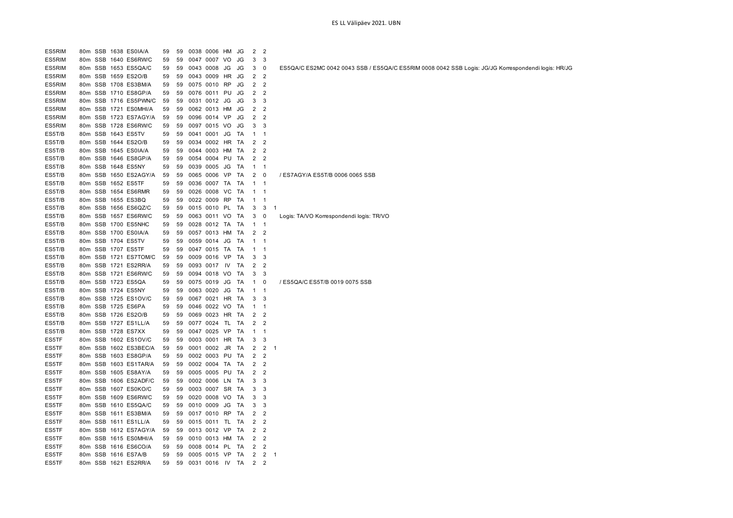| | | | | | | | | | | | | | | |
|---|---|---|---|---|---|---|---|---|---|---|---|---|---|---|
| ES5RIM | 80m | SSB | 1638 | ES0IA/A | 59 | 59 | 0038 | 0006 | HM | JG | 2 | 2 | | |
| ES5RIM | 80m | SSB | 1640 | ES6RW/C | 59 | 59 | 0047 | 0007 | VO | JG | 3 | 3 | | |
| ES5RIM | 80m | SSB | 1653 | ES5QA/C | 59 | 59 | 0043 | 0008 | JG | JG | 3 | 0 | | ES5QA/C ES2MC 0042 0043 SSB / ES5QA/C ES5RIM 0008 0042 SSB Logis: JG/JG Korrespondendi logis: HR/JG |
| ES5RIM | 80m | SSB | 1659 | ES2O/B | 59 | 59 | 0043 | 0009 | HR | JG | 2 | 2 | | |
| ES5RIM | 80m | SSB | 1708 | ES3BM/A | 59 | 59 | 0075 | 0010 | RP | JG | 2 | 2 | | |
| ES5RIM | 80m | SSB | 1710 | ES8GP/A | 59 | 59 | 0076 | 0011 | PU | JG | 2 | 2 | | |
| ES5RIM | 80m | SSB | 1716 | ES5PWN/C | 59 | 59 | 0031 | 0012 | JG | JG | 3 | 3 | | |
| ES5RIM | 80m | SSB | 1721 | ES0MHI/A | 59 | 59 | 0062 | 0013 | HM | JG | 2 | 2 | | |
| ES5RIM | 80m | SSB | 1723 | ES7AGY/A | 59 | 59 | 0096 | 0014 | VP | JG | 2 | 2 | | |
| ES5RIM | 80m | SSB | 1728 | ES6RW/C | 59 | 59 | 0097 | 0015 | VO | JG | 3 | 3 | | |
| ES5T/B | 80m | SSB | 1643 | ES5TV | 59 | 59 | 0041 | 0001 | JG | TA | 1 | 1 | | |
| ES5T/B | 80m | SSB | 1644 | ES2O/B | 59 | 59 | 0034 | 0002 | HR | TA | 2 | 2 | | |
| ES5T/B | 80m | SSB | 1645 | ES0IA/A | 59 | 59 | 0044 | 0003 | HM | TA | 2 | 2 | | |
| ES5T/B | 80m | SSB | 1646 | ES8GP/A | 59 | 59 | 0054 | 0004 | PU | TA | 2 | 2 | | |
| ES5T/B | 80m | SSB | 1648 | ES5NY | 59 | 59 | 0039 | 0005 | JG | TA | 1 | 1 | | |
| ES5T/B | 80m | SSB | 1650 | ES2AGY/A | 59 | 59 | 0065 | 0006 | VP | TA | 2 | 0 | | / ES7AGY/A ES5T/B 0006 0065 SSB |
| ES5T/B | 80m | SSB | 1652 | ES5TF | 59 | 59 | 0036 | 0007 | TA | TA | 1 | 1 | | |
| ES5T/B | 80m | SSB | 1654 | ES6RMR | 59 | 59 | 0026 | 0008 | VC | TA | 1 | 1 | | |
| ES5T/B | 80m | SSB | 1655 | ES3BQ | 59 | 59 | 0022 | 0009 | RP | TA | 1 | 1 | | |
| ES5T/B | 80m | SSB | 1656 | ES6QZ/C | 59 | 59 | 0015 | 0010 | PL | TA | 3 | 3 | 1 | |
| ES5T/B | 80m | SSB | 1657 | ES6RW/C | 59 | 59 | 0063 | 0011 | VO | TA | 3 | 0 | | Logis: TA/VO Korrespondendi logis: TR/VO |
| ES5T/B | 80m | SSB | 1700 | ES5NHC | 59 | 59 | 0028 | 0012 | TA | TA | 1 | 1 | | |
| ES5T/B | 80m | SSB | 1700 | ES0IA/A | 59 | 59 | 0057 | 0013 | HM | TA | 2 | 2 | | |
| ES5T/B | 80m | SSB | 1704 | ES5TV | 59 | 59 | 0059 | 0014 | JG | TA | 1 | 1 | | |
| ES5T/B | 80m | SSB | 1707 | ES5TF | 59 | 59 | 0047 | 0015 | TA | TA | 1 | 1 | | |
| ES5T/B | 80m | SSB | 1721 | ES7TOM/C | 59 | 59 | 0009 | 0016 | VP | TA | 3 | 3 | | |
| ES5T/B | 80m | SSB | 1721 | ES2RR/A | 59 | 59 | 0093 | 0017 | IV | TA | 2 | 2 | | |
| ES5T/B | 80m | SSB | 1721 | ES6RW/C | 59 | 59 | 0094 | 0018 | VO | TA | 3 | 3 | | |
| ES5T/B | 80m | SSB | 1723 | ES5QA | 59 | 59 | 0075 | 0019 | JG | TA | 1 | 0 | | / ES5QA/C ES5T/B 0019 0075 SSB |
| ES5T/B | 80m | SSB | 1724 | ES5NY | 59 | 59 | 0063 | 0020 | JG | TA | 1 | 1 | | |
| ES5T/B | 80m | SSB | 1725 | ES1OV/C | 59 | 59 | 0067 | 0021 | HR | TA | 3 | 3 | | |
| ES5T/B | 80m | SSB | 1725 | ES6PA | 59 | 59 | 0046 | 0022 | VO | TA | 1 | 1 | | |
| ES5T/B | 80m | SSB | 1726 | ES2O/B | 59 | 59 | 0069 | 0023 | HR | TA | 2 | 2 | | |
| ES5T/B | 80m | SSB | 1727 | ES1LL/A | 59 | 59 | 0077 | 0024 | TL | TA | 2 | 2 | | |
| ES5T/B | 80m | SSB | 1728 | ES7XX | 59 | 59 | 0047 | 0025 | VP | TA | 1 | 1 | | |
| ES5TF | 80m | SSB | 1602 | ES1OV/C | 59 | 59 | 0003 | 0001 | HR | TA | 3 | 3 | | |
| ES5TF | 80m | SSB | 1602 | ES3BEC/A | 59 | 59 | 0001 | 0002 | JR | TA | 2 | 2 | 1 | |
| ES5TF | 80m | SSB | 1603 | ES8GP/A | 59 | 59 | 0002 | 0003 | PU | TA | 2 | 2 | | |
| ES5TF | 80m | SSB | 1603 | ES1TAR/A | 59 | 59 | 0002 | 0004 | TA | TA | 2 | 2 | | |
| ES5TF | 80m | SSB | 1605 | ES8AY/A | 59 | 59 | 0005 | 0005 | PU | TA | 2 | 2 | | |
| ES5TF | 80m | SSB | 1606 | ES2ADF/C | 59 | 59 | 0002 | 0006 | LN | TA | 3 | 3 | | |
| ES5TF | 80m | SSB | 1607 | ES0KO/C | 59 | 59 | 0003 | 0007 | SR | TA | 3 | 3 | | |
| ES5TF | 80m | SSB | 1609 | ES6RW/C | 59 | 59 | 0020 | 0008 | VO | TA | 3 | 3 | | |
| ES5TF | 80m | SSB | 1610 | ES5QA/C | 59 | 59 | 0010 | 0009 | JG | TA | 3 | 3 | | |
| ES5TF | 80m | SSB | 1611 | ES3BM/A | 59 | 59 | 0017 | 0010 | RP | TA | 2 | 2 | | |
| ES5TF | 80m | SSB | 1611 | ES1LL/A | 59 | 59 | 0015 | 0011 | TL | TA | 2 | 2 | | |
| ES5TF | 80m | SSB | 1612 | ES7AGY/A | 59 | 59 | 0013 | 0012 | VP | TA | 2 | 2 | | |
| ES5TF | 80m | SSB | 1615 | ES0MHI/A | 59 | 59 | 0010 | 0013 | HM | TA | 2 | 2 | | |
| ES5TF | 80m | SSB | 1616 | ES6CO/A | 59 | 59 | 0008 | 0014 | PL | TA | 2 | 2 | | |
| ES5TF | 80m | SSB | 1616 | ES7A/B | 59 | 59 | 0005 | 0015 | VP | TA | 2 | 2 | 1 | |
| ES5TF | 80m | SSB | 1621 | ES2RR/A | 59 | 59 | 0031 | 0016 | IV | TA | 2 | 2 | | |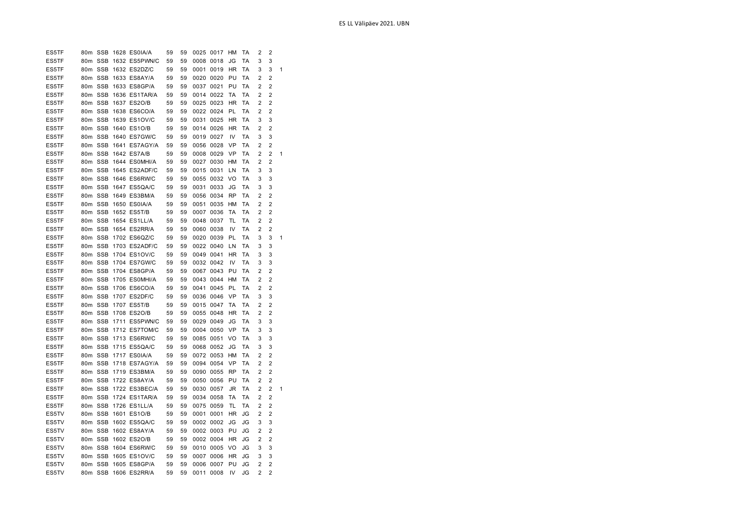| | | | | | | | | | | | | | |
|---|---|---|---|---|---|---|---|---|---|---|---|---|---|
| ES5TF | 80m | SSB | 1628 | ES0IA/A | 59 | 59 | 0025 | 0017 | HM | TA | 2 | 2 | |
| ES5TF | 80m | SSB | 1632 | ES5PWN/C | 59 | 59 | 0008 | 0018 | JG | TA | 3 | 3 | |
| ES5TF | 80m | SSB | 1632 | ES2DZ/C | 59 | 59 | 0001 | 0019 | HR | TA | 3 | 3 | 1 |
| ES5TF | 80m | SSB | 1633 | ES8AY/A | 59 | 59 | 0020 | 0020 | PU | TA | 2 | 2 | |
| ES5TF | 80m | SSB | 1633 | ES8GP/A | 59 | 59 | 0037 | 0021 | PU | TA | 2 | 2 | |
| ES5TF | 80m | SSB | 1636 | ES1TAR/A | 59 | 59 | 0014 | 0022 | TA | TA | 2 | 2 | |
| ES5TF | 80m | SSB | 1637 | ES2O/B | 59 | 59 | 0025 | 0023 | HR | TA | 2 | 2 | |
| ES5TF | 80m | SSB | 1638 | ES6CO/A | 59 | 59 | 0022 | 0024 | PL | TA | 2 | 2 | |
| ES5TF | 80m | SSB | 1639 | ES1OV/C | 59 | 59 | 0031 | 0025 | HR | TA | 3 | 3 | |
| ES5TF | 80m | SSB | 1640 | ES1O/B | 59 | 59 | 0014 | 0026 | HR | TA | 2 | 2 | |
| ES5TF | 80m | SSB | 1640 | ES7GW/C | 59 | 59 | 0019 | 0027 | IV | TA | 3 | 3 | |
| ES5TF | 80m | SSB | 1641 | ES7AGY/A | 59 | 59 | 0056 | 0028 | VP | TA | 2 | 2 | |
| ES5TF | 80m | SSB | 1642 | ES7A/B | 59 | 59 | 0008 | 0029 | VP | TA | 2 | 2 | 1 |
| ES5TF | 80m | SSB | 1644 | ES0MHI/A | 59 | 59 | 0027 | 0030 | HM | TA | 2 | 2 | |
| ES5TF | 80m | SSB | 1645 | ES2ADF/C | 59 | 59 | 0015 | 0031 | LN | TA | 3 | 3 | |
| ES5TF | 80m | SSB | 1646 | ES6RW/C | 59 | 59 | 0055 | 0032 | VO | TA | 3 | 3 | |
| ES5TF | 80m | SSB | 1647 | ES5QA/C | 59 | 59 | 0031 | 0033 | JG | TA | 3 | 3 | |
| ES5TF | 80m | SSB | 1649 | ES3BM/A | 59 | 59 | 0056 | 0034 | RP | TA | 2 | 2 | |
| ES5TF | 80m | SSB | 1650 | ES0IA/A | 59 | 59 | 0051 | 0035 | HM | TA | 2 | 2 | |
| ES5TF | 80m | SSB | 1652 | ES5T/B | 59 | 59 | 0007 | 0036 | TA | TA | 2 | 2 | |
| ES5TF | 80m | SSB | 1654 | ES1LL/A | 59 | 59 | 0048 | 0037 | TL | TA | 2 | 2 | |
| ES5TF | 80m | SSB | 1654 | ES2RR/A | 59 | 59 | 0060 | 0038 | IV | TA | 2 | 2 | |
| ES5TF | 80m | SSB | 1702 | ES6QZ/C | 59 | 59 | 0020 | 0039 | PL | TA | 3 | 3 | 1 |
| ES5TF | 80m | SSB | 1703 | ES2ADF/C | 59 | 59 | 0022 | 0040 | LN | TA | 3 | 3 | |
| ES5TF | 80m | SSB | 1704 | ES1OV/C | 59 | 59 | 0049 | 0041 | HR | TA | 3 | 3 | |
| ES5TF | 80m | SSB | 1704 | ES7GW/C | 59 | 59 | 0032 | 0042 | IV | TA | 3 | 3 | |
| ES5TF | 80m | SSB | 1704 | ES8GP/A | 59 | 59 | 0067 | 0043 | PU | TA | 2 | 2 | |
| ES5TF | 80m | SSB | 1705 | ES0MHI/A | 59 | 59 | 0043 | 0044 | HM | TA | 2 | 2 | |
| ES5TF | 80m | SSB | 1706 | ES6CO/A | 59 | 59 | 0041 | 0045 | PL | TA | 2 | 2 | |
| ES5TF | 80m | SSB | 1707 | ES2DF/C | 59 | 59 | 0036 | 0046 | VP | TA | 3 | 3 | |
| ES5TF | 80m | SSB | 1707 | ES5T/B | 59 | 59 | 0015 | 0047 | TA | TA | 2 | 2 | |
| ES5TF | 80m | SSB | 1708 | ES2O/B | 59 | 59 | 0055 | 0048 | HR | TA | 2 | 2 | |
| ES5TF | 80m | SSB | 1711 | ES5PWN/C | 59 | 59 | 0029 | 0049 | JG | TA | 3 | 3 | |
| ES5TF | 80m | SSB | 1712 | ES7TOM/C | 59 | 59 | 0004 | 0050 | VP | TA | 3 | 3 | |
| ES5TF | 80m | SSB | 1713 | ES6RW/C | 59 | 59 | 0085 | 0051 | VO | TA | 3 | 3 | |
| ES5TF | 80m | SSB | 1715 | ES5QA/C | 59 | 59 | 0068 | 0052 | JG | TA | 3 | 3 | |
| ES5TF | 80m | SSB | 1717 | ES0IA/A | 59 | 59 | 0072 | 0053 | HM | TA | 2 | 2 | |
| ES5TF | 80m | SSB | 1718 | ES7AGY/A | 59 | 59 | 0094 | 0054 | VP | TA | 2 | 2 | |
| ES5TF | 80m | SSB | 1719 | ES3BM/A | 59 | 59 | 0090 | 0055 | RP | TA | 2 | 2 | |
| ES5TF | 80m | SSB | 1722 | ES8AY/A | 59 | 59 | 0050 | 0056 | PU | TA | 2 | 2 | |
| ES5TF | 80m | SSB | 1722 | ES3BEC/A | 59 | 59 | 0030 | 0057 | JR | TA | 2 | 2 | 1 |
| ES5TF | 80m | SSB | 1724 | ES1TAR/A | 59 | 59 | 0034 | 0058 | TA | TA | 2 | 2 | |
| ES5TF | 80m | SSB | 1726 | ES1LL/A | 59 | 59 | 0075 | 0059 | TL | TA | 2 | 2 | |
| ES5TV | 80m | SSB | 1601 | ES1O/B | 59 | 59 | 0001 | 0001 | HR | JG | 2 | 2 | |
| ES5TV | 80m | SSB | 1602 | ES5QA/C | 59 | 59 | 0002 | 0002 | JG | JG | 3 | 3 | |
| ES5TV | 80m | SSB | 1602 | ES8AY/A | 59 | 59 | 0002 | 0003 | PU | JG | 2 | 2 | |
| ES5TV | 80m | SSB | 1602 | ES2O/B | 59 | 59 | 0002 | 0004 | HR | JG | 2 | 2 | |
| ES5TV | 80m | SSB | 1604 | ES6RW/C | 59 | 59 | 0010 | 0005 | VO | JG | 3 | 3 | |
| ES5TV | 80m | SSB | 1605 | ES1OV/C | 59 | 59 | 0007 | 0006 | HR | JG | 3 | 3 | |
| ES5TV | 80m | SSB | 1605 | ES8GP/A | 59 | 59 | 0006 | 0007 | PU | JG | 2 | 2 | |
| ES5TV | 80m | SSB | 1606 | ES2RR/A | 59 | 59 | 0011 | 0008 | IV | JG | 2 | 2 | |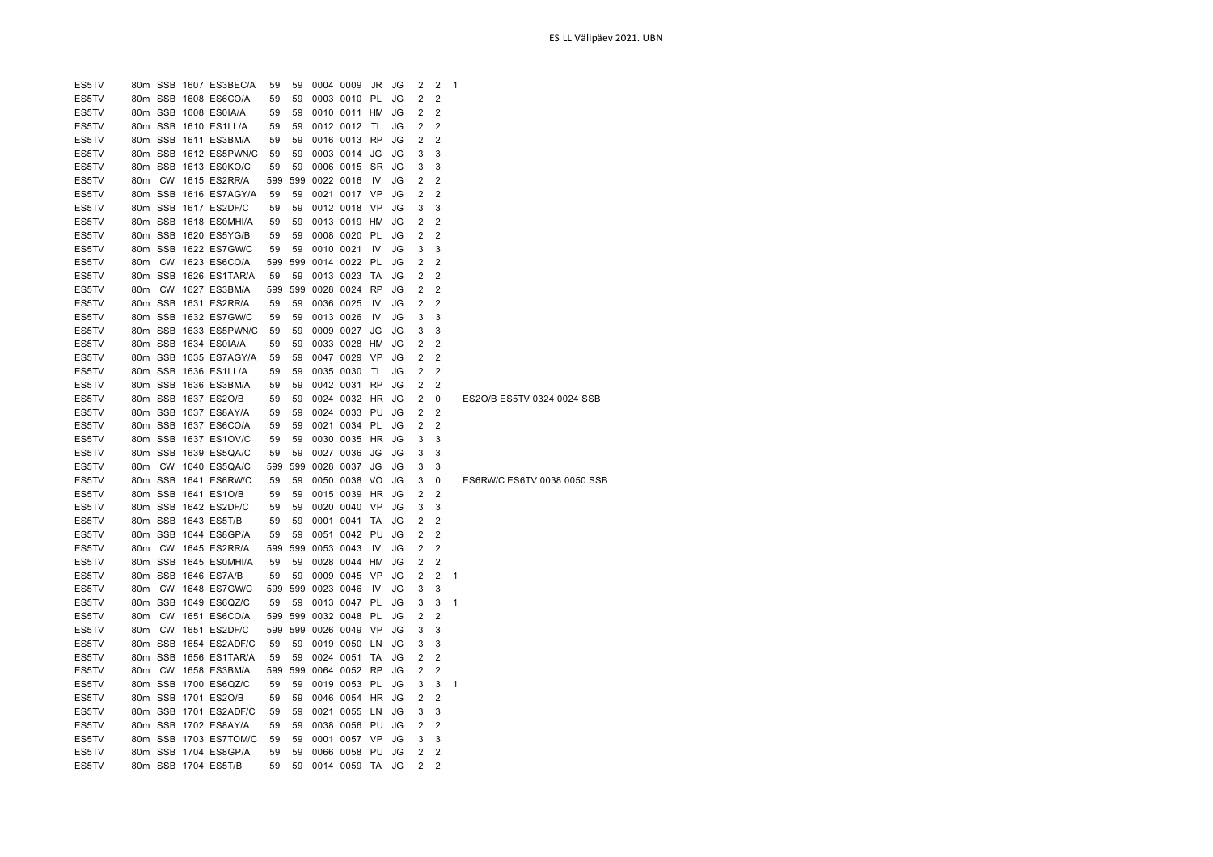ES LL Välipäev 2021. UBN

| | | | | | | | | | | | | | | |
|---|---|---|---|---|---|---|---|---|---|---|---|---|---|---|
| ES5TV | 80m | SSB | 1607 | ES3BEC/A | 59 | 59 | 0004 | 0009 | JR | JG | 2 | 2 | 1 | |
| ES5TV | 80m | SSB | 1608 | ES6CO/A | 59 | 59 | 0003 | 0010 | PL | JG | 2 | 2 | | |
| ES5TV | 80m | SSB | 1608 | ES0IA/A | 59 | 59 | 0010 | 0011 | HM | JG | 2 | 2 | | |
| ES5TV | 80m | SSB | 1610 | ES1LL/A | 59 | 59 | 0012 | 0012 | TL | JG | 2 | 2 | | |
| ES5TV | 80m | SSB | 1611 | ES3BM/A | 59 | 59 | 0016 | 0013 | RP | JG | 2 | 2 | | |
| ES5TV | 80m | SSB | 1612 | ES5PWN/C | 59 | 59 | 0003 | 0014 | JG | JG | 3 | 3 | | |
| ES5TV | 80m | SSB | 1613 | ES0KO/C | 59 | 59 | 0006 | 0015 | SR | JG | 3 | 3 | | |
| ES5TV | 80m | CW | 1615 | ES2RR/A | 599 | 599 | 0022 | 0016 | IV | JG | 2 | 2 | | |
| ES5TV | 80m | SSB | 1616 | ES7AGY/A | 59 | 59 | 0021 | 0017 | VP | JG | 2 | 2 | | |
| ES5TV | 80m | SSB | 1617 | ES2DF/C | 59 | 59 | 0012 | 0018 | VP | JG | 3 | 3 | | |
| ES5TV | 80m | SSB | 1618 | ES0MHI/A | 59 | 59 | 0013 | 0019 | HM | JG | 2 | 2 | | |
| ES5TV | 80m | SSB | 1620 | ES5YG/B | 59 | 59 | 0008 | 0020 | PL | JG | 2 | 2 | | |
| ES5TV | 80m | SSB | 1622 | ES7GW/C | 59 | 59 | 0010 | 0021 | IV | JG | 3 | 3 | | |
| ES5TV | 80m | CW | 1623 | ES6CO/A | 599 | 599 | 0014 | 0022 | PL | JG | 2 | 2 | | |
| ES5TV | 80m | SSB | 1626 | ES1TAR/A | 59 | 59 | 0013 | 0023 | TA | JG | 2 | 2 | | |
| ES5TV | 80m | CW | 1627 | ES3BM/A | 599 | 599 | 0028 | 0024 | RP | JG | 2 | 2 | | |
| ES5TV | 80m | SSB | 1631 | ES2RR/A | 59 | 59 | 0036 | 0025 | IV | JG | 2 | 2 | | |
| ES5TV | 80m | SSB | 1632 | ES7GW/C | 59 | 59 | 0013 | 0026 | IV | JG | 3 | 3 | | |
| ES5TV | 80m | SSB | 1633 | ES5PWN/C | 59 | 59 | 0009 | 0027 | JG | JG | 3 | 3 | | |
| ES5TV | 80m | SSB | 1634 | ES0IA/A | 59 | 59 | 0033 | 0028 | HM | JG | 2 | 2 | | |
| ES5TV | 80m | SSB | 1635 | ES7AGY/A | 59 | 59 | 0047 | 0029 | VP | JG | 2 | 2 | | |
| ES5TV | 80m | SSB | 1636 | ES1LL/A | 59 | 59 | 0035 | 0030 | TL | JG | 2 | 2 | | |
| ES5TV | 80m | SSB | 1636 | ES3BM/A | 59 | 59 | 0042 | 0031 | RP | JG | 2 | 2 | | |
| ES5TV | 80m | SSB | 1637 | ES2O/B | 59 | 59 | 0024 | 0032 | HR | JG | 2 | 0 | | ES2O/B ES5TV 0324 0024 SSB |
| ES5TV | 80m | SSB | 1637 | ES8AY/A | 59 | 59 | 0024 | 0033 | PU | JG | 2 | 2 | | |
| ES5TV | 80m | SSB | 1637 | ES6CO/A | 59 | 59 | 0021 | 0034 | PL | JG | 2 | 2 | | |
| ES5TV | 80m | SSB | 1637 | ES1OV/C | 59 | 59 | 0030 | 0035 | HR | JG | 3 | 3 | | |
| ES5TV | 80m | SSB | 1639 | ES5QA/C | 59 | 59 | 0027 | 0036 | JG | JG | 3 | 3 | | |
| ES5TV | 80m | CW | 1640 | ES5QA/C | 599 | 599 | 0028 | 0037 | JG | JG | 3 | 3 | | |
| ES5TV | 80m | SSB | 1641 | ES6RW/C | 59 | 59 | 0050 | 0038 | VO | JG | 3 | 0 | | ES6RW/C ES6TV 0038 0050 SSB |
| ES5TV | 80m | SSB | 1641 | ES1O/B | 59 | 59 | 0015 | 0039 | HR | JG | 2 | 2 | | |
| ES5TV | 80m | SSB | 1642 | ES2DF/C | 59 | 59 | 0020 | 0040 | VP | JG | 3 | 3 | | |
| ES5TV | 80m | SSB | 1643 | ES5T/B | 59 | 59 | 0001 | 0041 | TA | JG | 2 | 2 | | |
| ES5TV | 80m | SSB | 1644 | ES8GP/A | 59 | 59 | 0051 | 0042 | PU | JG | 2 | 2 | | |
| ES5TV | 80m | CW | 1645 | ES2RR/A | 599 | 599 | 0053 | 0043 | IV | JG | 2 | 2 | | |
| ES5TV | 80m | SSB | 1645 | ES0MHI/A | 59 | 59 | 0028 | 0044 | HM | JG | 2 | 2 | | |
| ES5TV | 80m | SSB | 1646 | ES7A/B | 59 | 59 | 0009 | 0045 | VP | JG | 2 | 2 | 1 | |
| ES5TV | 80m | CW | 1648 | ES7GW/C | 599 | 599 | 0023 | 0046 | IV | JG | 3 | 3 | | |
| ES5TV | 80m | SSB | 1649 | ES6QZ/C | 59 | 59 | 0013 | 0047 | PL | JG | 3 | 3 | 1 | |
| ES5TV | 80m | CW | 1651 | ES6CO/A | 599 | 599 | 0032 | 0048 | PL | JG | 2 | 2 | | |
| ES5TV | 80m | CW | 1651 | ES2DF/C | 599 | 599 | 0026 | 0049 | VP | JG | 3 | 3 | | |
| ES5TV | 80m | SSB | 1654 | ES2ADF/C | 59 | 59 | 0019 | 0050 | LN | JG | 3 | 3 | | |
| ES5TV | 80m | SSB | 1656 | ES1TAR/A | 59 | 59 | 0024 | 0051 | TA | JG | 2 | 2 | | |
| ES5TV | 80m | CW | 1658 | ES3BM/A | 599 | 599 | 0064 | 0052 | RP | JG | 2 | 2 | | |
| ES5TV | 80m | SSB | 1700 | ES6QZ/C | 59 | 59 | 0019 | 0053 | PL | JG | 3 | 3 | 1 | |
| ES5TV | 80m | SSB | 1701 | ES2O/B | 59 | 59 | 0046 | 0054 | HR | JG | 2 | 2 | | |
| ES5TV | 80m | SSB | 1701 | ES2ADF/C | 59 | 59 | 0021 | 0055 | LN | JG | 3 | 3 | | |
| ES5TV | 80m | SSB | 1702 | ES8AY/A | 59 | 59 | 0038 | 0056 | PU | JG | 2 | 2 | | |
| ES5TV | 80m | SSB | 1703 | ES7TOM/C | 59 | 59 | 0001 | 0057 | VP | JG | 3 | 3 | | |
| ES5TV | 80m | SSB | 1704 | ES8GP/A | 59 | 59 | 0066 | 0058 | PU | JG | 2 | 2 | | |
| ES5TV | 80m | SSB | 1704 | ES5T/B | 59 | 59 | 0014 | 0059 | TA | JG | 2 | 2 | | |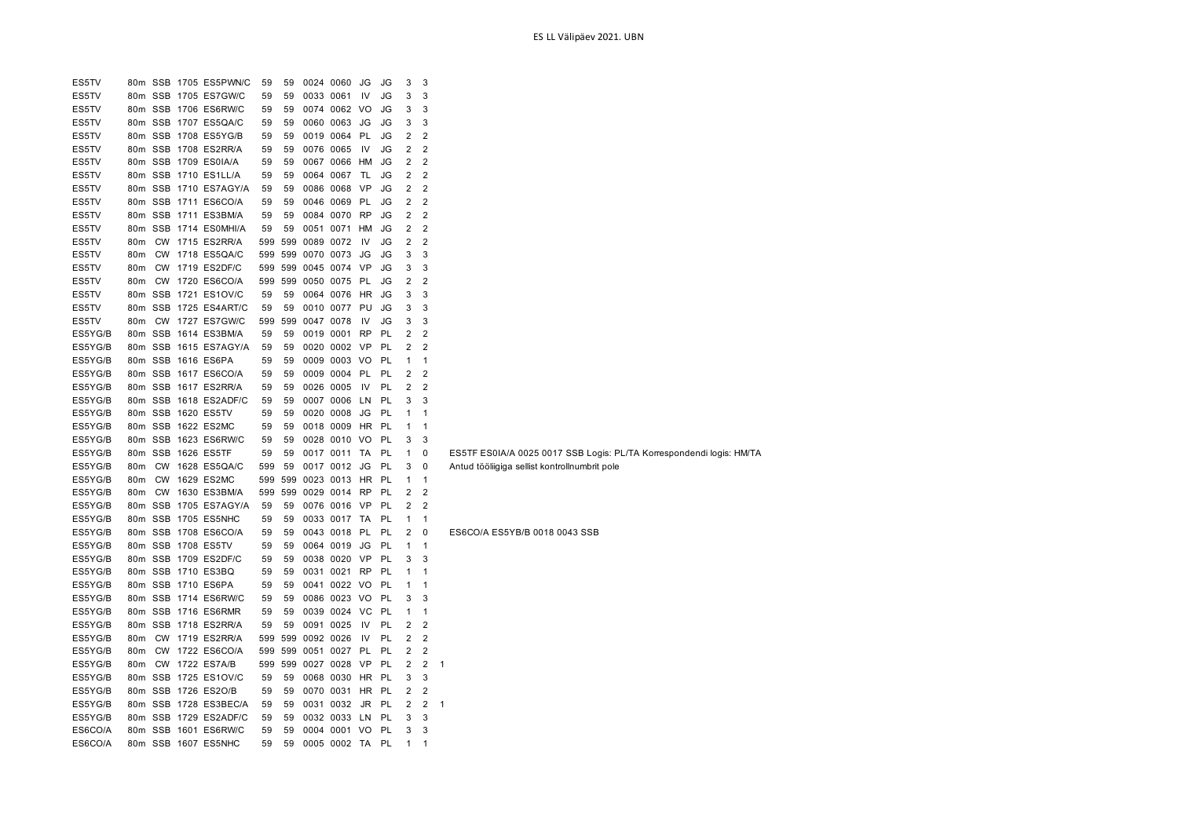ES LL Välipäev 2021. UBN

| | | | | | | | | | | | | | | |
|---|---|---|---|---|---|---|---|---|---|---|---|---|---|---|
| ES5TV | 80m | SSB | 1705 | ES5PWN/C | 59 | 59 | 0024 | 0060 | JG | JG | 3 | 3 | | |
| ES5TV | 80m | SSB | 1705 | ES7GW/C | 59 | 59 | 0033 | 0061 | IV | JG | 3 | 3 | | |
| ES5TV | 80m | SSB | 1706 | ES6RW/C | 59 | 59 | 0074 | 0062 | VO | JG | 3 | 3 | | |
| ES5TV | 80m | SSB | 1707 | ES5QA/C | 59 | 59 | 0060 | 0063 | JG | JG | 3 | 3 | | |
| ES5TV | 80m | SSB | 1708 | ES5YG/B | 59 | 59 | 0019 | 0064 | PL | JG | 2 | 2 | | |
| ES5TV | 80m | SSB | 1708 | ES2RR/A | 59 | 59 | 0076 | 0065 | IV | JG | 2 | 2 | | |
| ES5TV | 80m | SSB | 1709 | ES0IA/A | 59 | 59 | 0067 | 0066 | HM | JG | 2 | 2 | | |
| ES5TV | 80m | SSB | 1710 | ES1LL/A | 59 | 59 | 0064 | 0067 | TL | JG | 2 | 2 | | |
| ES5TV | 80m | SSB | 1710 | ES7AGY/A | 59 | 59 | 0086 | 0068 | VP | JG | 2 | 2 | | |
| ES5TV | 80m | SSB | 1711 | ES6CO/A | 59 | 59 | 0046 | 0069 | PL | JG | 2 | 2 | | |
| ES5TV | 80m | SSB | 1711 | ES3BM/A | 59 | 59 | 0084 | 0070 | RP | JG | 2 | 2 | | |
| ES5TV | 80m | SSB | 1714 | ES0MHI/A | 59 | 59 | 0051 | 0071 | HM | JG | 2 | 2 | | |
| ES5TV | 80m | CW | 1715 | ES2RR/A | 599 | 599 | 0089 | 0072 | IV | JG | 2 | 2 | | |
| ES5TV | 80m | CW | 1718 | ES5QA/C | 599 | 599 | 0070 | 0073 | JG | JG | 3 | 3 | | |
| ES5TV | 80m | CW | 1719 | ES2DF/C | 599 | 599 | 0045 | 0074 | VP | JG | 3 | 3 | | |
| ES5TV | 80m | CW | 1720 | ES6CO/A | 599 | 599 | 0050 | 0075 | PL | JG | 2 | 2 | | |
| ES5TV | 80m | SSB | 1721 | ES1OV/C | 59 | 59 | 0064 | 0076 | HR | JG | 3 | 3 | | |
| ES5TV | 80m | SSB | 1725 | ES4ART/C | 59 | 59 | 0010 | 0077 | PU | JG | 3 | 3 | | |
| ES5TV | 80m | CW | 1727 | ES7GW/C | 599 | 599 | 0047 | 0078 | IV | JG | 3 | 3 | | |
| ES5YG/B | 80m | SSB | 1614 | ES3BM/A | 59 | 59 | 0019 | 0001 | RP | PL | 2 | 2 | | |
| ES5YG/B | 80m | SSB | 1615 | ES7AGY/A | 59 | 59 | 0020 | 0002 | VP | PL | 2 | 2 | | |
| ES5YG/B | 80m | SSB | 1616 | ES6PA | 59 | 59 | 0009 | 0003 | VO | PL | 1 | 1 | | |
| ES5YG/B | 80m | SSB | 1617 | ES6CO/A | 59 | 59 | 0009 | 0004 | PL | PL | 2 | 2 | | |
| ES5YG/B | 80m | SSB | 1617 | ES2RR/A | 59 | 59 | 0026 | 0005 | IV | PL | 2 | 2 | | |
| ES5YG/B | 80m | SSB | 1618 | ES2ADF/C | 59 | 59 | 0007 | 0006 | LN | PL | 3 | 3 | | |
| ES5YG/B | 80m | SSB | 1620 | ES5TV | 59 | 59 | 0020 | 0008 | JG | PL | 1 | 1 | | |
| ES5YG/B | 80m | SSB | 1622 | ES2MC | 59 | 59 | 0018 | 0009 | HR | PL | 1 | 1 | | |
| ES5YG/B | 80m | SSB | 1623 | ES6RW/C | 59 | 59 | 0028 | 0010 | VO | PL | 3 | 3 | | |
| ES5YG/B | 80m | SSB | 1626 | ES5TF | 59 | 59 | 0017 | 0011 | TA | PL | 1 | 0 | | ES5TF ES0IA/A 0025 0017 SSB Logis: PL/TA Korrespondendi logis: HM/TA |
| ES5YG/B | 80m | CW | 1628 | ES5QA/C | 599 | 59 | 0017 | 0012 | JG | PL | 3 | 0 | | Antud tööliigiga sellist kontrollnumbrit pole |
| ES5YG/B | 80m | CW | 1629 | ES2MC | 599 | 599 | 0023 | 0013 | HR | PL | 1 | 1 | | |
| ES5YG/B | 80m | CW | 1630 | ES3BM/A | 599 | 599 | 0029 | 0014 | RP | PL | 2 | 2 | | |
| ES5YG/B | 80m | SSB | 1705 | ES7AGY/A | 59 | 59 | 0076 | 0016 | VP | PL | 2 | 2 | | |
| ES5YG/B | 80m | SSB | 1705 | ES5NHC | 59 | 59 | 0033 | 0017 | TA | PL | 1 | 1 | | |
| ES5YG/B | 80m | SSB | 1708 | ES6CO/A | 59 | 59 | 0043 | 0018 | PL | PL | 2 | 0 | | ES6CO/A ES5YB/B 0018 0043 SSB |
| ES5YG/B | 80m | SSB | 1708 | ES5TV | 59 | 59 | 0064 | 0019 | JG | PL | 1 | 1 | | |
| ES5YG/B | 80m | SSB | 1709 | ES2DF/C | 59 | 59 | 0038 | 0020 | VP | PL | 3 | 3 | | |
| ES5YG/B | 80m | SSB | 1710 | ES3BQ | 59 | 59 | 0031 | 0021 | RP | PL | 1 | 1 | | |
| ES5YG/B | 80m | SSB | 1710 | ES6PA | 59 | 59 | 0041 | 0022 | VO | PL | 1 | 1 | | |
| ES5YG/B | 80m | SSB | 1714 | ES6RW/C | 59 | 59 | 0086 | 0023 | VO | PL | 3 | 3 | | |
| ES5YG/B | 80m | SSB | 1716 | ES6RMR | 59 | 59 | 0039 | 0024 | VC | PL | 1 | 1 | | |
| ES5YG/B | 80m | SSB | 1718 | ES2RR/A | 59 | 59 | 0091 | 0025 | IV | PL | 2 | 2 | | |
| ES5YG/B | 80m | CW | 1719 | ES2RR/A | 599 | 599 | 0092 | 0026 | IV | PL | 2 | 2 | | |
| ES5YG/B | 80m | CW | 1722 | ES6CO/A | 599 | 599 | 0051 | 0027 | PL | PL | 2 | 2 | | |
| ES5YG/B | 80m | CW | 1722 | ES7A/B | 599 | 599 | 0027 | 0028 | VP | PL | 2 | 2 | 1 | |
| ES5YG/B | 80m | SSB | 1725 | ES1OV/C | 59 | 59 | 0068 | 0030 | HR | PL | 3 | 3 | | |
| ES5YG/B | 80m | SSB | 1726 | ES2O/B | 59 | 59 | 0070 | 0031 | HR | PL | 2 | 2 | | |
| ES5YG/B | 80m | SSB | 1728 | ES3BEC/A | 59 | 59 | 0031 | 0032 | JR | PL | 2 | 2 | 1 | |
| ES5YG/B | 80m | SSB | 1729 | ES2ADF/C | 59 | 59 | 0032 | 0033 | LN | PL | 3 | 3 | | |
| ES6CO/A | 80m | SSB | 1601 | ES6RW/C | 59 | 59 | 0004 | 0001 | VO | PL | 3 | 3 | | |
| ES6CO/A | 80m | SSB | 1607 | ES5NHC | 59 | 59 | 0005 | 0002 | TA | PL | 1 | 1 | | |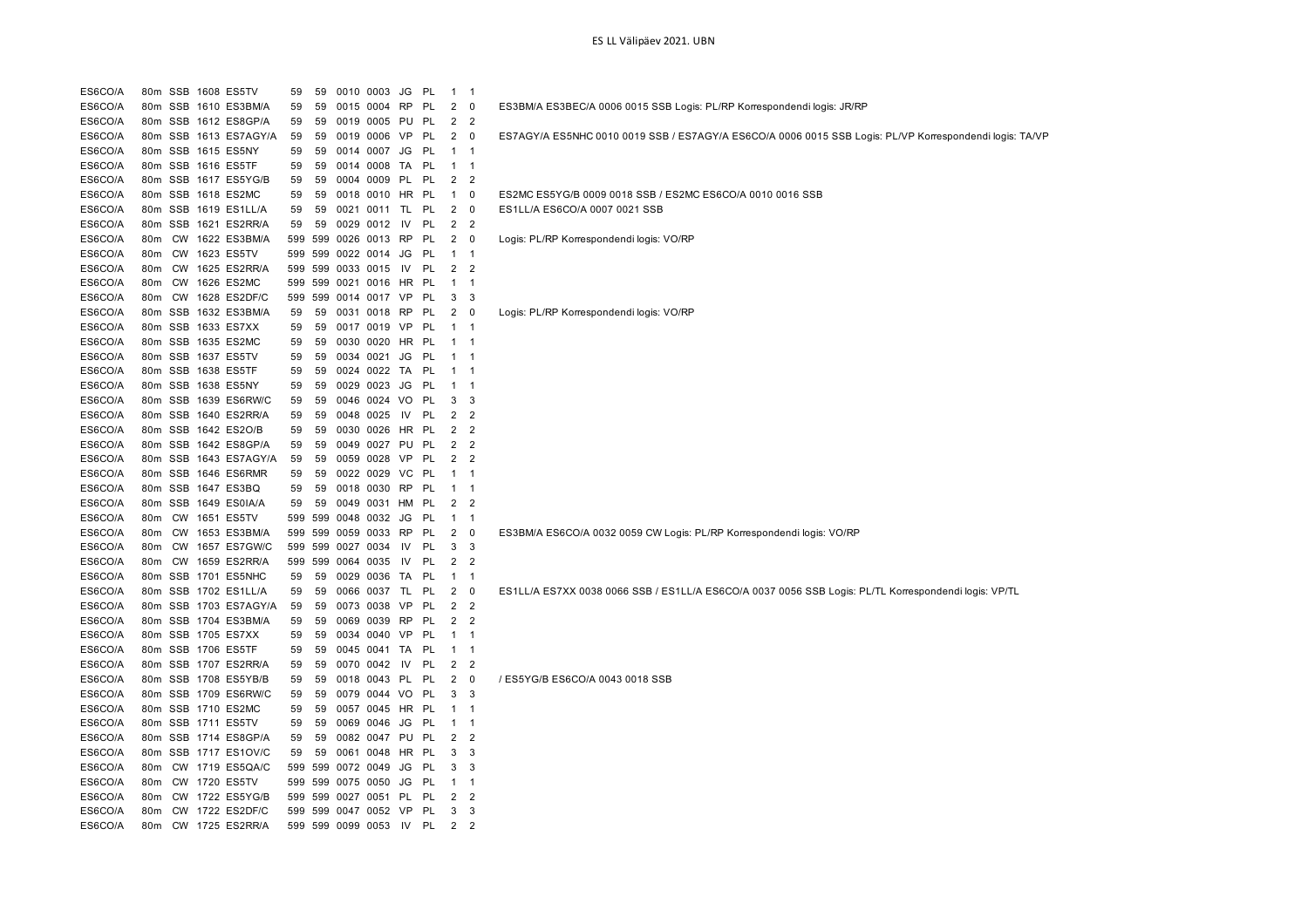| | | | | | | | | | | | | | | |
|---|---|---|---|---|---|---|---|---|---|---|---|---|---|---|
| ES6CO/A | 80m | SSB | 1608 | ES5TV | 59 | 59 | 0010 | 0003 | JG | PL | 1 | 1 | |
| ES6CO/A | 80m | SSB | 1610 | ES3BM/A | 59 | 59 | 0015 | 0004 | RP | PL | 2 | 0 | ES3BM/A ES3BEC/A 0006 0015 SSB Logis: PL/RP Korrespondendi logis: JR/RP |
| ES6CO/A | 80m | SSB | 1612 | ES8GP/A | 59 | 59 | 0019 | 0005 | PU | PL | 2 | 2 | |
| ES6CO/A | 80m | SSB | 1613 | ES7AGY/A | 59 | 59 | 0019 | 0006 | VP | PL | 2 | 0 | ES7AGY/A ES5NHC 0010 0019 SSB / ES7AGY/A ES6CO/A 0006 0015 SSB Logis: PL/VP Korrespondendi logis: TA/VP |
| ES6CO/A | 80m | SSB | 1615 | ES5NY | 59 | 59 | 0014 | 0007 | JG | PL | 1 | 1 | |
| ES6CO/A | 80m | SSB | 1616 | ES5TF | 59 | 59 | 0014 | 0008 | TA | PL | 1 | 1 | |
| ES6CO/A | 80m | SSB | 1617 | ES5YG/B | 59 | 59 | 0004 | 0009 | PL | PL | 2 | 2 | |
| ES6CO/A | 80m | SSB | 1618 | ES2MC | 59 | 59 | 0018 | 0010 | HR | PL | 1 | 0 | ES2MC ES5YG/B 0009 0018 SSB / ES2MC ES6CO/A 0010 0016 SSB |
| ES6CO/A | 80m | SSB | 1619 | ES1LL/A | 59 | 59 | 0021 | 0011 | TL | PL | 2 | 0 | ES1LL/A ES6CO/A 0007 0021 SSB |
| ES6CO/A | 80m | SSB | 1621 | ES2RR/A | 59 | 59 | 0029 | 0012 | IV | PL | 2 | 2 | |
| ES6CO/A | 80m | CW | 1622 | ES3BM/A | 599 | 599 | 0026 | 0013 | RP | PL | 2 | 0 | Logis: PL/RP Korrespondendi logis: VO/RP |
| ES6CO/A | 80m | CW | 1623 | ES5TV | 599 | 599 | 0022 | 0014 | JG | PL | 1 | 1 | |
| ES6CO/A | 80m | CW | 1625 | ES2RR/A | 599 | 599 | 0033 | 0015 | IV | PL | 2 | 2 | |
| ES6CO/A | 80m | CW | 1626 | ES2MC | 599 | 599 | 0021 | 0016 | HR | PL | 1 | 1 | |
| ES6CO/A | 80m | CW | 1628 | ES2DF/C | 599 | 599 | 0014 | 0017 | VP | PL | 3 | 3 | |
| ES6CO/A | 80m | SSB | 1632 | ES3BM/A | 59 | 59 | 0031 | 0018 | RP | PL | 2 | 0 | Logis: PL/RP Korrespondendi logis: VO/RP |
| ES6CO/A | 80m | SSB | 1633 | ES7XX | 59 | 59 | 0017 | 0019 | VP | PL | 1 | 1 | |
| ES6CO/A | 80m | SSB | 1635 | ES2MC | 59 | 59 | 0030 | 0020 | HR | PL | 1 | 1 | |
| ES6CO/A | 80m | SSB | 1637 | ES5TV | 59 | 59 | 0034 | 0021 | JG | PL | 1 | 1 | |
| ES6CO/A | 80m | SSB | 1638 | ES5TF | 59 | 59 | 0024 | 0022 | TA | PL | 1 | 1 | |
| ES6CO/A | 80m | SSB | 1638 | ES5NY | 59 | 59 | 0029 | 0023 | JG | PL | 1 | 1 | |
| ES6CO/A | 80m | SSB | 1639 | ES6RW/C | 59 | 59 | 0046 | 0024 | VO | PL | 3 | 3 | |
| ES6CO/A | 80m | SSB | 1640 | ES2RR/A | 59 | 59 | 0048 | 0025 | IV | PL | 2 | 2 | |
| ES6CO/A | 80m | SSB | 1642 | ES2O/B | 59 | 59 | 0030 | 0026 | HR | PL | 2 | 2 | |
| ES6CO/A | 80m | SSB | 1642 | ES8GP/A | 59 | 59 | 0049 | 0027 | PU | PL | 2 | 2 | |
| ES6CO/A | 80m | SSB | 1643 | ES7AGY/A | 59 | 59 | 0059 | 0028 | VP | PL | 2 | 2 | |
| ES6CO/A | 80m | SSB | 1646 | ES6RMR | 59 | 59 | 0022 | 0029 | VC | PL | 1 | 1 | |
| ES6CO/A | 80m | SSB | 1647 | ES3BQ | 59 | 59 | 0018 | 0030 | RP | PL | 1 | 1 | |
| ES6CO/A | 80m | SSB | 1649 | ES0IA/A | 59 | 59 | 0049 | 0031 | HM | PL | 2 | 2 | |
| ES6CO/A | 80m | CW | 1651 | ES5TV | 599 | 599 | 0048 | 0032 | JG | PL | 1 | 1 | |
| ES6CO/A | 80m | CW | 1653 | ES3BM/A | 599 | 599 | 0059 | 0033 | RP | PL | 2 | 0 | ES3BM/A ES6CO/A 0032 0059 CW Logis: PL/RP Korrespondendi logis: VO/RP |
| ES6CO/A | 80m | CW | 1657 | ES7GW/C | 599 | 599 | 0027 | 0034 | IV | PL | 3 | 3 | |
| ES6CO/A | 80m | CW | 1659 | ES2RR/A | 599 | 599 | 0064 | 0035 | IV | PL | 2 | 2 | |
| ES6CO/A | 80m | SSB | 1701 | ES5NHC | 59 | 59 | 0029 | 0036 | TA | PL | 1 | 1 | |
| ES6CO/A | 80m | SSB | 1702 | ES1LL/A | 59 | 59 | 0066 | 0037 | TL | PL | 2 | 0 | ES1LL/A ES7XX 0038 0066 SSB / ES1LL/A ES6CO/A 0037 0056 SSB Logis: PL/TL Korrespondendi logis: VP/TL |
| ES6CO/A | 80m | SSB | 1703 | ES7AGY/A | 59 | 59 | 0073 | 0038 | VP | PL | 2 | 2 | |
| ES6CO/A | 80m | SSB | 1704 | ES3BM/A | 59 | 59 | 0069 | 0039 | RP | PL | 2 | 2 | |
| ES6CO/A | 80m | SSB | 1705 | ES7XX | 59 | 59 | 0034 | 0040 | VP | PL | 1 | 1 | |
| ES6CO/A | 80m | SSB | 1706 | ES5TF | 59 | 59 | 0045 | 0041 | TA | PL | 1 | 1 | |
| ES6CO/A | 80m | SSB | 1707 | ES2RR/A | 59 | 59 | 0070 | 0042 | IV | PL | 2 | 2 | |
| ES6CO/A | 80m | SSB | 1708 | ES5YB/B | 59 | 59 | 0018 | 0043 | PL | PL | 2 | 0 | / ES5YG/B ES6CO/A 0043 0018 SSB |
| ES6CO/A | 80m | SSB | 1709 | ES6RW/C | 59 | 59 | 0079 | 0044 | VO | PL | 3 | 3 | |
| ES6CO/A | 80m | SSB | 1710 | ES2MC | 59 | 59 | 0057 | 0045 | HR | PL | 1 | 1 | |
| ES6CO/A | 80m | SSB | 1711 | ES5TV | 59 | 59 | 0069 | 0046 | JG | PL | 1 | 1 | |
| ES6CO/A | 80m | SSB | 1714 | ES8GP/A | 59 | 59 | 0082 | 0047 | PU | PL | 2 | 2 | |
| ES6CO/A | 80m | SSB | 1717 | ES1OV/C | 59 | 59 | 0061 | 0048 | HR | PL | 3 | 3 | |
| ES6CO/A | 80m | CW | 1719 | ES5QA/C | 599 | 599 | 0072 | 0049 | JG | PL | 3 | 3 | |
| ES6CO/A | 80m | CW | 1720 | ES5TV | 599 | 599 | 0075 | 0050 | JG | PL | 1 | 1 | |
| ES6CO/A | 80m | CW | 1722 | ES5YG/B | 599 | 599 | 0027 | 0051 | PL | PL | 2 | 2 | |
| ES6CO/A | 80m | CW | 1722 | ES2DF/C | 599 | 599 | 0047 | 0052 | VP | PL | 3 | 3 | |
| ES6CO/A | 80m | CW | 1725 | ES2RR/A | 599 | 599 | 0099 | 0053 | IV | PL | 2 | 2 | |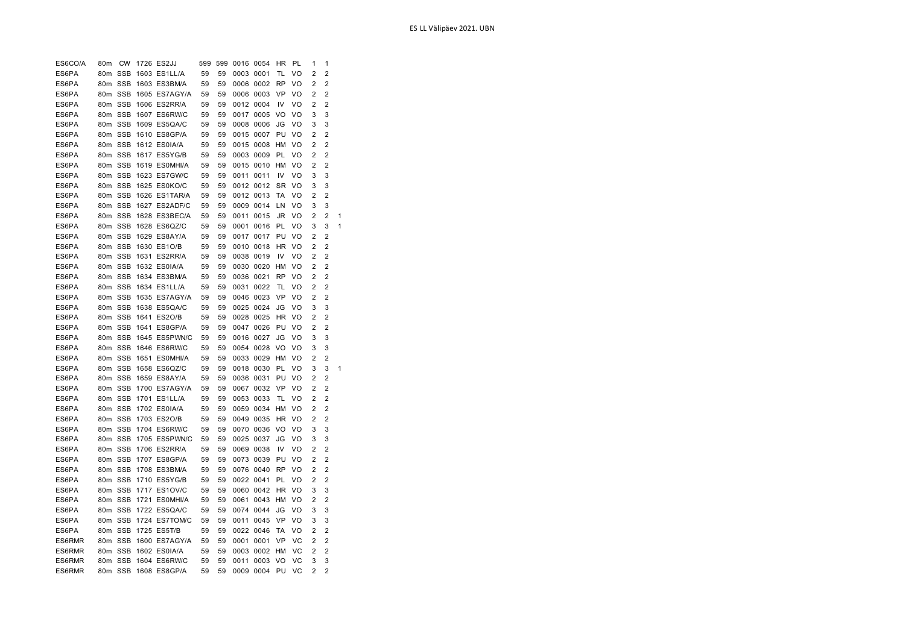| | | | | | | | | | | | | | |
|---|---|---|---|---|---|---|---|---|---|---|---|---|---|
| ES6CO/A | 80m | CW | 1726 | ES2JJ | 599 | 599 | 0016 | 0054 | HR | PL | 1 | 1 | |
| ES6PA | 80m | SSB | 1603 | ES1LL/A | 59 | 59 | 0003 | 0001 | TL | VO | 2 | 2 | |
| ES6PA | 80m | SSB | 1603 | ES3BM/A | 59 | 59 | 0006 | 0002 | RP | VO | 2 | 2 | |
| ES6PA | 80m | SSB | 1605 | ES7AGY/A | 59 | 59 | 0006 | 0003 | VP | VO | 2 | 2 | |
| ES6PA | 80m | SSB | 1606 | ES2RR/A | 59 | 59 | 0012 | 0004 | IV | VO | 2 | 2 | |
| ES6PA | 80m | SSB | 1607 | ES6RW/C | 59 | 59 | 0017 | 0005 | VO | VO | 3 | 3 | |
| ES6PA | 80m | SSB | 1609 | ES5QA/C | 59 | 59 | 0008 | 0006 | JG | VO | 3 | 3 | |
| ES6PA | 80m | SSB | 1610 | ES8GP/A | 59 | 59 | 0015 | 0007 | PU | VO | 2 | 2 | |
| ES6PA | 80m | SSB | 1612 | ES0IA/A | 59 | 59 | 0015 | 0008 | HM | VO | 2 | 2 | |
| ES6PA | 80m | SSB | 1617 | ES5YG/B | 59 | 59 | 0003 | 0009 | PL | VO | 2 | 2 | |
| ES6PA | 80m | SSB | 1619 | ES0MHI/A | 59 | 59 | 0015 | 0010 | HM | VO | 2 | 2 | |
| ES6PA | 80m | SSB | 1623 | ES7GW/C | 59 | 59 | 0011 | 0011 | IV | VO | 3 | 3 | |
| ES6PA | 80m | SSB | 1625 | ES0KO/C | 59 | 59 | 0012 | 0012 | SR | VO | 3 | 3 | |
| ES6PA | 80m | SSB | 1626 | ES1TAR/A | 59 | 59 | 0012 | 0013 | TA | VO | 2 | 2 | |
| ES6PA | 80m | SSB | 1627 | ES2ADF/C | 59 | 59 | 0009 | 0014 | LN | VO | 3 | 3 | |
| ES6PA | 80m | SSB | 1628 | ES3BEC/A | 59 | 59 | 0011 | 0015 | JR | VO | 2 | 2 | 1 |
| ES6PA | 80m | SSB | 1628 | ES6QZ/C | 59 | 59 | 0001 | 0016 | PL | VO | 3 | 3 | 1 |
| ES6PA | 80m | SSB | 1629 | ES8AY/A | 59 | 59 | 0017 | 0017 | PU | VO | 2 | 2 | |
| ES6PA | 80m | SSB | 1630 | ES1O/B | 59 | 59 | 0010 | 0018 | HR | VO | 2 | 2 | |
| ES6PA | 80m | SSB | 1631 | ES2RR/A | 59 | 59 | 0038 | 0019 | IV | VO | 2 | 2 | |
| ES6PA | 80m | SSB | 1632 | ES0IA/A | 59 | 59 | 0030 | 0020 | HM | VO | 2 | 2 | |
| ES6PA | 80m | SSB | 1634 | ES3BM/A | 59 | 59 | 0036 | 0021 | RP | VO | 2 | 2 | |
| ES6PA | 80m | SSB | 1634 | ES1LL/A | 59 | 59 | 0031 | 0022 | TL | VO | 2 | 2 | |
| ES6PA | 80m | SSB | 1635 | ES7AGY/A | 59 | 59 | 0046 | 0023 | VP | VO | 2 | 2 | |
| ES6PA | 80m | SSB | 1638 | ES5QA/C | 59 | 59 | 0025 | 0024 | JG | VO | 3 | 3 | |
| ES6PA | 80m | SSB | 1641 | ES2O/B | 59 | 59 | 0028 | 0025 | HR | VO | 2 | 2 | |
| ES6PA | 80m | SSB | 1641 | ES8GP/A | 59 | 59 | 0047 | 0026 | PU | VO | 2 | 2 | |
| ES6PA | 80m | SSB | 1645 | ES5PWN/C | 59 | 59 | 0016 | 0027 | JG | VO | 3 | 3 | |
| ES6PA | 80m | SSB | 1646 | ES6RW/C | 59 | 59 | 0054 | 0028 | VO | VO | 3 | 3 | |
| ES6PA | 80m | SSB | 1651 | ES0MHI/A | 59 | 59 | 0033 | 0029 | HM | VO | 2 | 2 | |
| ES6PA | 80m | SSB | 1658 | ES6QZ/C | 59 | 59 | 0018 | 0030 | PL | VO | 3 | 3 | 1 |
| ES6PA | 80m | SSB | 1659 | ES8AY/A | 59 | 59 | 0036 | 0031 | PU | VO | 2 | 2 | |
| ES6PA | 80m | SSB | 1700 | ES7AGY/A | 59 | 59 | 0067 | 0032 | VP | VO | 2 | 2 | |
| ES6PA | 80m | SSB | 1701 | ES1LL/A | 59 | 59 | 0053 | 0033 | TL | VO | 2 | 2 | |
| ES6PA | 80m | SSB | 1702 | ES0IA/A | 59 | 59 | 0059 | 0034 | HM | VO | 2 | 2 | |
| ES6PA | 80m | SSB | 1703 | ES2O/B | 59 | 59 | 0049 | 0035 | HR | VO | 2 | 2 | |
| ES6PA | 80m | SSB | 1704 | ES6RW/C | 59 | 59 | 0070 | 0036 | VO | VO | 3 | 3 | |
| ES6PA | 80m | SSB | 1705 | ES5PWN/C | 59 | 59 | 0025 | 0037 | JG | VO | 3 | 3 | |
| ES6PA | 80m | SSB | 1706 | ES2RR/A | 59 | 59 | 0069 | 0038 | IV | VO | 2 | 2 | |
| ES6PA | 80m | SSB | 1707 | ES8GP/A | 59 | 59 | 0073 | 0039 | PU | VO | 2 | 2 | |
| ES6PA | 80m | SSB | 1708 | ES3BM/A | 59 | 59 | 0076 | 0040 | RP | VO | 2 | 2 | |
| ES6PA | 80m | SSB | 1710 | ES5YG/B | 59 | 59 | 0022 | 0041 | PL | VO | 2 | 2 | |
| ES6PA | 80m | SSB | 1717 | ES1OV/C | 59 | 59 | 0060 | 0042 | HR | VO | 3 | 3 | |
| ES6PA | 80m | SSB | 1721 | ES0MHI/A | 59 | 59 | 0061 | 0043 | HM | VO | 2 | 2 | |
| ES6PA | 80m | SSB | 1722 | ES5QA/C | 59 | 59 | 0074 | 0044 | JG | VO | 3 | 3 | |
| ES6PA | 80m | SSB | 1724 | ES7TOM/C | 59 | 59 | 0011 | 0045 | VP | VO | 3 | 3 | |
| ES6PA | 80m | SSB | 1725 | ES5T/B | 59 | 59 | 0022 | 0046 | TA | VO | 2 | 2 | |
| ES6RMR | 80m | SSB | 1600 | ES7AGY/A | 59 | 59 | 0001 | 0001 | VP | VC | 2 | 2 | |
| ES6RMR | 80m | SSB | 1602 | ES0IA/A | 59 | 59 | 0003 | 0002 | HM | VC | 2 | 2 | |
| ES6RMR | 80m | SSB | 1604 | ES6RW/C | 59 | 59 | 0011 | 0003 | VO | VC | 3 | 3 | |
| ES6RMR | 80m | SSB | 1608 | ES8GP/A | 59 | 59 | 0009 | 0004 | PU | VC | 2 | 2 | |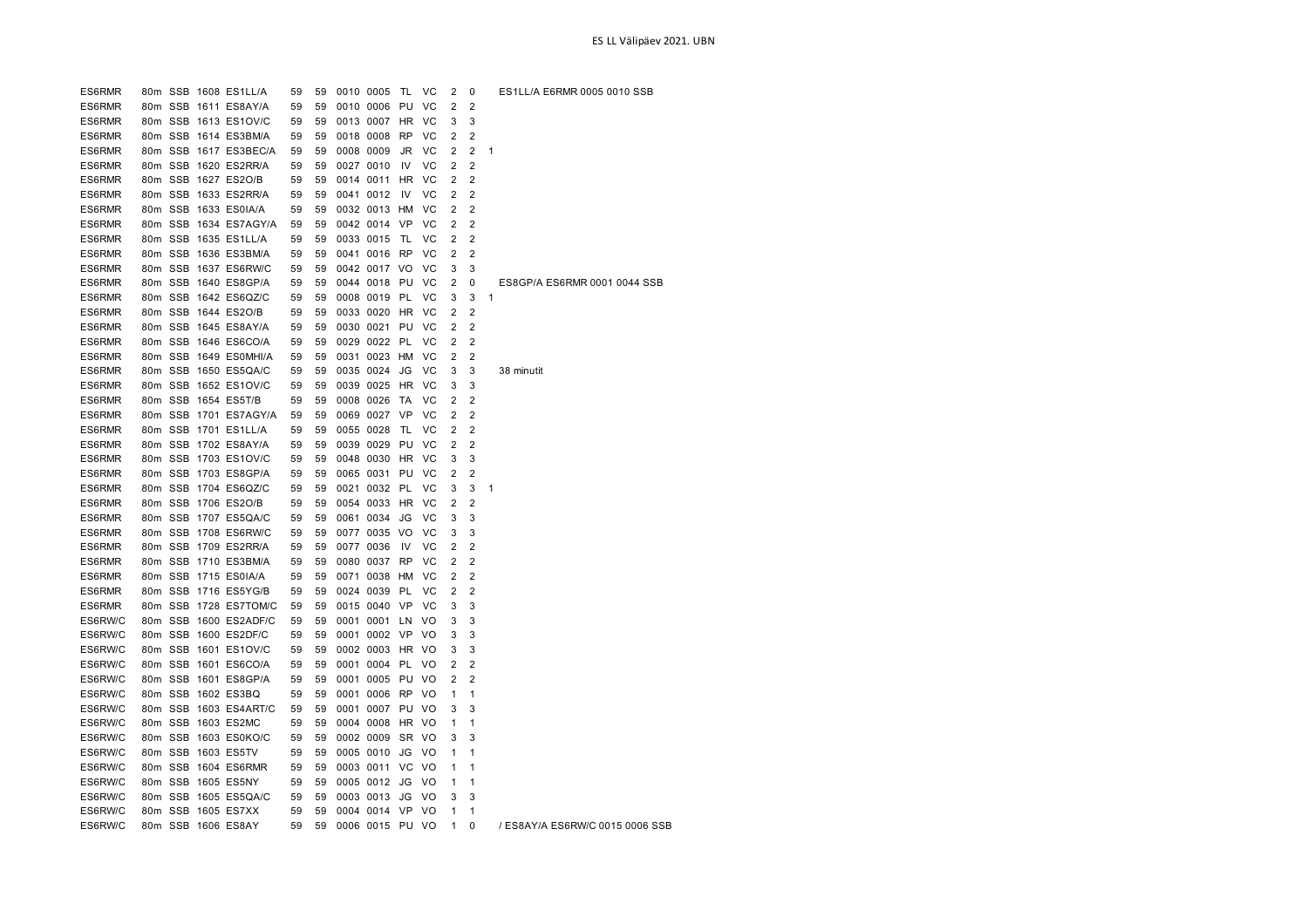| | | | | | | | | | | | | | | |
|---|---|---|---|---|---|---|---|---|---|---|---|---|---|---|
| ES6RMR | 80m | SSB | 1608 | ES1LL/A | 59 | 59 | 0010 | 0005 | TL | VC | 2 | 0 | | ES1LL/A E6RMR 0005 0010 SSB |
| ES6RMR | 80m | SSB | 1611 | ES8AY/A | 59 | 59 | 0010 | 0006 | PU | VC | 2 | 2 | | |
| ES6RMR | 80m | SSB | 1613 | ES1OV/C | 59 | 59 | 0013 | 0007 | HR | VC | 3 | 3 | | |
| ES6RMR | 80m | SSB | 1614 | ES3BM/A | 59 | 59 | 0018 | 0008 | RP | VC | 2 | 2 | | |
| ES6RMR | 80m | SSB | 1617 | ES3BEC/A | 59 | 59 | 0008 | 0009 | JR | VC | 2 | 2 | 1 | |
| ES6RMR | 80m | SSB | 1620 | ES2RR/A | 59 | 59 | 0027 | 0010 | IV | VC | 2 | 2 | | |
| ES6RMR | 80m | SSB | 1627 | ES2O/B | 59 | 59 | 0014 | 0011 | HR | VC | 2 | 2 | | |
| ES6RMR | 80m | SSB | 1633 | ES2RR/A | 59 | 59 | 0041 | 0012 | IV | VC | 2 | 2 | | |
| ES6RMR | 80m | SSB | 1633 | ES0IA/A | 59 | 59 | 0032 | 0013 | HM | VC | 2 | 2 | | |
| ES6RMR | 80m | SSB | 1634 | ES7AGY/A | 59 | 59 | 0042 | 0014 | VP | VC | 2 | 2 | | |
| ES6RMR | 80m | SSB | 1635 | ES1LL/A | 59 | 59 | 0033 | 0015 | TL | VC | 2 | 2 | | |
| ES6RMR | 80m | SSB | 1636 | ES3BM/A | 59 | 59 | 0041 | 0016 | RP | VC | 2 | 2 | | |
| ES6RMR | 80m | SSB | 1637 | ES6RW/C | 59 | 59 | 0042 | 0017 | VO | VC | 3 | 3 | | |
| ES6RMR | 80m | SSB | 1640 | ES8GP/A | 59 | 59 | 0044 | 0018 | PU | VC | 2 | 0 | | ES8GP/A ES6RMR 0001 0044 SSB |
| ES6RMR | 80m | SSB | 1642 | ES6QZ/C | 59 | 59 | 0008 | 0019 | PL | VC | 3 | 3 | 1 | |
| ES6RMR | 80m | SSB | 1644 | ES2O/B | 59 | 59 | 0033 | 0020 | HR | VC | 2 | 2 | | |
| ES6RMR | 80m | SSB | 1645 | ES8AY/A | 59 | 59 | 0030 | 0021 | PU | VC | 2 | 2 | | |
| ES6RMR | 80m | SSB | 1646 | ES6CO/A | 59 | 59 | 0029 | 0022 | PL | VC | 2 | 2 | | |
| ES6RMR | 80m | SSB | 1649 | ES0MHI/A | 59 | 59 | 0031 | 0023 | HM | VC | 2 | 2 | | |
| ES6RMR | 80m | SSB | 1650 | ES5QA/C | 59 | 59 | 0035 | 0024 | JG | VC | 3 | 3 | | 38 minutit |
| ES6RMR | 80m | SSB | 1652 | ES1OV/C | 59 | 59 | 0039 | 0025 | HR | VC | 3 | 3 | | |
| ES6RMR | 80m | SSB | 1654 | ES5T/B | 59 | 59 | 0008 | 0026 | TA | VC | 2 | 2 | | |
| ES6RMR | 80m | SSB | 1701 | ES7AGY/A | 59 | 59 | 0069 | 0027 | VP | VC | 2 | 2 | | |
| ES6RMR | 80m | SSB | 1701 | ES1LL/A | 59 | 59 | 0055 | 0028 | TL | VC | 2 | 2 | | |
| ES6RMR | 80m | SSB | 1702 | ES8AY/A | 59 | 59 | 0039 | 0029 | PU | VC | 2 | 2 | | |
| ES6RMR | 80m | SSB | 1703 | ES1OV/C | 59 | 59 | 0048 | 0030 | HR | VC | 3 | 3 | | |
| ES6RMR | 80m | SSB | 1703 | ES8GP/A | 59 | 59 | 0065 | 0031 | PU | VC | 2 | 2 | | |
| ES6RMR | 80m | SSB | 1704 | ES6QZ/C | 59 | 59 | 0021 | 0032 | PL | VC | 3 | 3 | 1 | |
| ES6RMR | 80m | SSB | 1706 | ES2O/B | 59 | 59 | 0054 | 0033 | HR | VC | 2 | 2 | | |
| ES6RMR | 80m | SSB | 1707 | ES5QA/C | 59 | 59 | 0061 | 0034 | JG | VC | 3 | 3 | | |
| ES6RMR | 80m | SSB | 1708 | ES6RW/C | 59 | 59 | 0077 | 0035 | VO | VC | 3 | 3 | | |
| ES6RMR | 80m | SSB | 1709 | ES2RR/A | 59 | 59 | 0077 | 0036 | IV | VC | 2 | 2 | | |
| ES6RMR | 80m | SSB | 1710 | ES3BM/A | 59 | 59 | 0080 | 0037 | RP | VC | 2 | 2 | | |
| ES6RMR | 80m | SSB | 1715 | ES0IA/A | 59 | 59 | 0071 | 0038 | HM | VC | 2 | 2 | | |
| ES6RMR | 80m | SSB | 1716 | ES5YG/B | 59 | 59 | 0024 | 0039 | PL | VC | 2 | 2 | | |
| ES6RMR | 80m | SSB | 1728 | ES7TOM/C | 59 | 59 | 0015 | 0040 | VP | VC | 3 | 3 | | |
| ES6RW/C | 80m | SSB | 1600 | ES2ADF/C | 59 | 59 | 0001 | 0001 | LN | VO | 3 | 3 | | |
| ES6RW/C | 80m | SSB | 1600 | ES2DF/C | 59 | 59 | 0001 | 0002 | VP | VO | 3 | 3 | | |
| ES6RW/C | 80m | SSB | 1601 | ES1OV/C | 59 | 59 | 0002 | 0003 | HR | VO | 3 | 3 | | |
| ES6RW/C | 80m | SSB | 1601 | ES6CO/A | 59 | 59 | 0001 | 0004 | PL | VO | 2 | 2 | | |
| ES6RW/C | 80m | SSB | 1601 | ES8GP/A | 59 | 59 | 0001 | 0005 | PU | VO | 2 | 2 | | |
| ES6RW/C | 80m | SSB | 1602 | ES3BQ | 59 | 59 | 0001 | 0006 | RP | VO | 1 | 1 | | |
| ES6RW/C | 80m | SSB | 1603 | ES4ART/C | 59 | 59 | 0001 | 0007 | PU | VO | 3 | 3 | | |
| ES6RW/C | 80m | SSB | 1603 | ES2MC | 59 | 59 | 0004 | 0008 | HR | VO | 1 | 1 | | |
| ES6RW/C | 80m | SSB | 1603 | ES0KO/C | 59 | 59 | 0002 | 0009 | SR | VO | 3 | 3 | | |
| ES6RW/C | 80m | SSB | 1603 | ES5TV | 59 | 59 | 0005 | 0010 | JG | VO | 1 | 1 | | |
| ES6RW/C | 80m | SSB | 1604 | ES6RMR | 59 | 59 | 0003 | 0011 | VC | VO | 1 | 1 | | |
| ES6RW/C | 80m | SSB | 1605 | ES5NY | 59 | 59 | 0005 | 0012 | JG | VO | 1 | 1 | | |
| ES6RW/C | 80m | SSB | 1605 | ES5QA/C | 59 | 59 | 0003 | 0013 | JG | VO | 3 | 3 | | |
| ES6RW/C | 80m | SSB | 1605 | ES7XX | 59 | 59 | 0004 | 0014 | VP | VO | 1 | 1 | | |
| ES6RW/C | 80m | SSB | 1606 | ES8AY | 59 | 59 | 0006 | 0015 | PU | VO | 1 | 0 | | / ES8AY/A ES6RW/C 0015 0006 SSB |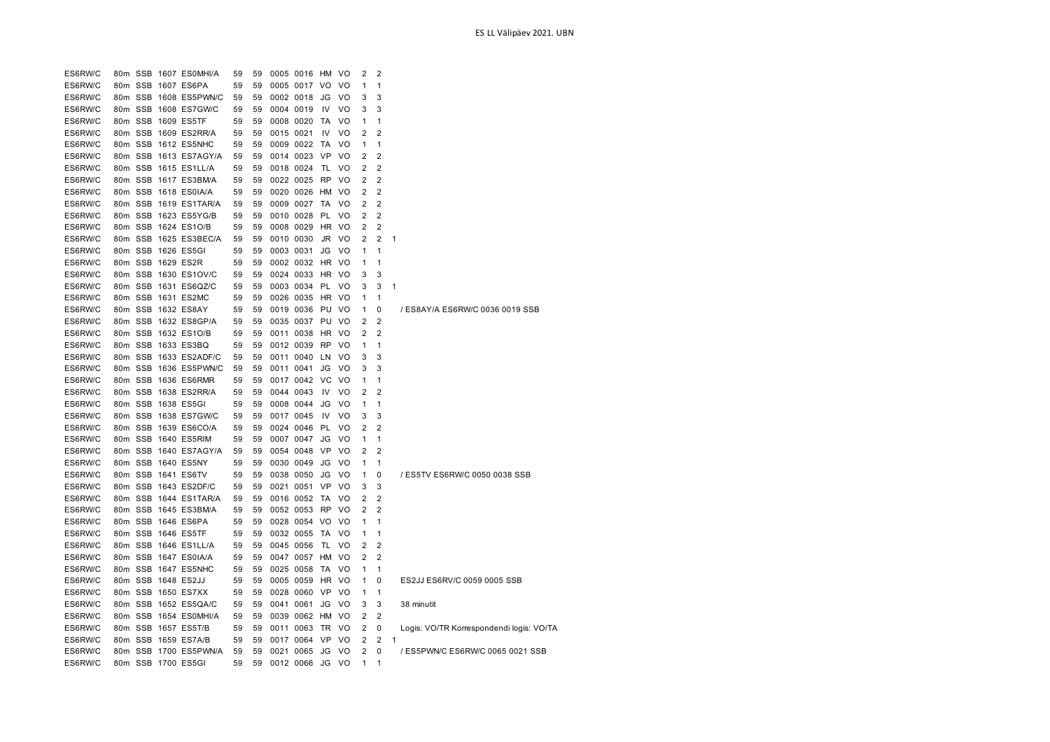| | | | | | | | | | | | | | | |
|---|---|---|---|---|---|---|---|---|---|---|---|---|---|---|
| ES6RW/C | 80m | SSB | 1607 | ES0MHI/A | 59 | 59 | 0005 | 0016 | HM | VO | 2 | 2 | | |
| ES6RW/C | 80m | SSB | 1607 | ES6PA | 59 | 59 | 0005 | 0017 | VO | VO | 1 | 1 | | |
| ES6RW/C | 80m | SSB | 1608 | ES5PWN/C | 59 | 59 | 0002 | 0018 | JG | VO | 3 | 3 | | |
| ES6RW/C | 80m | SSB | 1608 | ES7GW/C | 59 | 59 | 0004 | 0019 | IV | VO | 3 | 3 | | |
| ES6RW/C | 80m | SSB | 1609 | ES5TF | 59 | 59 | 0008 | 0020 | TA | VO | 1 | 1 | | |
| ES6RW/C | 80m | SSB | 1609 | ES2RR/A | 59 | 59 | 0015 | 0021 | IV | VO | 2 | 2 | | |
| ES6RW/C | 80m | SSB | 1612 | ES5NHC | 59 | 59 | 0009 | 0022 | TA | VO | 1 | 1 | | |
| ES6RW/C | 80m | SSB | 1613 | ES7AGY/A | 59 | 59 | 0014 | 0023 | VP | VO | 2 | 2 | | |
| ES6RW/C | 80m | SSB | 1615 | ES1LL/A | 59 | 59 | 0018 | 0024 | TL | VO | 2 | 2 | | |
| ES6RW/C | 80m | SSB | 1617 | ES3BM/A | 59 | 59 | 0022 | 0025 | RP | VO | 2 | 2 | | |
| ES6RW/C | 80m | SSB | 1618 | ES0IA/A | 59 | 59 | 0020 | 0026 | HM | VO | 2 | 2 | | |
| ES6RW/C | 80m | SSB | 1619 | ES1TAR/A | 59 | 59 | 0009 | 0027 | TA | VO | 2 | 2 | | |
| ES6RW/C | 80m | SSB | 1623 | ES5YG/B | 59 | 59 | 0010 | 0028 | PL | VO | 2 | 2 | | |
| ES6RW/C | 80m | SSB | 1624 | ES1O/B | 59 | 59 | 0008 | 0029 | HR | VO | 2 | 2 | | |
| ES6RW/C | 80m | SSB | 1625 | ES3BEC/A | 59 | 59 | 0010 | 0030 | JR | VO | 2 | 2 | 1 | |
| ES6RW/C | 80m | SSB | 1626 | ES5GI | 59 | 59 | 0003 | 0031 | JG | VO | 1 | 1 | | |
| ES6RW/C | 80m | SSB | 1629 | ES2R | 59 | 59 | 0002 | 0032 | HR | VO | 1 | 1 | | |
| ES6RW/C | 80m | SSB | 1630 | ES1OV/C | 59 | 59 | 0024 | 0033 | HR | VO | 3 | 3 | | |
| ES6RW/C | 80m | SSB | 1631 | ES6QZ/C | 59 | 59 | 0003 | 0034 | PL | VO | 3 | 3 | 1 | |
| ES6RW/C | 80m | SSB | 1631 | ES2MC | 59 | 59 | 0026 | 0035 | HR | VO | 1 | 1 | | |
| ES6RW/C | 80m | SSB | 1632 | ES8AY | 59 | 59 | 0019 | 0036 | PU | VO | 1 | 0 | | / ES8AY/A ES6RW/C 0036 0019 SSB |
| ES6RW/C | 80m | SSB | 1632 | ES8GP/A | 59 | 59 | 0035 | 0037 | PU | VO | 2 | 2 | | |
| ES6RW/C | 80m | SSB | 1632 | ES1O/B | 59 | 59 | 0011 | 0038 | HR | VO | 2 | 2 | | |
| ES6RW/C | 80m | SSB | 1633 | ES3BQ | 59 | 59 | 0012 | 0039 | RP | VO | 1 | 1 | | |
| ES6RW/C | 80m | SSB | 1633 | ES2ADF/C | 59 | 59 | 0011 | 0040 | LN | VO | 3 | 3 | | |
| ES6RW/C | 80m | SSB | 1636 | ES5PWN/C | 59 | 59 | 0011 | 0041 | JG | VO | 3 | 3 | | |
| ES6RW/C | 80m | SSB | 1636 | ES6RMR | 59 | 59 | 0017 | 0042 | VC | VO | 1 | 1 | | |
| ES6RW/C | 80m | SSB | 1638 | ES2RR/A | 59 | 59 | 0044 | 0043 | IV | VO | 2 | 2 | | |
| ES6RW/C | 80m | SSB | 1638 | ES5GI | 59 | 59 | 0008 | 0044 | JG | VO | 1 | 1 | | |
| ES6RW/C | 80m | SSB | 1638 | ES7GW/C | 59 | 59 | 0017 | 0045 | IV | VO | 3 | 3 | | |
| ES6RW/C | 80m | SSB | 1639 | ES6CO/A | 59 | 59 | 0024 | 0046 | PL | VO | 2 | 2 | | |
| ES6RW/C | 80m | SSB | 1640 | ES5RIM | 59 | 59 | 0007 | 0047 | JG | VO | 1 | 1 | | |
| ES6RW/C | 80m | SSB | 1640 | ES7AGY/A | 59 | 59 | 0054 | 0048 | VP | VO | 2 | 2 | | |
| ES6RW/C | 80m | SSB | 1640 | ES5NY | 59 | 59 | 0030 | 0049 | JG | VO | 1 | 1 | | |
| ES6RW/C | 80m | SSB | 1641 | ES6TV | 59 | 59 | 0038 | 0050 | JG | VO | 1 | 0 | | / ES5TV ES6RW/C 0050 0038 SSB |
| ES6RW/C | 80m | SSB | 1643 | ES2DF/C | 59 | 59 | 0021 | 0051 | VP | VO | 3 | 3 | | |
| ES6RW/C | 80m | SSB | 1644 | ES1TAR/A | 59 | 59 | 0016 | 0052 | TA | VO | 2 | 2 | | |
| ES6RW/C | 80m | SSB | 1645 | ES3BM/A | 59 | 59 | 0052 | 0053 | RP | VO | 2 | 2 | | |
| ES6RW/C | 80m | SSB | 1646 | ES6PA | 59 | 59 | 0028 | 0054 | VO | VO | 1 | 1 | | |
| ES6RW/C | 80m | SSB | 1646 | ES5TF | 59 | 59 | 0032 | 0055 | TA | VO | 1 | 1 | | |
| ES6RW/C | 80m | SSB | 1646 | ES1LL/A | 59 | 59 | 0045 | 0056 | TL | VO | 2 | 2 | | |
| ES6RW/C | 80m | SSB | 1647 | ES0IA/A | 59 | 59 | 0047 | 0057 | HM | VO | 2 | 2 | | |
| ES6RW/C | 80m | SSB | 1647 | ES5NHC | 59 | 59 | 0025 | 0058 | TA | VO | 1 | 1 | | |
| ES6RW/C | 80m | SSB | 1648 | ES2JJ | 59 | 59 | 0005 | 0059 | HR | VO | 1 | 0 | | ES2JJ ES6RV/C 0059 0005 SSB |
| ES6RW/C | 80m | SSB | 1650 | ES7XX | 59 | 59 | 0028 | 0060 | VP | VO | 1 | 1 | | |
| ES6RW/C | 80m | SSB | 1652 | ES5QA/C | 59 | 59 | 0041 | 0061 | JG | VO | 3 | 3 | | 38 minutit |
| ES6RW/C | 80m | SSB | 1654 | ES0MHI/A | 59 | 59 | 0039 | 0062 | HM | VO | 2 | 2 | | |
| ES6RW/C | 80m | SSB | 1657 | ES5T/B | 59 | 59 | 0011 | 0063 | TR | VO | 2 | 0 | | Logis: VO/TR Korrespondendi logis: VO/TA |
| ES6RW/C | 80m | SSB | 1659 | ES7A/B | 59 | 59 | 0017 | 0064 | VP | VO | 2 | 2 | 1 | |
| ES6RW/C | 80m | SSB | 1700 | ES5PWN/A | 59 | 59 | 0021 | 0065 | JG | VO | 2 | 0 | | / ES5PWN/C ES6RW/C 0065 0021 SSB |
| ES6RW/C | 80m | SSB | 1700 | ES5GI | 59 | 59 | 0012 | 0066 | JG | VO | 1 | 1 | | |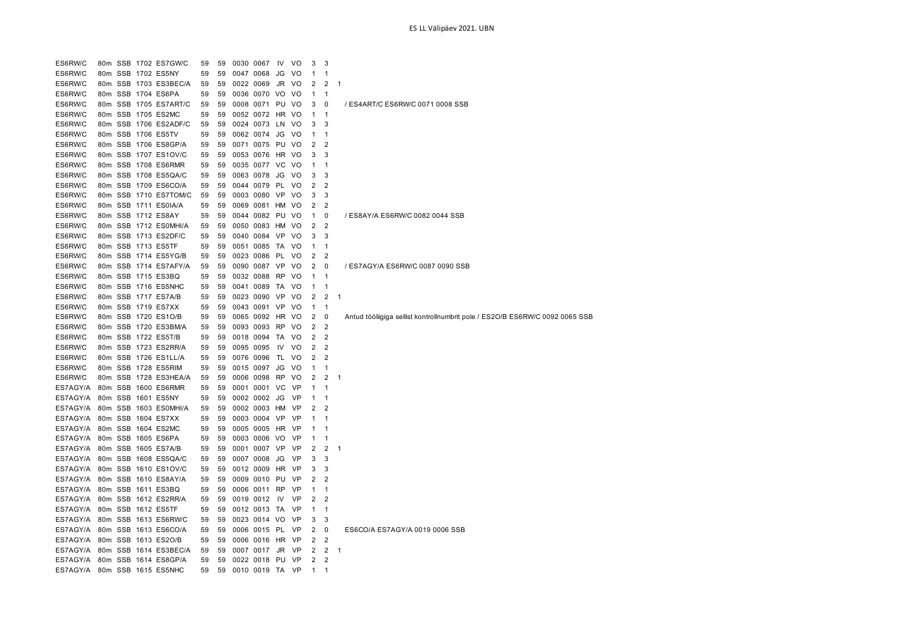| | | | | | | | | | | | | | | |
|---|---|---|---|---|---|---|---|---|---|---|---|---|---|---|
| ES6RW/C | 80m | SSB | 1702 | ES7GW/C | 59 | 59 | 0030 | 0067 | IV | VO | 3 | 3 | | |
| ES6RW/C | 80m | SSB | 1702 | ES5NY | 59 | 59 | 0047 | 0068 | JG | VO | 1 | 1 | | |
| ES6RW/C | 80m | SSB | 1703 | ES3BEC/A | 59 | 59 | 0022 | 0069 | JR | VO | 2 | 2 | 1 | |
| ES6RW/C | 80m | SSB | 1704 | ES6PA | 59 | 59 | 0036 | 0070 | VO | VO | 1 | 1 | | |
| ES6RW/C | 80m | SSB | 1705 | ES7ART/C | 59 | 59 | 0008 | 0071 | PU | VO | 3 | 0 | | / ES4ART/C ES6RW/C 0071 0008 SSB |
| ES6RW/C | 80m | SSB | 1705 | ES2MC | 59 | 59 | 0052 | 0072 | HR | VO | 1 | 1 | | |
| ES6RW/C | 80m | SSB | 1706 | ES2ADF/C | 59 | 59 | 0024 | 0073 | LN | VO | 3 | 3 | | |
| ES6RW/C | 80m | SSB | 1706 | ES5TV | 59 | 59 | 0062 | 0074 | JG | VO | 1 | 1 | | |
| ES6RW/C | 80m | SSB | 1706 | ES8GP/A | 59 | 59 | 0071 | 0075 | PU | VO | 2 | 2 | | |
| ES6RW/C | 80m | SSB | 1707 | ES1OV/C | 59 | 59 | 0053 | 0076 | HR | VO | 3 | 3 | | |
| ES6RW/C | 80m | SSB | 1708 | ES6RMR | 59 | 59 | 0035 | 0077 | VC | VO | 1 | 1 | | |
| ES6RW/C | 80m | SSB | 1708 | ES5QA/C | 59 | 59 | 0063 | 0078 | JG | VO | 3 | 3 | | |
| ES6RW/C | 80m | SSB | 1709 | ES6CO/A | 59 | 59 | 0044 | 0079 | PL | VO | 2 | 2 | | |
| ES6RW/C | 80m | SSB | 1710 | ES7TOM/C | 59 | 59 | 0003 | 0080 | VP | VO | 3 | 3 | | |
| ES6RW/C | 80m | SSB | 1711 | ES0IA/A | 59 | 59 | 0069 | 0081 | HM | VO | 2 | 2 | | |
| ES6RW/C | 80m | SSB | 1712 | ES8AY | 59 | 59 | 0044 | 0082 | PU | VO | 1 | 0 | | / ES8AY/A ES6RW/C 0082 0044 SSB |
| ES6RW/C | 80m | SSB | 1712 | ES0MHI/A | 59 | 59 | 0050 | 0083 | HM | VO | 2 | 2 | | |
| ES6RW/C | 80m | SSB | 1713 | ES2DF/C | 59 | 59 | 0040 | 0084 | VP | VO | 3 | 3 | | |
| ES6RW/C | 80m | SSB | 1713 | ES5TF | 59 | 59 | 0051 | 0085 | TA | VO | 1 | 1 | | |
| ES6RW/C | 80m | SSB | 1714 | ES5YG/B | 59 | 59 | 0023 | 0086 | PL | VO | 2 | 2 | | |
| ES6RW/C | 80m | SSB | 1714 | ES7AFY/A | 59 | 59 | 0090 | 0087 | VP | VO | 2 | 0 | | / ES7AGY/A ES6RW/C 0087 0090 SSB |
| ES6RW/C | 80m | SSB | 1715 | ES3BQ | 59 | 59 | 0032 | 0088 | RP | VO | 1 | 1 | | |
| ES6RW/C | 80m | SSB | 1716 | ES5NHC | 59 | 59 | 0041 | 0089 | TA | VO | 1 | 1 | | |
| ES6RW/C | 80m | SSB | 1717 | ES7A/B | 59 | 59 | 0023 | 0090 | VP | VO | 2 | 2 | 1 | |
| ES6RW/C | 80m | SSB | 1719 | ES7XX | 59 | 59 | 0043 | 0091 | VP | VO | 1 | 1 | | |
| ES6RW/C | 80m | SSB | 1720 | ES1O/B | 59 | 59 | 0065 | 0092 | HR | VO | 2 | 0 | | Antud tööliigiga sellist kontrollnumbrit pole / ES2O/B ES6RW/C 0092 0065 SSB |
| ES6RW/C | 80m | SSB | 1720 | ES3BM/A | 59 | 59 | 0093 | 0093 | RP | VO | 2 | 2 | | |
| ES6RW/C | 80m | SSB | 1722 | ES5T/B | 59 | 59 | 0018 | 0094 | TA | VO | 2 | 2 | | |
| ES6RW/C | 80m | SSB | 1723 | ES2RR/A | 59 | 59 | 0095 | 0095 | IV | VO | 2 | 2 | | |
| ES6RW/C | 80m | SSB | 1726 | ES1LL/A | 59 | 59 | 0076 | 0096 | TL | VO | 2 | 2 | | |
| ES6RW/C | 80m | SSB | 1728 | ES5RIM | 59 | 59 | 0015 | 0097 | JG | VO | 1 | 1 | | |
| ES6RW/C | 80m | SSB | 1728 | ES3HEA/A | 59 | 59 | 0006 | 0098 | RP | VO | 2 | 2 | 1 | |
| ES7AGY/A | 80m | SSB | 1600 | ES6RMR | 59 | 59 | 0001 | 0001 | VC | VP | 1 | 1 | | |
| ES7AGY/A | 80m | SSB | 1601 | ES5NY | 59 | 59 | 0002 | 0002 | JG | VP | 1 | 1 | | |
| ES7AGY/A | 80m | SSB | 1603 | ES0MHI/A | 59 | 59 | 0002 | 0003 | HM | VP | 2 | 2 | | |
| ES7AGY/A | 80m | SSB | 1604 | ES7XX | 59 | 59 | 0003 | 0004 | VP | VP | 1 | 1 | | |
| ES7AGY/A | 80m | SSB | 1604 | ES2MC | 59 | 59 | 0005 | 0005 | HR | VP | 1 | 1 | | |
| ES7AGY/A | 80m | SSB | 1605 | ES6PA | 59 | 59 | 0003 | 0006 | VO | VP | 1 | 1 | | |
| ES7AGY/A | 80m | SSB | 1605 | ES7A/B | 59 | 59 | 0001 | 0007 | VP | VP | 2 | 2 | 1 | |
| ES7AGY/A | 80m | SSB | 1608 | ES5QA/C | 59 | 59 | 0007 | 0008 | JG | VP | 3 | 3 | | |
| ES7AGY/A | 80m | SSB | 1610 | ES1OV/C | 59 | 59 | 0012 | 0009 | HR | VP | 3 | 3 | | |
| ES7AGY/A | 80m | SSB | 1610 | ES8AY/A | 59 | 59 | 0009 | 0010 | PU | VP | 2 | 2 | | |
| ES7AGY/A | 80m | SSB | 1611 | ES3BQ | 59 | 59 | 0006 | 0011 | RP | VP | 1 | 1 | | |
| ES7AGY/A | 80m | SSB | 1612 | ES2RR/A | 59 | 59 | 0019 | 0012 | IV | VP | 2 | 2 | | |
| ES7AGY/A | 80m | SSB | 1612 | ES5TF | 59 | 59 | 0012 | 0013 | TA | VP | 1 | 1 | | |
| ES7AGY/A | 80m | SSB | 1613 | ES6RW/C | 59 | 59 | 0023 | 0014 | VO | VP | 3 | 3 | | |
| ES7AGY/A | 80m | SSB | 1613 | ES6CO/A | 59 | 59 | 0006 | 0015 | PL | VP | 2 | 0 | | ES6CO/A ES7AGY/A 0019 0006 SSB |
| ES7AGY/A | 80m | SSB | 1613 | ES2O/B | 59 | 59 | 0006 | 0016 | HR | VP | 2 | 2 | | |
| ES7AGY/A | 80m | SSB | 1614 | ES3BEC/A | 59 | 59 | 0007 | 0017 | JR | VP | 2 | 2 | 1 | |
| ES7AGY/A | 80m | SSB | 1614 | ES8GP/A | 59 | 59 | 0022 | 0018 | PU | VP | 2 | 2 | | |
| ES7AGY/A | 80m | SSB | 1615 | ES5NHC | 59 | 59 | 0010 | 0019 | TA | VP | 1 | 1 | | |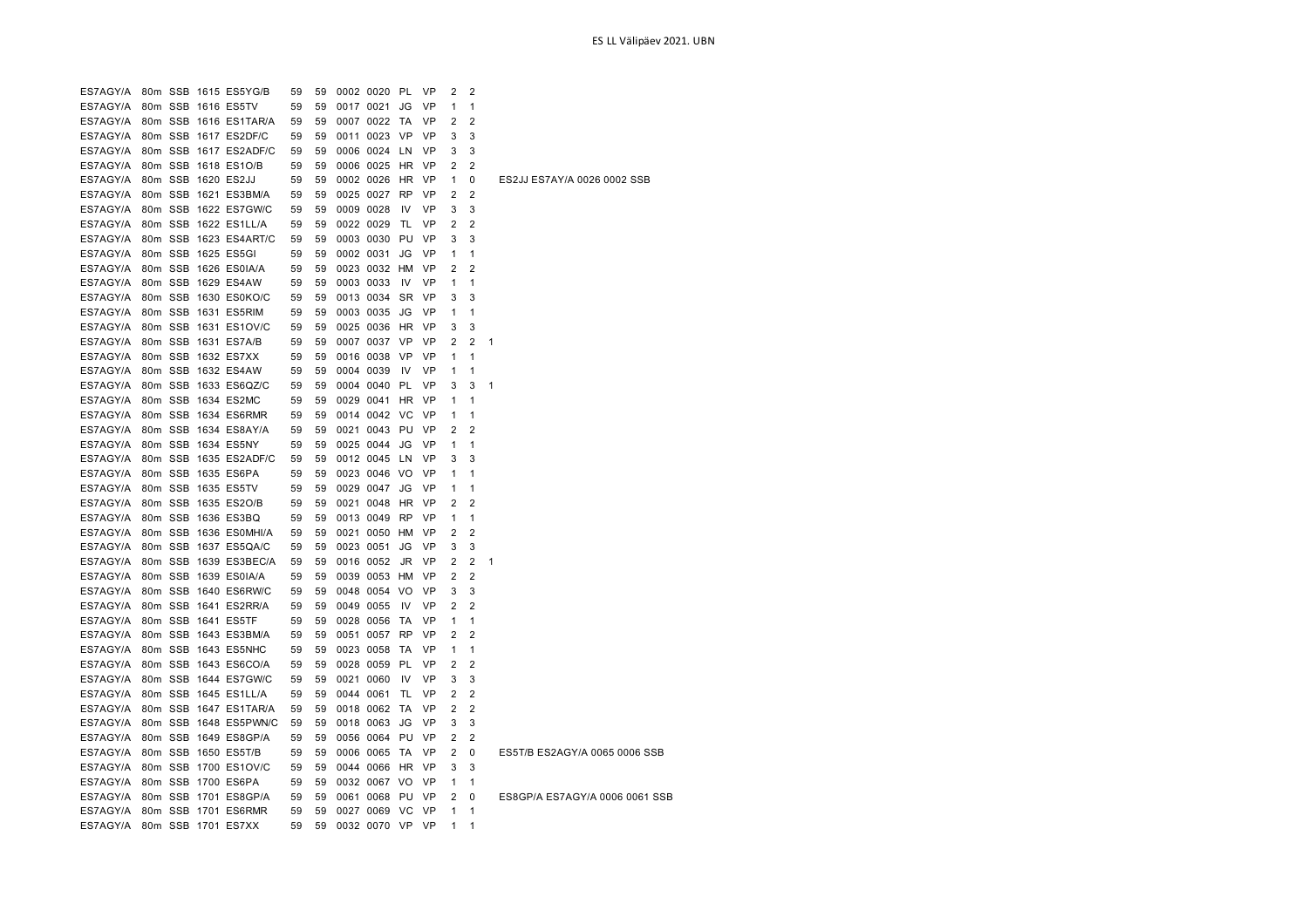ES LL Välipäev 2021. UBN

| | | | | | | | | | | | | | | |
|---|---|---|---|---|---|---|---|---|---|---|---|---|---|---|
| ES7AGY/A | 80m | SSB | 1615 | ES5YG/B | 59 | 59 | 0002 | 0020 | PL | VP | 2 | 2 | | |
| ES7AGY/A | 80m | SSB | 1616 | ES5TV | 59 | 59 | 0017 | 0021 | JG | VP | 1 | 1 | | |
| ES7AGY/A | 80m | SSB | 1616 | ES1TAR/A | 59 | 59 | 0007 | 0022 | TA | VP | 2 | 2 | | |
| ES7AGY/A | 80m | SSB | 1617 | ES2DF/C | 59 | 59 | 0011 | 0023 | VP | VP | 3 | 3 | | |
| ES7AGY/A | 80m | SSB | 1617 | ES2ADF/C | 59 | 59 | 0006 | 0024 | LN | VP | 3 | 3 | | |
| ES7AGY/A | 80m | SSB | 1618 | ES1O/B | 59 | 59 | 0006 | 0025 | HR | VP | 2 | 2 | | |
| ES7AGY/A | 80m | SSB | 1620 | ES2JJ | 59 | 59 | 0002 | 0026 | HR | VP | 1 | 0 | | ES2JJ ES7AY/A 0026 0002 SSB |
| ES7AGY/A | 80m | SSB | 1621 | ES3BM/A | 59 | 59 | 0025 | 0027 | RP | VP | 2 | 2 | | |
| ES7AGY/A | 80m | SSB | 1622 | ES7GW/C | 59 | 59 | 0009 | 0028 | IV | VP | 3 | 3 | | |
| ES7AGY/A | 80m | SSB | 1622 | ES1LL/A | 59 | 59 | 0022 | 0029 | TL | VP | 2 | 2 | | |
| ES7AGY/A | 80m | SSB | 1623 | ES4ART/C | 59 | 59 | 0003 | 0030 | PU | VP | 3 | 3 | | |
| ES7AGY/A | 80m | SSB | 1625 | ES5GI | 59 | 59 | 0002 | 0031 | JG | VP | 1 | 1 | | |
| ES7AGY/A | 80m | SSB | 1626 | ES0IA/A | 59 | 59 | 0023 | 0032 | HM | VP | 2 | 2 | | |
| ES7AGY/A | 80m | SSB | 1629 | ES4AW | 59 | 59 | 0003 | 0033 | IV | VP | 1 | 1 | | |
| ES7AGY/A | 80m | SSB | 1630 | ES0KO/C | 59 | 59 | 0013 | 0034 | SR | VP | 3 | 3 | | |
| ES7AGY/A | 80m | SSB | 1631 | ES5RIM | 59 | 59 | 0003 | 0035 | JG | VP | 1 | 1 | | |
| ES7AGY/A | 80m | SSB | 1631 | ES1OV/C | 59 | 59 | 0025 | 0036 | HR | VP | 3 | 3 | | |
| ES7AGY/A | 80m | SSB | 1631 | ES7A/B | 59 | 59 | 0007 | 0037 | VP | VP | 2 | 2 | 1 | |
| ES7AGY/A | 80m | SSB | 1632 | ES7XX | 59 | 59 | 0016 | 0038 | VP | VP | 1 | 1 | | |
| ES7AGY/A | 80m | SSB | 1632 | ES4AW | 59 | 59 | 0004 | 0039 | IV | VP | 1 | 1 | | |
| ES7AGY/A | 80m | SSB | 1633 | ES6QZ/C | 59 | 59 | 0004 | 0040 | PL | VP | 3 | 3 | 1 | |
| ES7AGY/A | 80m | SSB | 1634 | ES2MC | 59 | 59 | 0029 | 0041 | HR | VP | 1 | 1 | | |
| ES7AGY/A | 80m | SSB | 1634 | ES6RMR | 59 | 59 | 0014 | 0042 | VC | VP | 1 | 1 | | |
| ES7AGY/A | 80m | SSB | 1634 | ES8AY/A | 59 | 59 | 0021 | 0043 | PU | VP | 2 | 2 | | |
| ES7AGY/A | 80m | SSB | 1634 | ES5NY | 59 | 59 | 0025 | 0044 | JG | VP | 1 | 1 | | |
| ES7AGY/A | 80m | SSB | 1635 | ES2ADF/C | 59 | 59 | 0012 | 0045 | LN | VP | 3 | 3 | | |
| ES7AGY/A | 80m | SSB | 1635 | ES6PA | 59 | 59 | 0023 | 0046 | VO | VP | 1 | 1 | | |
| ES7AGY/A | 80m | SSB | 1635 | ES5TV | 59 | 59 | 0029 | 0047 | JG | VP | 1 | 1 | | |
| ES7AGY/A | 80m | SSB | 1635 | ES2O/B | 59 | 59 | 0021 | 0048 | HR | VP | 2 | 2 | | |
| ES7AGY/A | 80m | SSB | 1636 | ES3BQ | 59 | 59 | 0013 | 0049 | RP | VP | 1 | 1 | | |
| ES7AGY/A | 80m | SSB | 1636 | ES0MHI/A | 59 | 59 | 0021 | 0050 | HM | VP | 2 | 2 | | |
| ES7AGY/A | 80m | SSB | 1637 | ES5QA/C | 59 | 59 | 0023 | 0051 | JG | VP | 3 | 3 | | |
| ES7AGY/A | 80m | SSB | 1639 | ES3BEC/A | 59 | 59 | 0016 | 0052 | JR | VP | 2 | 2 | 1 | |
| ES7AGY/A | 80m | SSB | 1639 | ES0IA/A | 59 | 59 | 0039 | 0053 | HM | VP | 2 | 2 | | |
| ES7AGY/A | 80m | SSB | 1640 | ES6RW/C | 59 | 59 | 0048 | 0054 | VO | VP | 3 | 3 | | |
| ES7AGY/A | 80m | SSB | 1641 | ES2RR/A | 59 | 59 | 0049 | 0055 | IV | VP | 2 | 2 | | |
| ES7AGY/A | 80m | SSB | 1641 | ES5TF | 59 | 59 | 0028 | 0056 | TA | VP | 1 | 1 | | |
| ES7AGY/A | 80m | SSB | 1643 | ES3BM/A | 59 | 59 | 0051 | 0057 | RP | VP | 2 | 2 | | |
| ES7AGY/A | 80m | SSB | 1643 | ES5NHC | 59 | 59 | 0023 | 0058 | TA | VP | 1 | 1 | | |
| ES7AGY/A | 80m | SSB | 1643 | ES6CO/A | 59 | 59 | 0028 | 0059 | PL | VP | 2 | 2 | | |
| ES7AGY/A | 80m | SSB | 1644 | ES7GW/C | 59 | 59 | 0021 | 0060 | IV | VP | 3 | 3 | | |
| ES7AGY/A | 80m | SSB | 1645 | ES1LL/A | 59 | 59 | 0044 | 0061 | TL | VP | 2 | 2 | | |
| ES7AGY/A | 80m | SSB | 1647 | ES1TAR/A | 59 | 59 | 0018 | 0062 | TA | VP | 2 | 2 | | |
| ES7AGY/A | 80m | SSB | 1648 | ES5PWN/C | 59 | 59 | 0018 | 0063 | JG | VP | 3 | 3 | | |
| ES7AGY/A | 80m | SSB | 1649 | ES8GP/A | 59 | 59 | 0056 | 0064 | PU | VP | 2 | 2 | | |
| ES7AGY/A | 80m | SSB | 1650 | ES5T/B | 59 | 59 | 0006 | 0065 | TA | VP | 2 | 0 | | ES5T/B ES2AGY/A 0065 0006 SSB |
| ES7AGY/A | 80m | SSB | 1700 | ES1OV/C | 59 | 59 | 0044 | 0066 | HR | VP | 3 | 3 | | |
| ES7AGY/A | 80m | SSB | 1700 | ES6PA | 59 | 59 | 0032 | 0067 | VO | VP | 1 | 1 | | |
| ES7AGY/A | 80m | SSB | 1701 | ES8GP/A | 59 | 59 | 0061 | 0068 | PU | VP | 2 | 0 | | ES8GP/A ES7AGY/A 0006 0061 SSB |
| ES7AGY/A | 80m | SSB | 1701 | ES6RMR | 59 | 59 | 0027 | 0069 | VC | VP | 1 | 1 | | |
| ES7AGY/A | 80m | SSB | 1701 | ES7XX | 59 | 59 | 0032 | 0070 | VP | VP | 1 | 1 | | |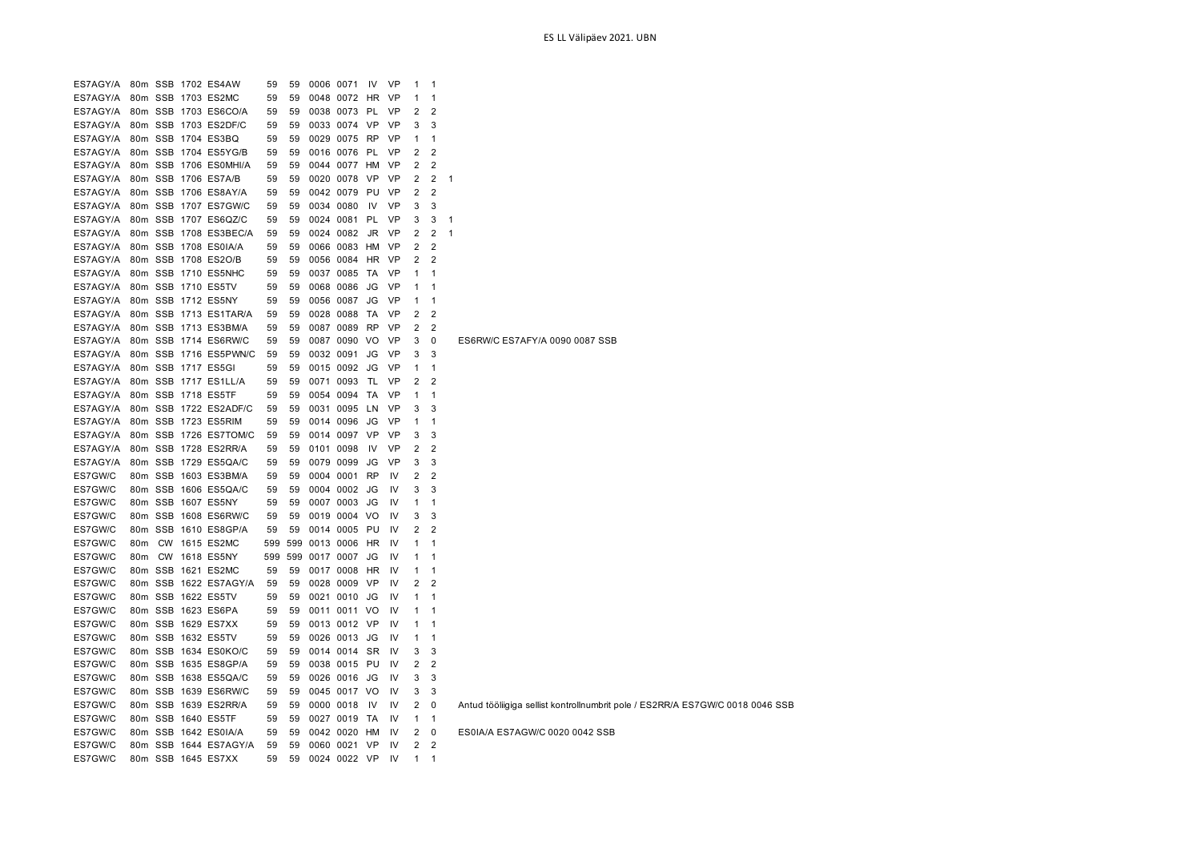| | | | | | | | | | | | | | | |
|---|---|---|---|---|---|---|---|---|---|---|---|---|---|---|
| ES7AGY/A | 80m | SSB | 1702 | ES4AW | 59 | 59 | 0006 | 0071 | IV | VP | 1 | 1 | | |
| ES7AGY/A | 80m | SSB | 1703 | ES2MC | 59 | 59 | 0048 | 0072 | HR | VP | 1 | 1 | | |
| ES7AGY/A | 80m | SSB | 1703 | ES6CO/A | 59 | 59 | 0038 | 0073 | PL | VP | 2 | 2 | | |
| ES7AGY/A | 80m | SSB | 1703 | ES2DF/C | 59 | 59 | 0033 | 0074 | VP | VP | 3 | 3 | | |
| ES7AGY/A | 80m | SSB | 1704 | ES3BQ | 59 | 59 | 0029 | 0075 | RP | VP | 1 | 1 | | |
| ES7AGY/A | 80m | SSB | 1704 | ES5YG/B | 59 | 59 | 0016 | 0076 | PL | VP | 2 | 2 | | |
| ES7AGY/A | 80m | SSB | 1706 | ES0MHI/A | 59 | 59 | 0044 | 0077 | HM | VP | 2 | 2 | | |
| ES7AGY/A | 80m | SSB | 1706 | ES7A/B | 59 | 59 | 0020 | 0078 | VP | VP | 2 | 2 | 1 | |
| ES7AGY/A | 80m | SSB | 1706 | ES8AY/A | 59 | 59 | 0042 | 0079 | PU | VP | 2 | 2 | | |
| ES7AGY/A | 80m | SSB | 1707 | ES7GW/C | 59 | 59 | 0034 | 0080 | IV | VP | 3 | 3 | | |
| ES7AGY/A | 80m | SSB | 1707 | ES6QZ/C | 59 | 59 | 0024 | 0081 | PL | VP | 3 | 3 | 1 | |
| ES7AGY/A | 80m | SSB | 1708 | ES3BEC/A | 59 | 59 | 0024 | 0082 | JR | VP | 2 | 2 | 1 | |
| ES7AGY/A | 80m | SSB | 1708 | ES0IA/A | 59 | 59 | 0066 | 0083 | HM | VP | 2 | 2 | | |
| ES7AGY/A | 80m | SSB | 1708 | ES2O/B | 59 | 59 | 0056 | 0084 | HR | VP | 2 | 2 | | |
| ES7AGY/A | 80m | SSB | 1710 | ES5NHC | 59 | 59 | 0037 | 0085 | TA | VP | 1 | 1 | | |
| ES7AGY/A | 80m | SSB | 1710 | ES5TV | 59 | 59 | 0068 | 0086 | JG | VP | 1 | 1 | | |
| ES7AGY/A | 80m | SSB | 1712 | ES5NY | 59 | 59 | 0056 | 0087 | JG | VP | 1 | 1 | | |
| ES7AGY/A | 80m | SSB | 1713 | ES1TAR/A | 59 | 59 | 0028 | 0088 | TA | VP | 2 | 2 | | |
| ES7AGY/A | 80m | SSB | 1713 | ES3BM/A | 59 | 59 | 0087 | 0089 | RP | VP | 2 | 2 | | |
| ES7AGY/A | 80m | SSB | 1714 | ES6RW/C | 59 | 59 | 0087 | 0090 | VO | VP | 3 | 0 | | ES6RW/C ES7AFY/A 0090 0087 SSB |
| ES7AGY/A | 80m | SSB | 1716 | ES5PWN/C | 59 | 59 | 0032 | 0091 | JG | VP | 3 | 3 | | |
| ES7AGY/A | 80m | SSB | 1717 | ES5GI | 59 | 59 | 0015 | 0092 | JG | VP | 1 | 1 | | |
| ES7AGY/A | 80m | SSB | 1717 | ES1LL/A | 59 | 59 | 0071 | 0093 | TL | VP | 2 | 2 | | |
| ES7AGY/A | 80m | SSB | 1718 | ES5TF | 59 | 59 | 0054 | 0094 | TA | VP | 1 | 1 | | |
| ES7AGY/A | 80m | SSB | 1722 | ES2ADF/C | 59 | 59 | 0031 | 0095 | LN | VP | 3 | 3 | | |
| ES7AGY/A | 80m | SSB | 1723 | ES5RIM | 59 | 59 | 0014 | 0096 | JG | VP | 1 | 1 | | |
| ES7AGY/A | 80m | SSB | 1726 | ES7TOM/C | 59 | 59 | 0014 | 0097 | VP | VP | 3 | 3 | | |
| ES7AGY/A | 80m | SSB | 1728 | ES2RR/A | 59 | 59 | 0101 | 0098 | IV | VP | 2 | 2 | | |
| ES7AGY/A | 80m | SSB | 1729 | ES5QA/C | 59 | 59 | 0079 | 0099 | JG | VP | 3 | 3 | | |
| ES7GW/C | 80m | SSB | 1603 | ES3BM/A | 59 | 59 | 0004 | 0001 | RP | IV | 2 | 2 | | |
| ES7GW/C | 80m | SSB | 1606 | ES5QA/C | 59 | 59 | 0004 | 0002 | JG | IV | 3 | 3 | | |
| ES7GW/C | 80m | SSB | 1607 | ES5NY | 59 | 59 | 0007 | 0003 | JG | IV | 1 | 1 | | |
| ES7GW/C | 80m | SSB | 1608 | ES6RW/C | 59 | 59 | 0019 | 0004 | VO | IV | 3 | 3 | | |
| ES7GW/C | 80m | SSB | 1610 | ES8GP/A | 59 | 59 | 0014 | 0005 | PU | IV | 2 | 2 | | |
| ES7GW/C | 80m | CW | 1615 | ES2MC | 599 | 599 | 0013 | 0006 | HR | IV | 1 | 1 | | |
| ES7GW/C | 80m | CW | 1618 | ES5NY | 599 | 599 | 0017 | 0007 | JG | IV | 1 | 1 | | |
| ES7GW/C | 80m | SSB | 1621 | ES2MC | 59 | 59 | 0017 | 0008 | HR | IV | 1 | 1 | | |
| ES7GW/C | 80m | SSB | 1622 | ES7AGY/A | 59 | 59 | 0028 | 0009 | VP | IV | 2 | 2 | | |
| ES7GW/C | 80m | SSB | 1622 | ES5TV | 59 | 59 | 0021 | 0010 | JG | IV | 1 | 1 | | |
| ES7GW/C | 80m | SSB | 1623 | ES6PA | 59 | 59 | 0011 | 0011 | VO | IV | 1 | 1 | | |
| ES7GW/C | 80m | SSB | 1629 | ES7XX | 59 | 59 | 0013 | 0012 | VP | IV | 1 | 1 | | |
| ES7GW/C | 80m | SSB | 1632 | ES5TV | 59 | 59 | 0026 | 0013 | JG | IV | 1 | 1 | | |
| ES7GW/C | 80m | SSB | 1634 | ES0KO/C | 59 | 59 | 0014 | 0014 | SR | IV | 3 | 3 | | |
| ES7GW/C | 80m | SSB | 1635 | ES8GP/A | 59 | 59 | 0038 | 0015 | PU | IV | 2 | 2 | | |
| ES7GW/C | 80m | SSB | 1638 | ES5QA/C | 59 | 59 | 0026 | 0016 | JG | IV | 3 | 3 | | |
| ES7GW/C | 80m | SSB | 1639 | ES6RW/C | 59 | 59 | 0045 | 0017 | VO | IV | 3 | 3 | | |
| ES7GW/C | 80m | SSB | 1639 | ES2RR/A | 59 | 59 | 0000 | 0018 | IV | IV | 2 | 0 | | Antud tööliigiga sellist kontrollnumbrit pole / ES2RR/A ES7GW/C 0018 0046 SSB |
| ES7GW/C | 80m | SSB | 1640 | ES5TF | 59 | 59 | 0027 | 0019 | TA | IV | 1 | 1 | | |
| ES7GW/C | 80m | SSB | 1642 | ES0IA/A | 59 | 59 | 0042 | 0020 | HM | IV | 2 | 0 | | ES0IA/A ES7AGW/C 0020 0042 SSB |
| ES7GW/C | 80m | SSB | 1644 | ES7AGY/A | 59 | 59 | 0060 | 0021 | VP | IV | 2 | 2 | | |
| ES7GW/C | 80m | SSB | 1645 | ES7XX | 59 | 59 | 0024 | 0022 | VP | IV | 1 | 1 | | |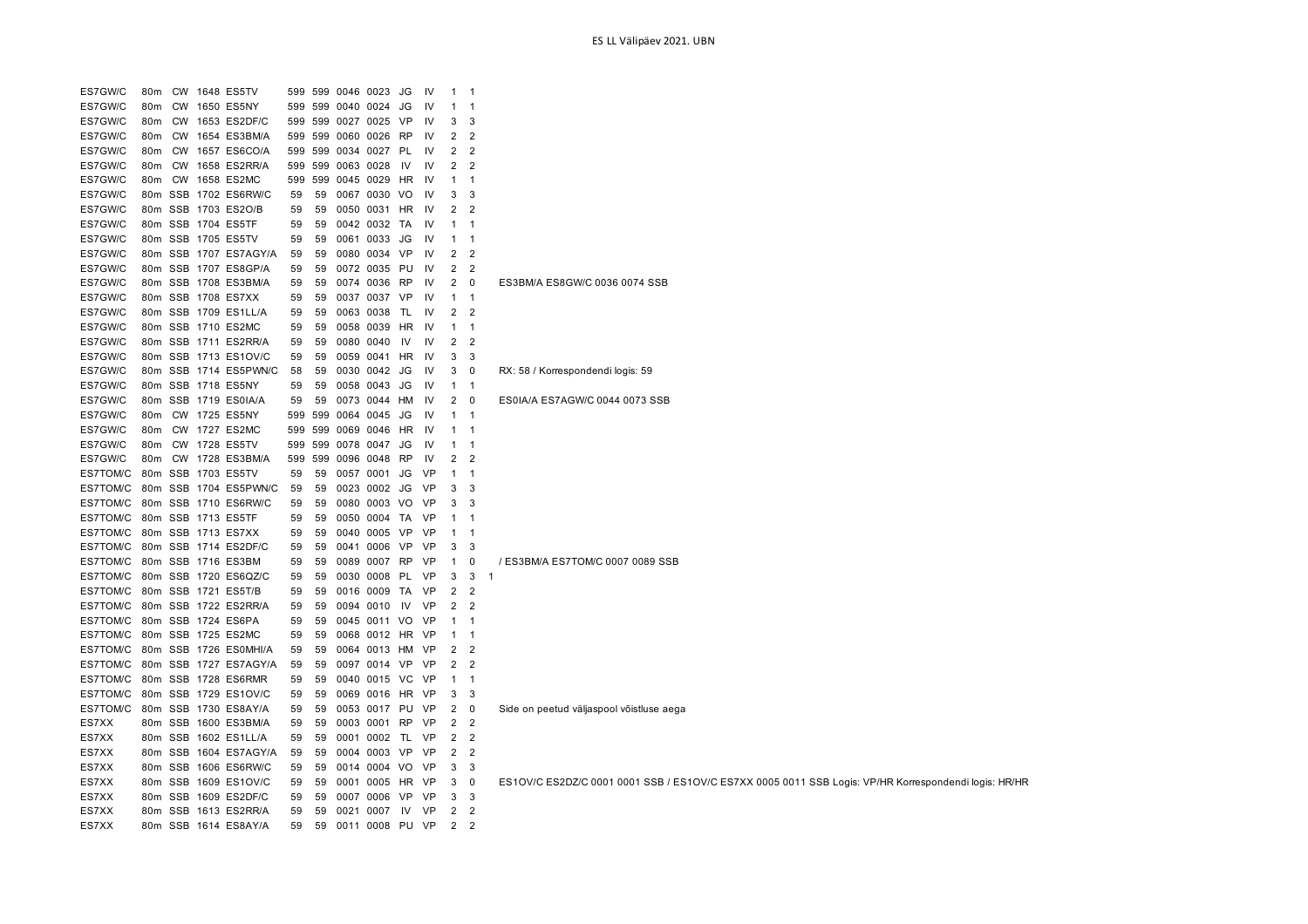| | | | | | | | | | | | | | | |
|---|---|---|---|---|---|---|---|---|---|---|---|---|---|---|
| ES7GW/C | 80m | CW | 1648 | ES5TV | 599 | 599 | 0046 | 0023 | JG | IV | 1 | 1 | | |
| ES7GW/C | 80m | CW | 1650 | ES5NY | 599 | 599 | 0040 | 0024 | JG | IV | 1 | 1 | | |
| ES7GW/C | 80m | CW | 1653 | ES2DF/C | 599 | 599 | 0027 | 0025 | VP | IV | 3 | 3 | | |
| ES7GW/C | 80m | CW | 1654 | ES3BM/A | 599 | 599 | 0060 | 0026 | RP | IV | 2 | 2 | | |
| ES7GW/C | 80m | CW | 1657 | ES6CO/A | 599 | 599 | 0034 | 0027 | PL | IV | 2 | 2 | | |
| ES7GW/C | 80m | CW | 1658 | ES2RR/A | 599 | 599 | 0063 | 0028 | IV | IV | 2 | 2 | | |
| ES7GW/C | 80m | CW | 1658 | ES2MC | 599 | 599 | 0045 | 0029 | HR | IV | 1 | 1 | | |
| ES7GW/C | 80m | SSB | 1702 | ES6RW/C | 59 | 59 | 0067 | 0030 | VO | IV | 3 | 3 | | |
| ES7GW/C | 80m | SSB | 1703 | ES2O/B | 59 | 59 | 0050 | 0031 | HR | IV | 2 | 2 | | |
| ES7GW/C | 80m | SSB | 1704 | ES5TF | 59 | 59 | 0042 | 0032 | TA | IV | 1 | 1 | | |
| ES7GW/C | 80m | SSB | 1705 | ES5TV | 59 | 59 | 0061 | 0033 | JG | IV | 1 | 1 | | |
| ES7GW/C | 80m | SSB | 1707 | ES7AGY/A | 59 | 59 | 0080 | 0034 | VP | IV | 2 | 2 | | |
| ES7GW/C | 80m | SSB | 1707 | ES8GP/A | 59 | 59 | 0072 | 0035 | PU | IV | 2 | 2 | | |
| ES7GW/C | 80m | SSB | 1708 | ES3BM/A | 59 | 59 | 0074 | 0036 | RP | IV | 2 | 0 | | ES3BM/A ES8GW/C 0036 0074 SSB |
| ES7GW/C | 80m | SSB | 1708 | ES7XX | 59 | 59 | 0037 | 0037 | VP | IV | 1 | 1 | | |
| ES7GW/C | 80m | SSB | 1709 | ES1LL/A | 59 | 59 | 0063 | 0038 | TL | IV | 2 | 2 | | |
| ES7GW/C | 80m | SSB | 1710 | ES2MC | 59 | 59 | 0058 | 0039 | HR | IV | 1 | 1 | | |
| ES7GW/C | 80m | SSB | 1711 | ES2RR/A | 59 | 59 | 0080 | 0040 | IV | IV | 2 | 2 | | |
| ES7GW/C | 80m | SSB | 1713 | ES1OV/C | 59 | 59 | 0059 | 0041 | HR | IV | 3 | 3 | | |
| ES7GW/C | 80m | SSB | 1714 | ES5PWN/C | 58 | 59 | 0030 | 0042 | JG | IV | 3 | 0 | | RX: 58 / Korrespondendi logis: 59 |
| ES7GW/C | 80m | SSB | 1718 | ES5NY | 59 | 59 | 0058 | 0043 | JG | IV | 1 | 1 | | |
| ES7GW/C | 80m | SSB | 1719 | ES0IA/A | 59 | 59 | 0073 | 0044 | HM | IV | 2 | 0 | | ES0IA/A ES7AGW/C 0044 0073 SSB |
| ES7GW/C | 80m | CW | 1725 | ES5NY | 599 | 599 | 0064 | 0045 | JG | IV | 1 | 1 | | |
| ES7GW/C | 80m | CW | 1727 | ES2MC | 599 | 599 | 0069 | 0046 | HR | IV | 1 | 1 | | |
| ES7GW/C | 80m | CW | 1728 | ES5TV | 599 | 599 | 0078 | 0047 | JG | IV | 1 | 1 | | |
| ES7GW/C | 80m | CW | 1728 | ES3BM/A | 599 | 599 | 0096 | 0048 | RP | IV | 2 | 2 | | |
| ES7TOM/C | 80m | SSB | 1703 | ES5TV | 59 | 59 | 0057 | 0001 | JG | VP | 1 | 1 | | |
| ES7TOM/C | 80m | SSB | 1704 | ES5PWN/C | 59 | 59 | 0023 | 0002 | JG | VP | 3 | 3 | | |
| ES7TOM/C | 80m | SSB | 1710 | ES6RW/C | 59 | 59 | 0080 | 0003 | VO | VP | 3 | 3 | | |
| ES7TOM/C | 80m | SSB | 1713 | ES5TF | 59 | 59 | 0050 | 0004 | TA | VP | 1 | 1 | | |
| ES7TOM/C | 80m | SSB | 1713 | ES7XX | 59 | 59 | 0040 | 0005 | VP | VP | 1 | 1 | | |
| ES7TOM/C | 80m | SSB | 1714 | ES2DF/C | 59 | 59 | 0041 | 0006 | VP | VP | 3 | 3 | | |
| ES7TOM/C | 80m | SSB | 1716 | ES3BM | 59 | 59 | 0089 | 0007 | RP | VP | 1 | 0 | | / ES3BM/A ES7TOM/C 0007 0089 SSB |
| ES7TOM/C | 80m | SSB | 1720 | ES6QZ/C | 59 | 59 | 0030 | 0008 | PL | VP | 3 | 3 | 1 | |
| ES7TOM/C | 80m | SSB | 1721 | ES5T/B | 59 | 59 | 0016 | 0009 | TA | VP | 2 | 2 | | |
| ES7TOM/C | 80m | SSB | 1722 | ES2RR/A | 59 | 59 | 0094 | 0010 | IV | VP | 2 | 2 | | |
| ES7TOM/C | 80m | SSB | 1724 | ES6PA | 59 | 59 | 0045 | 0011 | VO | VP | 1 | 1 | | |
| ES7TOM/C | 80m | SSB | 1725 | ES2MC | 59 | 59 | 0068 | 0012 | HR | VP | 1 | 1 | | |
| ES7TOM/C | 80m | SSB | 1726 | ES0MHI/A | 59 | 59 | 0064 | 0013 | HM | VP | 2 | 2 | | |
| ES7TOM/C | 80m | SSB | 1727 | ES7AGY/A | 59 | 59 | 0097 | 0014 | VP | VP | 2 | 2 | | |
| ES7TOM/C | 80m | SSB | 1728 | ES6RMR | 59 | 59 | 0040 | 0015 | VC | VP | 1 | 1 | | |
| ES7TOM/C | 80m | SSB | 1729 | ES1OV/C | 59 | 59 | 0069 | 0016 | HR | VP | 3 | 3 | | |
| ES7TOM/C | 80m | SSB | 1730 | ES8AY/A | 59 | 59 | 0053 | 0017 | PU | VP | 2 | 0 | | Side on peetud väljaspool võistluse aega |
| ES7XX | 80m | SSB | 1600 | ES3BM/A | 59 | 59 | 0003 | 0001 | RP | VP | 2 | 2 | | |
| ES7XX | 80m | SSB | 1602 | ES1LL/A | 59 | 59 | 0001 | 0002 | TL | VP | 2 | 2 | | |
| ES7XX | 80m | SSB | 1604 | ES7AGY/A | 59 | 59 | 0004 | 0003 | VP | VP | 2 | 2 | | |
| ES7XX | 80m | SSB | 1606 | ES6RW/C | 59 | 59 | 0014 | 0004 | VO | VP | 3 | 3 | | |
| ES7XX | 80m | SSB | 1609 | ES1OV/C | 59 | 59 | 0001 | 0005 | HR | VP | 3 | 0 | | ES1OV/C ES2DZ/C 0001 0001 SSB / ES1OV/C ES7XX 0005 0011 SSB Logis: VP/HR Korrespondendi logis: HR/HR |
| ES7XX | 80m | SSB | 1609 | ES2DF/C | 59 | 59 | 0007 | 0006 | VP | VP | 3 | 3 | | |
| ES7XX | 80m | SSB | 1613 | ES2RR/A | 59 | 59 | 0021 | 0007 | IV | VP | 2 | 2 | | |
| ES7XX | 80m | SSB | 1614 | ES8AY/A | 59 | 59 | 0011 | 0008 | PU | VP | 2 | 2 | | |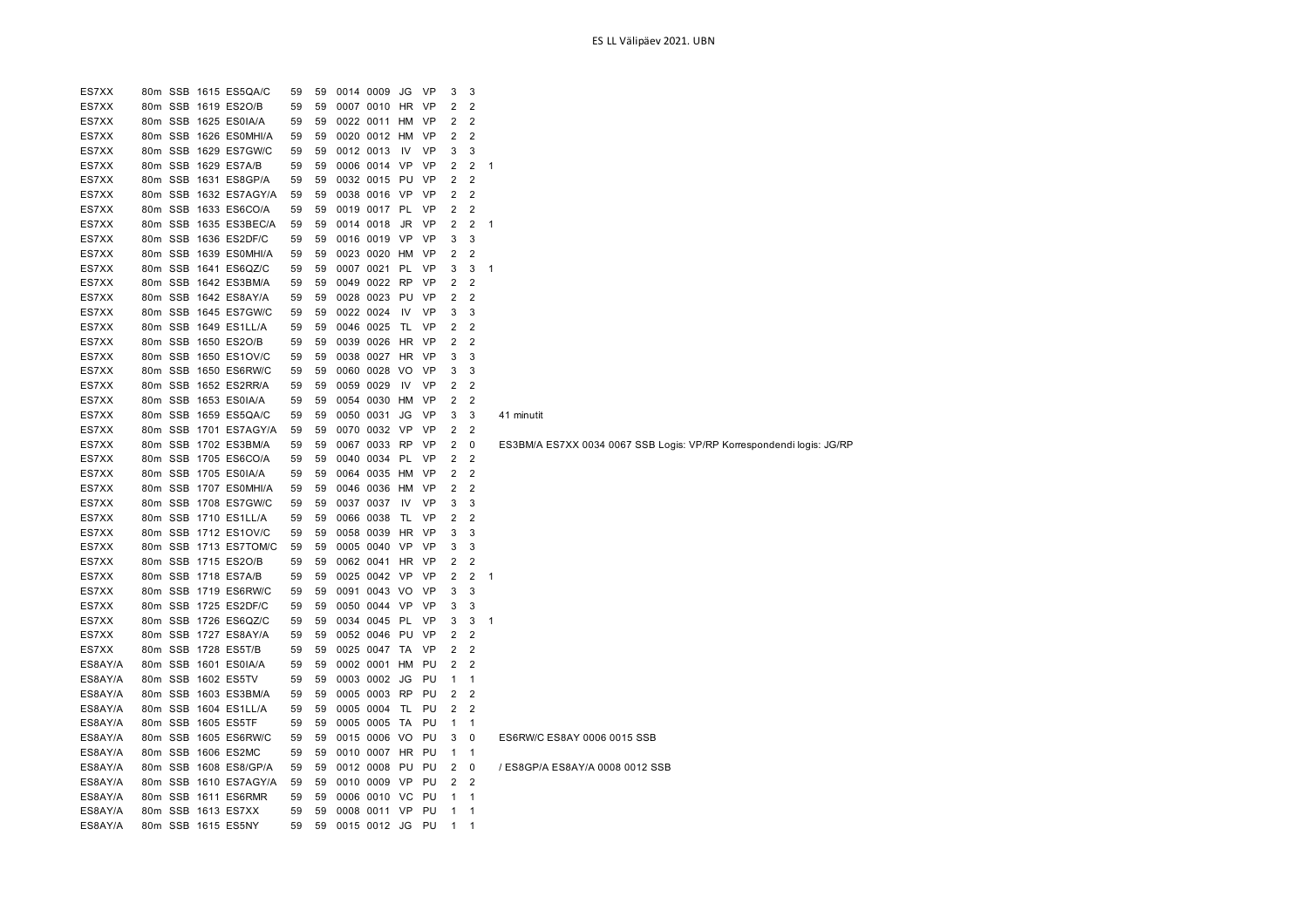| | | | | | | | | | | | | | | |
|---|---|---|---|---|---|---|---|---|---|---|---|---|---|---|
| ES7XX | 80m | SSB | 1615 | ES5QA/C | 59 | 59 | 0014 | 0009 | JG | VP | 3 | 3 | | |
| ES7XX | 80m | SSB | 1619 | ES2O/B | 59 | 59 | 0007 | 0010 | HR | VP | 2 | 2 | | |
| ES7XX | 80m | SSB | 1625 | ES0IA/A | 59 | 59 | 0022 | 0011 | HM | VP | 2 | 2 | | |
| ES7XX | 80m | SSB | 1626 | ES0MHI/A | 59 | 59 | 0020 | 0012 | HM | VP | 2 | 2 | | |
| ES7XX | 80m | SSB | 1629 | ES7GW/C | 59 | 59 | 0012 | 0013 | IV | VP | 3 | 3 | | |
| ES7XX | 80m | SSB | 1629 | ES7A/B | 59 | 59 | 0006 | 0014 | VP | VP | 2 | 2 | 1 | |
| ES7XX | 80m | SSB | 1631 | ES8GP/A | 59 | 59 | 0032 | 0015 | PU | VP | 2 | 2 | | |
| ES7XX | 80m | SSB | 1632 | ES7AGY/A | 59 | 59 | 0038 | 0016 | VP | VP | 2 | 2 | | |
| ES7XX | 80m | SSB | 1633 | ES6CO/A | 59 | 59 | 0019 | 0017 | PL | VP | 2 | 2 | | |
| ES7XX | 80m | SSB | 1635 | ES3BEC/A | 59 | 59 | 0014 | 0018 | JR | VP | 2 | 2 | 1 | |
| ES7XX | 80m | SSB | 1636 | ES2DF/C | 59 | 59 | 0016 | 0019 | VP | VP | 3 | 3 | | |
| ES7XX | 80m | SSB | 1639 | ES0MHI/A | 59 | 59 | 0023 | 0020 | HM | VP | 2 | 2 | | |
| ES7XX | 80m | SSB | 1641 | ES6QZ/C | 59 | 59 | 0007 | 0021 | PL | VP | 3 | 3 | 1 | |
| ES7XX | 80m | SSB | 1642 | ES3BM/A | 59 | 59 | 0049 | 0022 | RP | VP | 2 | 2 | | |
| ES7XX | 80m | SSB | 1642 | ES8AY/A | 59 | 59 | 0028 | 0023 | PU | VP | 2 | 2 | | |
| ES7XX | 80m | SSB | 1645 | ES7GW/C | 59 | 59 | 0022 | 0024 | IV | VP | 3 | 3 | | |
| ES7XX | 80m | SSB | 1649 | ES1LL/A | 59 | 59 | 0046 | 0025 | TL | VP | 2 | 2 | | |
| ES7XX | 80m | SSB | 1650 | ES2O/B | 59 | 59 | 0039 | 0026 | HR | VP | 2 | 2 | | |
| ES7XX | 80m | SSB | 1650 | ES1OV/C | 59 | 59 | 0038 | 0027 | HR | VP | 3 | 3 | | |
| ES7XX | 80m | SSB | 1650 | ES6RW/C | 59 | 59 | 0060 | 0028 | VO | VP | 3 | 3 | | |
| ES7XX | 80m | SSB | 1652 | ES2RR/A | 59 | 59 | 0059 | 0029 | IV | VP | 2 | 2 | | |
| ES7XX | 80m | SSB | 1653 | ES0IA/A | 59 | 59 | 0054 | 0030 | HM | VP | 2 | 2 | | |
| ES7XX | 80m | SSB | 1659 | ES5QA/C | 59 | 59 | 0050 | 0031 | JG | VP | 3 | 3 | | 41 minutit |
| ES7XX | 80m | SSB | 1701 | ES7AGY/A | 59 | 59 | 0070 | 0032 | VP | VP | 2 | 2 | | |
| ES7XX | 80m | SSB | 1702 | ES3BM/A | 59 | 59 | 0067 | 0033 | RP | VP | 2 | 0 | | ES3BM/A ES7XX 0034 0067 SSB Logis: VP/RP Korrespondendi logis: JG/RP |
| ES7XX | 80m | SSB | 1705 | ES6CO/A | 59 | 59 | 0040 | 0034 | PL | VP | 2 | 2 | | |
| ES7XX | 80m | SSB | 1705 | ES0IA/A | 59 | 59 | 0064 | 0035 | HM | VP | 2 | 2 | | |
| ES7XX | 80m | SSB | 1707 | ES0MHI/A | 59 | 59 | 0046 | 0036 | HM | VP | 2 | 2 | | |
| ES7XX | 80m | SSB | 1708 | ES7GW/C | 59 | 59 | 0037 | 0037 | IV | VP | 3 | 3 | | |
| ES7XX | 80m | SSB | 1710 | ES1LL/A | 59 | 59 | 0066 | 0038 | TL | VP | 2 | 2 | | |
| ES7XX | 80m | SSB | 1712 | ES1OV/C | 59 | 59 | 0058 | 0039 | HR | VP | 3 | 3 | | |
| ES7XX | 80m | SSB | 1713 | ES7TOM/C | 59 | 59 | 0005 | 0040 | VP | VP | 3 | 3 | | |
| ES7XX | 80m | SSB | 1715 | ES2O/B | 59 | 59 | 0062 | 0041 | HR | VP | 2 | 2 | | |
| ES7XX | 80m | SSB | 1718 | ES7A/B | 59 | 59 | 0025 | 0042 | VP | VP | 2 | 2 | 1 | |
| ES7XX | 80m | SSB | 1719 | ES6RW/C | 59 | 59 | 0091 | 0043 | VO | VP | 3 | 3 | | |
| ES7XX | 80m | SSB | 1725 | ES2DF/C | 59 | 59 | 0050 | 0044 | VP | VP | 3 | 3 | | |
| ES7XX | 80m | SSB | 1726 | ES6QZ/C | 59 | 59 | 0034 | 0045 | PL | VP | 3 | 3 | 1 | |
| ES7XX | 80m | SSB | 1727 | ES8AY/A | 59 | 59 | 0052 | 0046 | PU | VP | 2 | 2 | | |
| ES7XX | 80m | SSB | 1728 | ES5T/B | 59 | 59 | 0025 | 0047 | TA | VP | 2 | 2 | | |
| ES8AY/A | 80m | SSB | 1601 | ES0IA/A | 59 | 59 | 0002 | 0001 | HM | PU | 2 | 2 | | |
| ES8AY/A | 80m | SSB | 1602 | ES5TV | 59 | 59 | 0003 | 0002 | JG | PU | 1 | 1 | | |
| ES8AY/A | 80m | SSB | 1603 | ES3BM/A | 59 | 59 | 0005 | 0003 | RP | PU | 2 | 2 | | |
| ES8AY/A | 80m | SSB | 1604 | ES1LL/A | 59 | 59 | 0005 | 0004 | TL | PU | 2 | 2 | | |
| ES8AY/A | 80m | SSB | 1605 | ES5TF | 59 | 59 | 0005 | 0005 | TA | PU | 1 | 1 | | |
| ES8AY/A | 80m | SSB | 1605 | ES6RW/C | 59 | 59 | 0015 | 0006 | VO | PU | 3 | 0 | | ES6RW/C ES8AY 0006 0015 SSB |
| ES8AY/A | 80m | SSB | 1606 | ES2MC | 59 | 59 | 0010 | 0007 | HR | PU | 1 | 1 | | |
| ES8AY/A | 80m | SSB | 1608 | ES8/GP/A | 59 | 59 | 0012 | 0008 | PU | PU | 2 | 0 | | / ES8GP/A ES8AY/A 0008 0012 SSB |
| ES8AY/A | 80m | SSB | 1610 | ES7AGY/A | 59 | 59 | 0010 | 0009 | VP | PU | 2 | 2 | | |
| ES8AY/A | 80m | SSB | 1611 | ES6RMR | 59 | 59 | 0006 | 0010 | VC | PU | 1 | 1 | | |
| ES8AY/A | 80m | SSB | 1613 | ES7XX | 59 | 59 | 0008 | 0011 | VP | PU | 1 | 1 | | |
| ES8AY/A | 80m | SSB | 1615 | ES5NY | 59 | 59 | 0015 | 0012 | JG | PU | 1 | 1 | | |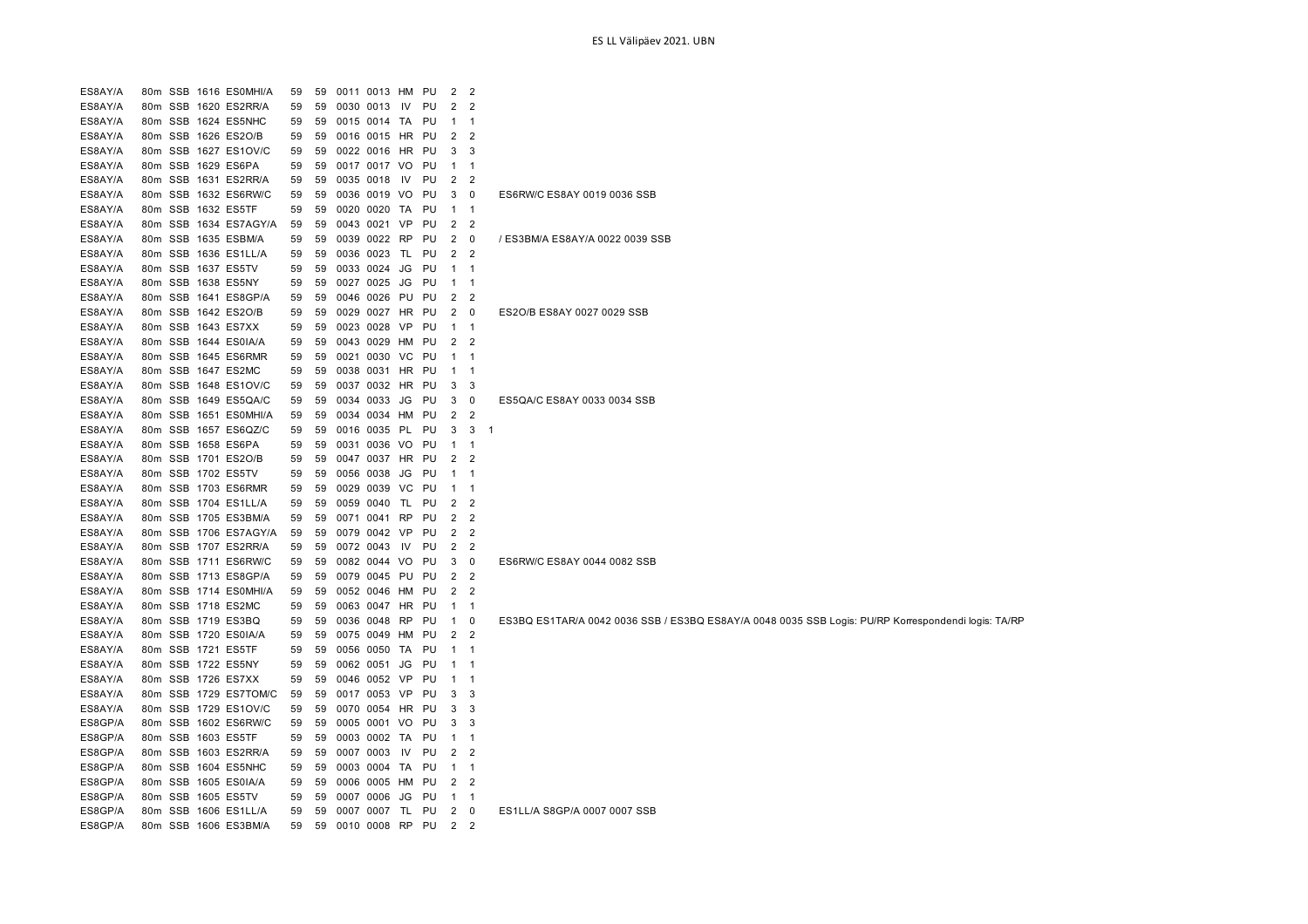ES LL Välipäev 2021. UBN

| | | | | | | | | | | | | | | |
|---|---|---|---|---|---|---|---|---|---|---|---|---|---|---|
| ES8AY/A | 80m | SSB | 1616 | ES0MHI/A | 59 | 59 | 0011 | 0013 | HM | PU | 2 | 2 | | |
| ES8AY/A | 80m | SSB | 1620 | ES2RR/A | 59 | 59 | 0030 | 0013 | IV | PU | 2 | 2 | | |
| ES8AY/A | 80m | SSB | 1624 | ES5NHC | 59 | 59 | 0015 | 0014 | TA | PU | 1 | 1 | | |
| ES8AY/A | 80m | SSB | 1626 | ES2O/B | 59 | 59 | 0016 | 0015 | HR | PU | 2 | 2 | | |
| ES8AY/A | 80m | SSB | 1627 | ES1OV/C | 59 | 59 | 0022 | 0016 | HR | PU | 3 | 3 | | |
| ES8AY/A | 80m | SSB | 1629 | ES6PA | 59 | 59 | 0017 | 0017 | VO | PU | 1 | 1 | | |
| ES8AY/A | 80m | SSB | 1631 | ES2RR/A | 59 | 59 | 0035 | 0018 | IV | PU | 2 | 2 | | |
| ES8AY/A | 80m | SSB | 1632 | ES6RW/C | 59 | 59 | 0036 | 0019 | VO | PU | 3 | 0 | | ES6RW/C ES8AY 0019 0036 SSB |
| ES8AY/A | 80m | SSB | 1632 | ES5TF | 59 | 59 | 0020 | 0020 | TA | PU | 1 | 1 | | |
| ES8AY/A | 80m | SSB | 1634 | ES7AGY/A | 59 | 59 | 0043 | 0021 | VP | PU | 2 | 2 | | |
| ES8AY/A | 80m | SSB | 1635 | ESBM/A | 59 | 59 | 0039 | 0022 | RP | PU | 2 | 0 | | / ES3BM/A ES8AY/A 0022 0039 SSB |
| ES8AY/A | 80m | SSB | 1636 | ES1LL/A | 59 | 59 | 0036 | 0023 | TL | PU | 2 | 2 | | |
| ES8AY/A | 80m | SSB | 1637 | ES5TV | 59 | 59 | 0033 | 0024 | JG | PU | 1 | 1 | | |
| ES8AY/A | 80m | SSB | 1638 | ES5NY | 59 | 59 | 0027 | 0025 | JG | PU | 1 | 1 | | |
| ES8AY/A | 80m | SSB | 1641 | ES8GP/A | 59 | 59 | 0046 | 0026 | PU | PU | 2 | 2 | | |
| ES8AY/A | 80m | SSB | 1642 | ES2O/B | 59 | 59 | 0029 | 0027 | HR | PU | 2 | 0 | | ES2O/B ES8AY 0027 0029 SSB |
| ES8AY/A | 80m | SSB | 1643 | ES7XX | 59 | 59 | 0023 | 0028 | VP | PU | 1 | 1 | | |
| ES8AY/A | 80m | SSB | 1644 | ES0IA/A | 59 | 59 | 0043 | 0029 | HM | PU | 2 | 2 | | |
| ES8AY/A | 80m | SSB | 1645 | ES6RMR | 59 | 59 | 0021 | 0030 | VC | PU | 1 | 1 | | |
| ES8AY/A | 80m | SSB | 1647 | ES2MC | 59 | 59 | 0038 | 0031 | HR | PU | 1 | 1 | | |
| ES8AY/A | 80m | SSB | 1648 | ES1OV/C | 59 | 59 | 0037 | 0032 | HR | PU | 3 | 3 | | |
| ES8AY/A | 80m | SSB | 1649 | ES5QA/C | 59 | 59 | 0034 | 0033 | JG | PU | 3 | 0 | | ES5QA/C ES8AY 0033 0034 SSB |
| ES8AY/A | 80m | SSB | 1651 | ES0MHI/A | 59 | 59 | 0034 | 0034 | HM | PU | 2 | 2 | | |
| ES8AY/A | 80m | SSB | 1657 | ES6QZ/C | 59 | 59 | 0016 | 0035 | PL | PU | 3 | 3 | 1 | |
| ES8AY/A | 80m | SSB | 1658 | ES6PA | 59 | 59 | 0031 | 0036 | VO | PU | 1 | 1 | | |
| ES8AY/A | 80m | SSB | 1701 | ES2O/B | 59 | 59 | 0047 | 0037 | HR | PU | 2 | 2 | | |
| ES8AY/A | 80m | SSB | 1702 | ES5TV | 59 | 59 | 0056 | 0038 | JG | PU | 1 | 1 | | |
| ES8AY/A | 80m | SSB | 1703 | ES6RMR | 59 | 59 | 0029 | 0039 | VC | PU | 1 | 1 | | |
| ES8AY/A | 80m | SSB | 1704 | ES1LL/A | 59 | 59 | 0059 | 0040 | TL | PU | 2 | 2 | | |
| ES8AY/A | 80m | SSB | 1705 | ES3BM/A | 59 | 59 | 0071 | 0041 | RP | PU | 2 | 2 | | |
| ES8AY/A | 80m | SSB | 1706 | ES7AGY/A | 59 | 59 | 0079 | 0042 | VP | PU | 2 | 2 | | |
| ES8AY/A | 80m | SSB | 1707 | ES2RR/A | 59 | 59 | 0072 | 0043 | IV | PU | 2 | 2 | | |
| ES8AY/A | 80m | SSB | 1711 | ES6RW/C | 59 | 59 | 0082 | 0044 | VO | PU | 3 | 0 | | ES6RW/C ES8AY 0044 0082 SSB |
| ES8AY/A | 80m | SSB | 1713 | ES8GP/A | 59 | 59 | 0079 | 0045 | PU | PU | 2 | 2 | | |
| ES8AY/A | 80m | SSB | 1714 | ES0MHI/A | 59 | 59 | 0052 | 0046 | HM | PU | 2 | 2 | | |
| ES8AY/A | 80m | SSB | 1718 | ES2MC | 59 | 59 | 0063 | 0047 | HR | PU | 1 | 1 | | |
| ES8AY/A | 80m | SSB | 1719 | ES3BQ | 59 | 59 | 0036 | 0048 | RP | PU | 1 | 0 | | ES3BQ ES1TAR/A 0042 0036 SSB / ES3BQ ES8AY/A 0048 0035 SSB Logis: PU/RP Korrespondendi logis: TA/RP |
| ES8AY/A | 80m | SSB | 1720 | ES0IA/A | 59 | 59 | 0075 | 0049 | HM | PU | 2 | 2 | | |
| ES8AY/A | 80m | SSB | 1721 | ES5TF | 59 | 59 | 0056 | 0050 | TA | PU | 1 | 1 | | |
| ES8AY/A | 80m | SSB | 1722 | ES5NY | 59 | 59 | 0062 | 0051 | JG | PU | 1 | 1 | | |
| ES8AY/A | 80m | SSB | 1726 | ES7XX | 59 | 59 | 0046 | 0052 | VP | PU | 1 | 1 | | |
| ES8AY/A | 80m | SSB | 1729 | ES7TOM/C | 59 | 59 | 0017 | 0053 | VP | PU | 3 | 3 | | |
| ES8AY/A | 80m | SSB | 1729 | ES1OV/C | 59 | 59 | 0070 | 0054 | HR | PU | 3 | 3 | | |
| ES8GP/A | 80m | SSB | 1602 | ES6RW/C | 59 | 59 | 0005 | 0001 | VO | PU | 3 | 3 | | |
| ES8GP/A | 80m | SSB | 1603 | ES5TF | 59 | 59 | 0003 | 0002 | TA | PU | 1 | 1 | | |
| ES8GP/A | 80m | SSB | 1603 | ES2RR/A | 59 | 59 | 0007 | 0003 | IV | PU | 2 | 2 | | |
| ES8GP/A | 80m | SSB | 1604 | ES5NHC | 59 | 59 | 0003 | 0004 | TA | PU | 1 | 1 | | |
| ES8GP/A | 80m | SSB | 1605 | ES0IA/A | 59 | 59 | 0006 | 0005 | HM | PU | 2 | 2 | | |
| ES8GP/A | 80m | SSB | 1605 | ES5TV | 59 | 59 | 0007 | 0006 | JG | PU | 1 | 1 | | |
| ES8GP/A | 80m | SSB | 1606 | ES1LL/A | 59 | 59 | 0007 | 0007 | TL | PU | 2 | 0 | | ES1LL/A S8GP/A 0007 0007 SSB |
| ES8GP/A | 80m | SSB | 1606 | ES3BM/A | 59 | 59 | 0010 | 0008 | RP | PU | 2 | 2 | | |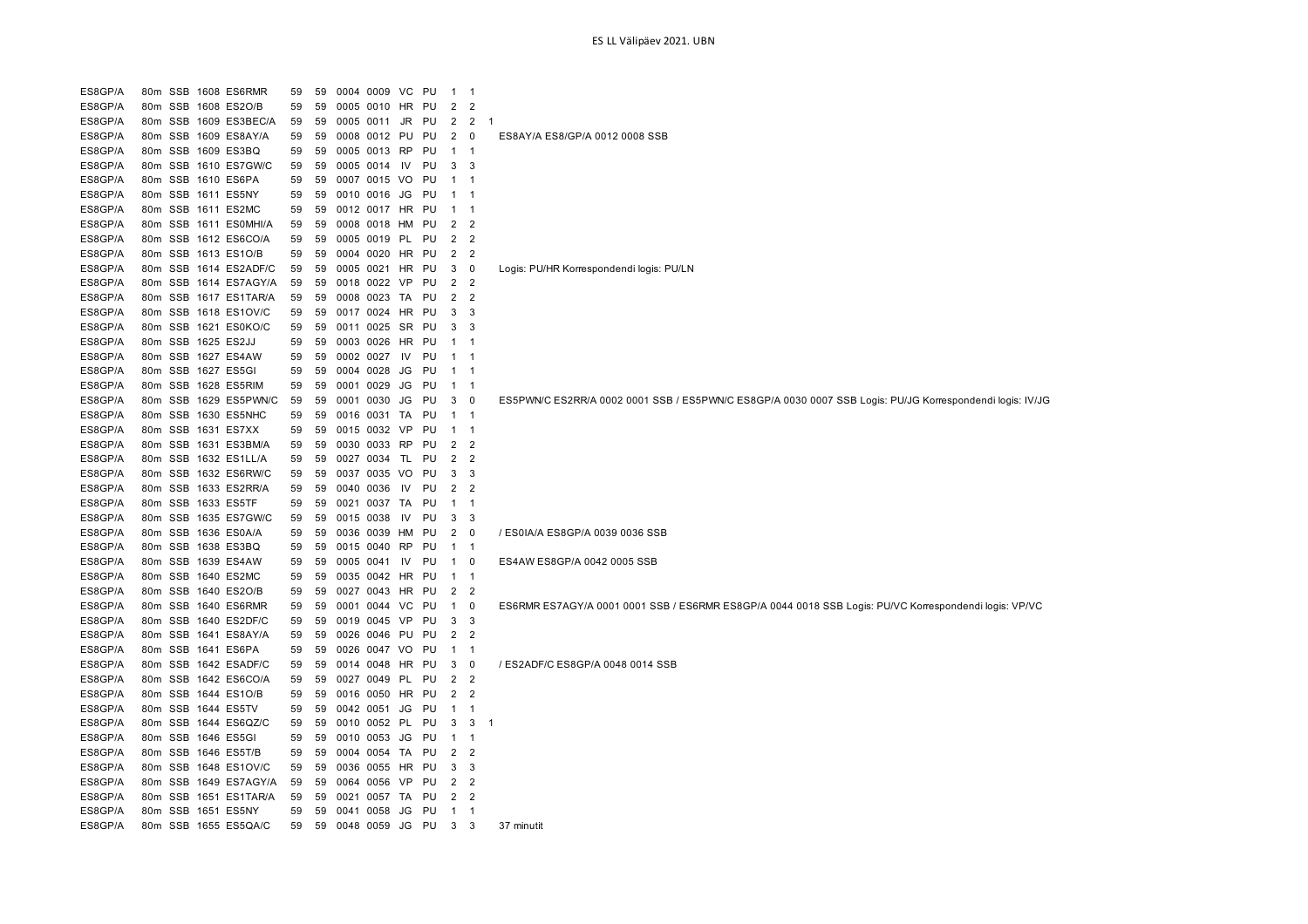# ES LL Välipäev 2021. UBN

| | | | | | | | | | | | | | | |
|---|---|---|---|---|---|---|---|---|---|---|---|---|---|---|
| ES8GP/A | 80m | SSB | 1608 | ES6RMR | 59 | 59 | 0004 | 0009 | VC | PU | 1 | 1 | | |
| ES8GP/A | 80m | SSB | 1608 | ES2O/B | 59 | 59 | 0005 | 0010 | HR | PU | 2 | 2 | | |
| ES8GP/A | 80m | SSB | 1609 | ES3BEC/A | 59 | 59 | 0005 | 0011 | JR | PU | 2 | 2 | 1 | |
| ES8GP/A | 80m | SSB | 1609 | ES8AY/A | 59 | 59 | 0008 | 0012 | PU | PU | 2 | 0 | | ES8AY/A ES8/GP/A 0012 0008 SSB |
| ES8GP/A | 80m | SSB | 1609 | ES3BQ | 59 | 59 | 0005 | 0013 | RP | PU | 1 | 1 | | |
| ES8GP/A | 80m | SSB | 1610 | ES7GW/C | 59 | 59 | 0005 | 0014 | IV | PU | 3 | 3 | | |
| ES8GP/A | 80m | SSB | 1610 | ES6PA | 59 | 59 | 0007 | 0015 | VO | PU | 1 | 1 | | |
| ES8GP/A | 80m | SSB | 1611 | ES5NY | 59 | 59 | 0010 | 0016 | JG | PU | 1 | 1 | | |
| ES8GP/A | 80m | SSB | 1611 | ES2MC | 59 | 59 | 0012 | 0017 | HR | PU | 1 | 1 | | |
| ES8GP/A | 80m | SSB | 1611 | ES0MHI/A | 59 | 59 | 0008 | 0018 | HM | PU | 2 | 2 | | |
| ES8GP/A | 80m | SSB | 1612 | ES6CO/A | 59 | 59 | 0005 | 0019 | PL | PU | 2 | 2 | | |
| ES8GP/A | 80m | SSB | 1613 | ES1O/B | 59 | 59 | 0004 | 0020 | HR | PU | 2 | 2 | | |
| ES8GP/A | 80m | SSB | 1614 | ES2ADF/C | 59 | 59 | 0005 | 0021 | HR | PU | 3 | 0 | | Logis: PU/HR Korrespondendi logis: PU/LN |
| ES8GP/A | 80m | SSB | 1614 | ES7AGY/A | 59 | 59 | 0018 | 0022 | VP | PU | 2 | 2 | | |
| ES8GP/A | 80m | SSB | 1617 | ES1TAR/A | 59 | 59 | 0008 | 0023 | TA | PU | 2 | 2 | | |
| ES8GP/A | 80m | SSB | 1618 | ES1OV/C | 59 | 59 | 0017 | 0024 | HR | PU | 3 | 3 | | |
| ES8GP/A | 80m | SSB | 1621 | ES0KO/C | 59 | 59 | 0011 | 0025 | SR | PU | 3 | 3 | | |
| ES8GP/A | 80m | SSB | 1625 | ES2JJ | 59 | 59 | 0003 | 0026 | HR | PU | 1 | 1 | | |
| ES8GP/A | 80m | SSB | 1627 | ES4AW | 59 | 59 | 0002 | 0027 | IV | PU | 1 | 1 | | |
| ES8GP/A | 80m | SSB | 1627 | ES5GI | 59 | 59 | 0004 | 0028 | JG | PU | 1 | 1 | | |
| ES8GP/A | 80m | SSB | 1628 | ES5RIM | 59 | 59 | 0001 | 0029 | JG | PU | 1 | 1 | | |
| ES8GP/A | 80m | SSB | 1629 | ES5PWN/C | 59 | 59 | 0001 | 0030 | JG | PU | 3 | 0 | | ES5PWN/C ES2RR/A 0002 0001 SSB / ES5PWN/C ES8GP/A 0030 0007 SSB Logis: PU/JG Korrespondendi logis: IV/JG |
| ES8GP/A | 80m | SSB | 1630 | ES5NHC | 59 | 59 | 0016 | 0031 | TA | PU | 1 | 1 | | |
| ES8GP/A | 80m | SSB | 1631 | ES7XX | 59 | 59 | 0015 | 0032 | VP | PU | 1 | 1 | | |
| ES8GP/A | 80m | SSB | 1631 | ES3BM/A | 59 | 59 | 0030 | 0033 | RP | PU | 2 | 2 | | |
| ES8GP/A | 80m | SSB | 1632 | ES1LL/A | 59 | 59 | 0027 | 0034 | TL | PU | 2 | 2 | | |
| ES8GP/A | 80m | SSB | 1632 | ES6RW/C | 59 | 59 | 0037 | 0035 | VO | PU | 3 | 3 | | |
| ES8GP/A | 80m | SSB | 1633 | ES2RR/A | 59 | 59 | 0040 | 0036 | IV | PU | 2 | 2 | | |
| ES8GP/A | 80m | SSB | 1633 | ES5TF | 59 | 59 | 0021 | 0037 | TA | PU | 1 | 1 | | |
| ES8GP/A | 80m | SSB | 1635 | ES7GW/C | 59 | 59 | 0015 | 0038 | IV | PU | 3 | 3 | | |
| ES8GP/A | 80m | SSB | 1636 | ES0A/A | 59 | 59 | 0036 | 0039 | HM | PU | 2 | 0 | | / ES0IA/A ES8GP/A 0039 0036 SSB |
| ES8GP/A | 80m | SSB | 1638 | ES3BQ | 59 | 59 | 0015 | 0040 | RP | PU | 1 | 1 | | |
| ES8GP/A | 80m | SSB | 1639 | ES4AW | 59 | 59 | 0005 | 0041 | IV | PU | 1 | 0 | | ES4AW ES8GP/A 0042 0005 SSB |
| ES8GP/A | 80m | SSB | 1640 | ES2MC | 59 | 59 | 0035 | 0042 | HR | PU | 1 | 1 | | |
| ES8GP/A | 80m | SSB | 1640 | ES2O/B | 59 | 59 | 0027 | 0043 | HR | PU | 2 | 2 | | |
| ES8GP/A | 80m | SSB | 1640 | ES6RMR | 59 | 59 | 0001 | 0044 | VC | PU | 1 | 0 | | ES6RMR ES7AGY/A 0001 0001 SSB / ES6RMR ES8GP/A 0044 0018 SSB Logis: PU/VC Korrespondendi logis: VP/VC |
| ES8GP/A | 80m | SSB | 1640 | ES2DF/C | 59 | 59 | 0019 | 0045 | VP | PU | 3 | 3 | | |
| ES8GP/A | 80m | SSB | 1641 | ES8AY/A | 59 | 59 | 0026 | 0046 | PU | PU | 2 | 2 | | |
| ES8GP/A | 80m | SSB | 1641 | ES6PA | 59 | 59 | 0026 | 0047 | VO | PU | 1 | 1 | | |
| ES8GP/A | 80m | SSB | 1642 | ESADF/C | 59 | 59 | 0014 | 0048 | HR | PU | 3 | 0 | | / ES2ADF/C ES8GP/A 0048 0014 SSB |
| ES8GP/A | 80m | SSB | 1642 | ES6CO/A | 59 | 59 | 0027 | 0049 | PL | PU | 2 | 2 | | |
| ES8GP/A | 80m | SSB | 1644 | ES1O/B | 59 | 59 | 0016 | 0050 | HR | PU | 2 | 2 | | |
| ES8GP/A | 80m | SSB | 1644 | ES5TV | 59 | 59 | 0042 | 0051 | JG | PU | 1 | 1 | | |
| ES8GP/A | 80m | SSB | 1644 | ES6QZ/C | 59 | 59 | 0010 | 0052 | PL | PU | 3 | 3 | 1 | |
| ES8GP/A | 80m | SSB | 1646 | ES5GI | 59 | 59 | 0010 | 0053 | JG | PU | 1 | 1 | | |
| ES8GP/A | 80m | SSB | 1646 | ES5T/B | 59 | 59 | 0004 | 0054 | TA | PU | 2 | 2 | | |
| ES8GP/A | 80m | SSB | 1648 | ES1OV/C | 59 | 59 | 0036 | 0055 | HR | PU | 3 | 3 | | |
| ES8GP/A | 80m | SSB | 1649 | ES7AGY/A | 59 | 59 | 0064 | 0056 | VP | PU | 2 | 2 | | |
| ES8GP/A | 80m | SSB | 1651 | ES1TAR/A | 59 | 59 | 0021 | 0057 | TA | PU | 2 | 2 | | |
| ES8GP/A | 80m | SSB | 1651 | ES5NY | 59 | 59 | 0041 | 0058 | JG | PU | 1 | 1 | | |
| ES8GP/A | 80m | SSB | 1655 | ES5QA/C | 59 | 59 | 0048 | 0059 | JG | PU | 3 | 3 | | 37 minutit |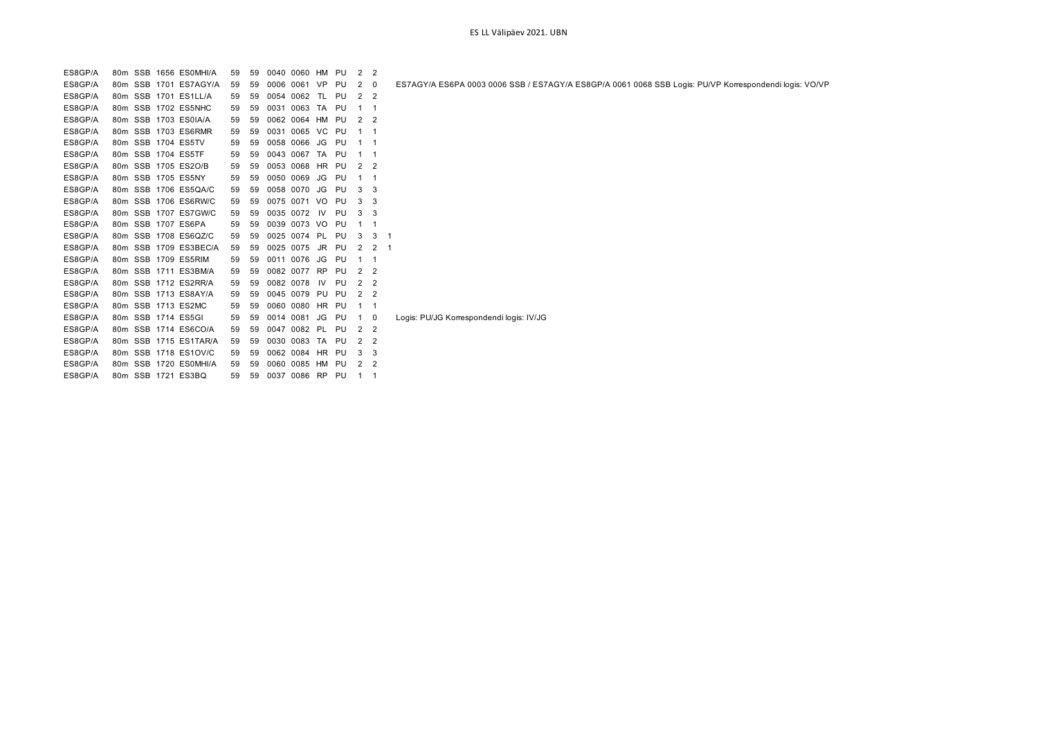| | | | | | | | | | | | | | | |
|---|---|---|---|---|---|---|---|---|---|---|---|---|---|---|
| ES8GP/A | 80m | SSB | 1656 | ES0MHI/A | 59 | 59 | 0040 | 0060 | HM | PU | 2 | 2 | | |
| ES8GP/A | 80m | SSB | 1701 | ES7AGY/A | 59 | 59 | 0006 | 0061 | VP | PU | 2 | 0 | | ES7AGY/A ES6PA 0003 0006 SSB / ES7AGY/A ES8GP/A 0061 0068 SSB Logis: PU/VP Korrespondendi logis: VO/VP |
| ES8GP/A | 80m | SSB | 1701 | ES1LL/A | 59 | 59 | 0054 | 0062 | TL | PU | 2 | 2 | | |
| ES8GP/A | 80m | SSB | 1702 | ES5NHC | 59 | 59 | 0031 | 0063 | TA | PU | 1 | 1 | | |
| ES8GP/A | 80m | SSB | 1703 | ES0IA/A | 59 | 59 | 0062 | 0064 | HM | PU | 2 | 2 | | |
| ES8GP/A | 80m | SSB | 1703 | ES6RMR | 59 | 59 | 0031 | 0065 | VC | PU | 1 | 1 | | |
| ES8GP/A | 80m | SSB | 1704 | ES5TV | 59 | 59 | 0058 | 0066 | JG | PU | 1 | 1 | | |
| ES8GP/A | 80m | SSB | 1704 | ES5TF | 59 | 59 | 0043 | 0067 | TA | PU | 1 | 1 | | |
| ES8GP/A | 80m | SSB | 1705 | ES2O/B | 59 | 59 | 0053 | 0068 | HR | PU | 2 | 2 | | |
| ES8GP/A | 80m | SSB | 1705 | ES5NY | 59 | 59 | 0050 | 0069 | JG | PU | 1 | 1 | | |
| ES8GP/A | 80m | SSB | 1706 | ES5QA/C | 59 | 59 | 0058 | 0070 | JG | PU | 3 | 3 | | |
| ES8GP/A | 80m | SSB | 1706 | ES6RW/C | 59 | 59 | 0075 | 0071 | VO | PU | 3 | 3 | | |
| ES8GP/A | 80m | SSB | 1707 | ES7GW/C | 59 | 59 | 0035 | 0072 | IV | PU | 3 | 3 | | |
| ES8GP/A | 80m | SSB | 1707 | ES6PA | 59 | 59 | 0039 | 0073 | VO | PU | 1 | 1 | | |
| ES8GP/A | 80m | SSB | 1708 | ES6QZ/C | 59 | 59 | 0025 | 0074 | PL | PU | 3 | 3 | 1 | |
| ES8GP/A | 80m | SSB | 1709 | ES3BEC/A | 59 | 59 | 0025 | 0075 | JR | PU | 2 | 2 | 1 | |
| ES8GP/A | 80m | SSB | 1709 | ES5RIM | 59 | 59 | 0011 | 0076 | JG | PU | 1 | 1 | | |
| ES8GP/A | 80m | SSB | 1711 | ES3BM/A | 59 | 59 | 0082 | 0077 | RP | PU | 2 | 2 | | |
| ES8GP/A | 80m | SSB | 1712 | ES2RR/A | 59 | 59 | 0082 | 0078 | IV | PU | 2 | 2 | | |
| ES8GP/A | 80m | SSB | 1713 | ES8AY/A | 59 | 59 | 0045 | 0079 | PU | PU | 2 | 2 | | |
| ES8GP/A | 80m | SSB | 1713 | ES2MC | 59 | 59 | 0060 | 0080 | HR | PU | 1 | 1 | | |
| ES8GP/A | 80m | SSB | 1714 | ES5GI | 59 | 59 | 0014 | 0081 | JG | PU | 1 | 0 | | Logis: PU/JG Korrespondendi logis: IV/JG |
| ES8GP/A | 80m | SSB | 1714 | ES6CO/A | 59 | 59 | 0047 | 0082 | PL | PU | 2 | 2 | | |
| ES8GP/A | 80m | SSB | 1715 | ES1TAR/A | 59 | 59 | 0030 | 0083 | TA | PU | 2 | 2 | | |
| ES8GP/A | 80m | SSB | 1718 | ES1OV/C | 59 | 59 | 0062 | 0084 | HR | PU | 3 | 3 | | |
| ES8GP/A | 80m | SSB | 1720 | ES0MHI/A | 59 | 59 | 0060 | 0085 | HM | PU | 2 | 2 | | |
| ES8GP/A | 80m | SSB | 1721 | ES3BQ | 59 | 59 | 0037 | 0086 | RP | PU | 1 | 1 | | |